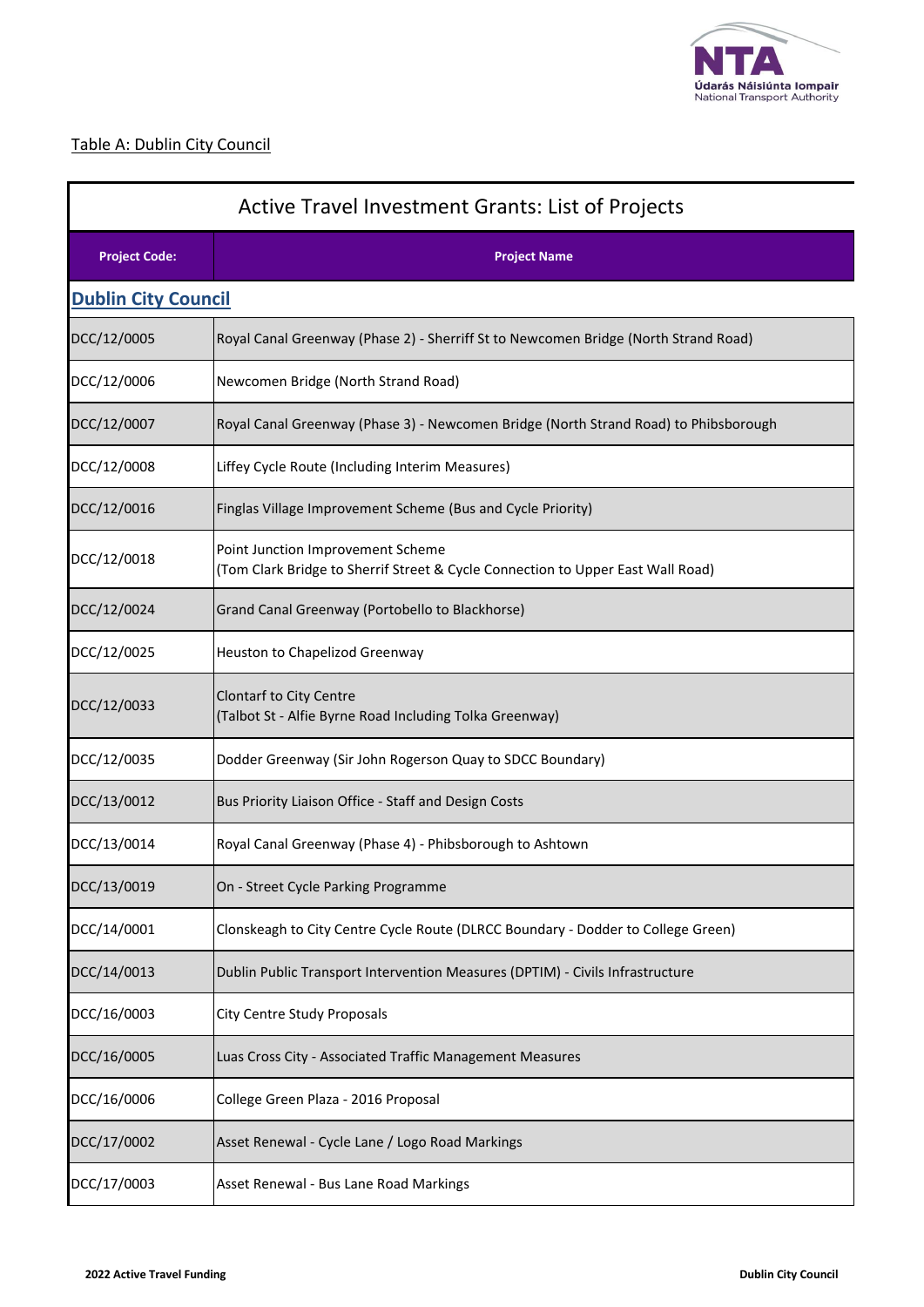Table A: Dublin City Council

| Active Travel Investment Grants: List of Projects | |
|---|---|
| **Project Code:** | **Project Name** |
| **Dublin City Council** | |
| DCC/12/0005 | Royal Canal Greenway (Phase 2) - Sherriff St to Newcomen Bridge (North Strand Road) |
| DCC/12/0006 | Newcomen Bridge (North Strand Road) |
| DCC/12/0007 | Royal Canal Greenway (Phase 3) - Newcomen Bridge (North Strand Road) to Phibsborough |
| DCC/12/0008 | Liffey Cycle Route (Including Interim Measures) |
| DCC/12/0016 | Finglas Village Improvement Scheme (Bus and Cycle Priority) |
| DCC/12/0018 | Point Junction Improvement Scheme (Tom Clark Bridge to Sherrif Street & Cycle Connection to Upper East Wall Road) |
| DCC/12/0024 | Grand Canal Greenway (Portobello to Blackhorse) |
| DCC/12/0025 | Heuston to Chapelizod Greenway |
| DCC/12/0033 | Clontarf to City Centre (Talbot St - Alfie Byrne Road Including Tolka Greenway) |
| DCC/12/0035 | Dodder Greenway (Sir John Rogerson Quay to SDCC Boundary) |
| DCC/13/0012 | Bus Priority Liaison Office - Staff and Design Costs |
| DCC/13/0014 | Royal Canal Greenway (Phase 4) - Phibsborough to Ashtown |
| DCC/13/0019 | On - Street Cycle Parking Programme |
| DCC/14/0001 | Clonskeagh to City Centre Cycle Route (DLRCC Boundary - Dodder to College Green) |
| DCC/14/0013 | Dublin Public Transport Intervention Measures (DPTIM) - Civils Infrastructure |
| DCC/16/0003 | City Centre Study Proposals |
| DCC/16/0005 | Luas Cross City - Associated Traffic Management Measures |
| DCC/16/0006 | College Green Plaza - 2016 Proposal |
| DCC/17/0002 | Asset Renewal - Cycle Lane / Logo Road Markings |
| DCC/17/0003 | Asset Renewal - Bus Lane Road Markings |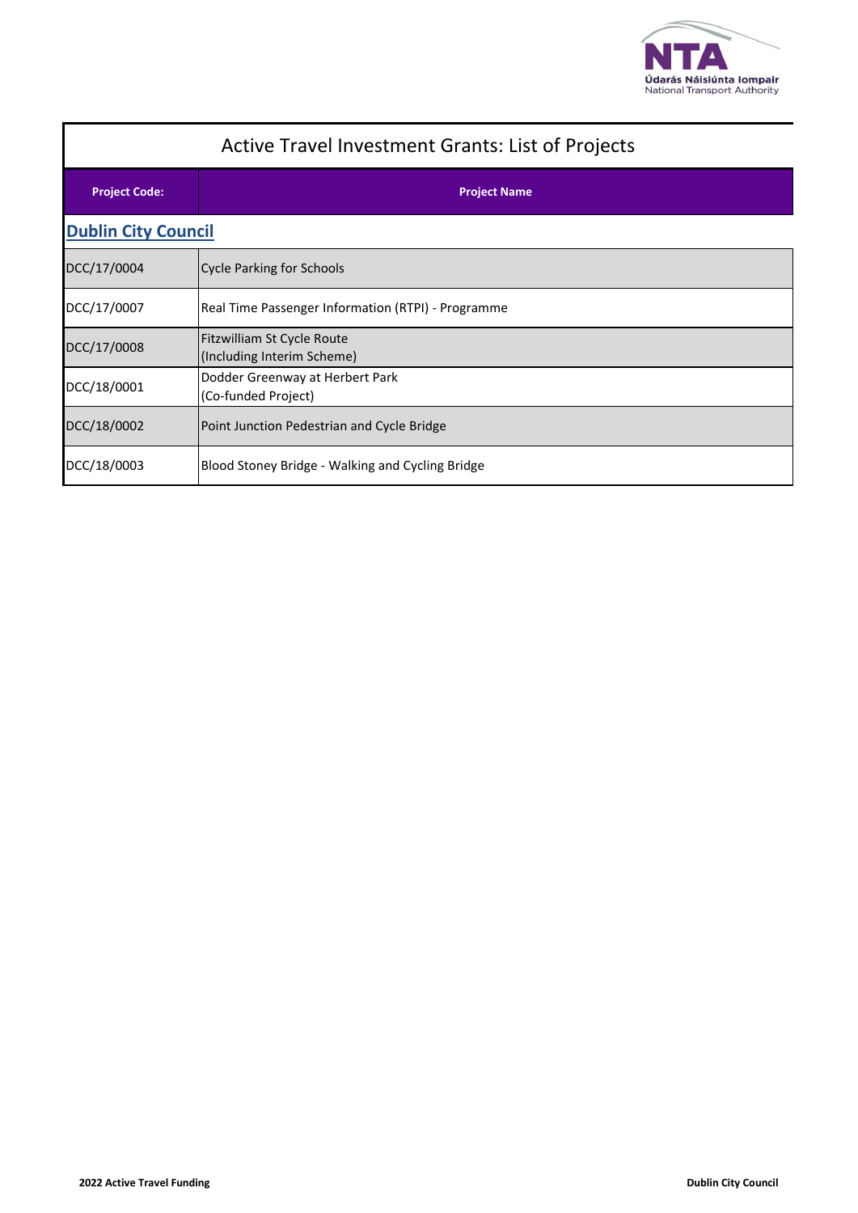# Active Travel Investment Grants: List of Projects

| Project Code: | Project Name |
|---|---|
| **Dublin City Council** | |
| DCC/17/0004 | Cycle Parking for Schools |
| DCC/17/0007 | Real Time Passenger Information (RTPI) - Programme |
| DCC/17/0008 | Fitzwilliam St Cycle Route (Including Interim Scheme) |
| DCC/18/0001 | Dodder Greenway at Herbert Park (Co-funded Project) |
| DCC/18/0002 | Point Junction Pedestrian and Cycle Bridge |
| DCC/18/0003 | Blood Stoney Bridge - Walking and Cycling Bridge |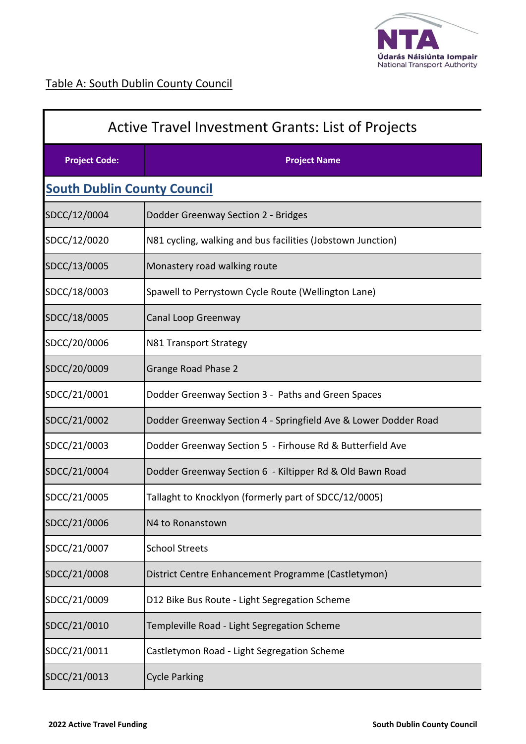Table A: South Dublin County Council

| Active Travel Investment Grants: List of Projects | |
|---|---|
| **Project Code:** | **Project Name** |
| **South Dublin County Council** | |
| SDCC/12/0004 | Dodder Greenway Section 2 - Bridges |
| SDCC/12/0020 | N81 cycling, walking and bus facilities (Jobstown Junction) |
| SDCC/13/0005 | Monastery road walking route |
| SDCC/18/0003 | Spawell to Perrystown Cycle Route (Wellington Lane) |
| SDCC/18/0005 | Canal Loop Greenway |
| SDCC/20/0006 | N81 Transport Strategy |
| SDCC/20/0009 | Grange Road Phase 2 |
| SDCC/21/0001 | Dodder Greenway Section 3 - Paths and Green Spaces |
| SDCC/21/0002 | Dodder Greenway Section 4 - Springfield Ave & Lower Dodder Road |
| SDCC/21/0003 | Dodder Greenway Section 5 - Firhouse Rd & Butterfield Ave |
| SDCC/21/0004 | Dodder Greenway Section 6 - Kiltipper Rd & Old Bawn Road |
| SDCC/21/0005 | Tallaght to Knocklyon (formerly part of SDCC/12/0005) |
| SDCC/21/0006 | N4 to Ronanstown |
| SDCC/21/0007 | School Streets |
| SDCC/21/0008 | District Centre Enhancement Programme (Castletymon) |
| SDCC/21/0009 | D12 Bike Bus Route - Light Segregation Scheme |
| SDCC/21/0010 | Templeville Road - Light Segregation Scheme |
| SDCC/21/0011 | Castletymon Road - Light Segregation Scheme |
| SDCC/21/0013 | Cycle Parking |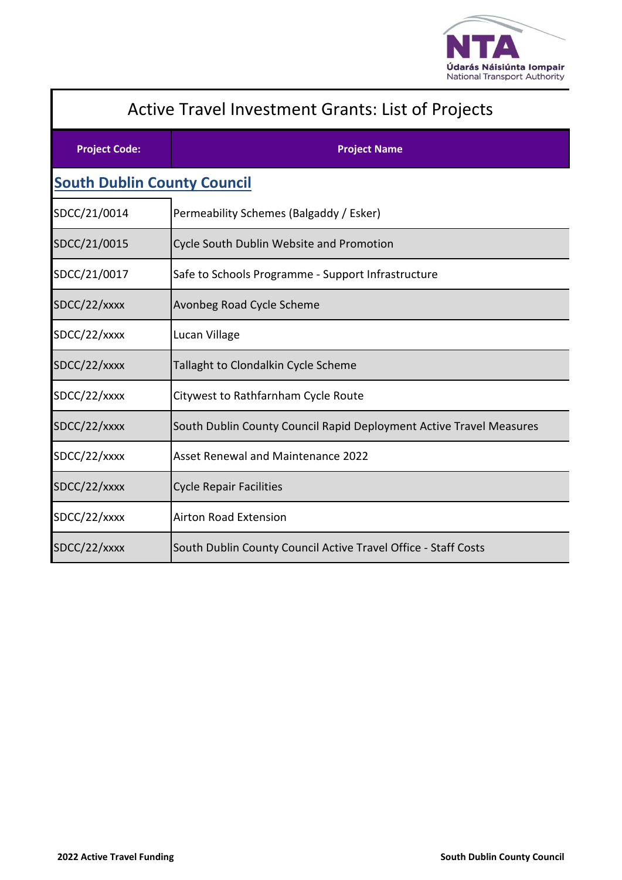# Active Travel Investment Grants: List of Projects

| Project Code: | Project Name |
| --- | --- |
| **South Dublin County Council** | |
| SDCC/21/0014 | Permeability Schemes (Balgaddy / Esker) |
| SDCC/21/0015 | Cycle South Dublin Website and Promotion |
| SDCC/21/0017 | Safe to Schools Programme - Support Infrastructure |
| SDCC/22/xxxx | Avonbeg Road Cycle Scheme |
| SDCC/22/xxxx | Lucan Village |
| SDCC/22/xxxx | Tallaght to Clondalkin Cycle Scheme |
| SDCC/22/xxxx | Citywest to Rathfarnham Cycle Route |
| SDCC/22/xxxx | South Dublin County Council Rapid Deployment Active Travel Measures |
| SDCC/22/xxxx | Asset Renewal and Maintenance 2022 |
| SDCC/22/xxxx | Cycle Repair Facilities |
| SDCC/22/xxxx | Airton Road Extension |
| SDCC/22/xxxx | South Dublin County Council Active Travel Office - Staff Costs |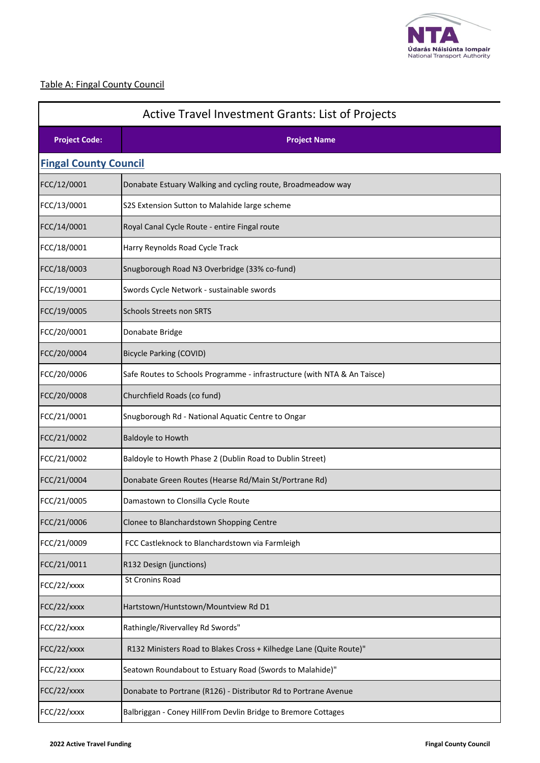Table A: Fingal County Council

| Active Travel Investment Grants: List of Projects | |
|---|---|
| **Project Code:** | **Project Name** |
| **Fingal County Council** | |
| FCC/12/0001 | Donabate Estuary Walking and cycling route, Broadmeadow way |
| FCC/13/0001 | S2S Extension Sutton to Malahide large scheme |
| FCC/14/0001 | Royal Canal Cycle Route - entire Fingal route |
| FCC/18/0001 | Harry Reynolds Road Cycle Track |
| FCC/18/0003 | Snugborough Road N3 Overbridge (33% co-fund) |
| FCC/19/0001 | Swords Cycle Network - sustainable swords |
| FCC/19/0005 | Schools Streets non SRTS |
| FCC/20/0001 | Donabate Bridge |
| FCC/20/0004 | Bicycle Parking (COVID) |
| FCC/20/0006 | Safe Routes to Schools Programme - infrastructure (with NTA & An Taisce) |
| FCC/20/0008 | Churchfield Roads (co fund) |
| FCC/21/0001 | Snugborough Rd - National Aquatic Centre to Ongar |
| FCC/21/0002 | Baldoyle to Howth |
| FCC/21/0002 | Baldoyle to Howth Phase 2 (Dublin Road to Dublin Street) |
| FCC/21/0004 | Donabate Green Routes (Hearse Rd/Main St/Portrane Rd) |
| FCC/21/0005 | Damastown to Clonsilla Cycle Route |
| FCC/21/0006 | Clonee to Blanchardstown Shopping Centre |
| FCC/21/0009 | FCC Castleknock to Blanchardstown via Farmleigh |
| FCC/21/0011 | R132 Design (junctions) |
| FCC/22/xxxx | St Cronins Road |
| FCC/22/xxxx | Hartstown/Huntstown/Mountview Rd D1 |
| FCC/22/xxxx | Rathingle/Rivervalley Rd Swords" |
| FCC/22/xxxx | R132 Ministers Road to Blakes Cross + Kilhedge Lane (Quite Route)" |
| FCC/22/xxxx | Seatown Roundabout to Estuary Road (Swords to Malahide)" |
| FCC/22/xxxx | Donabate to Portrane (R126) - Distributor Rd to Portrane Avenue |
| FCC/22/xxxx | Balbriggan - Coney HillFrom Devlin Bridge to Bremore Cottages |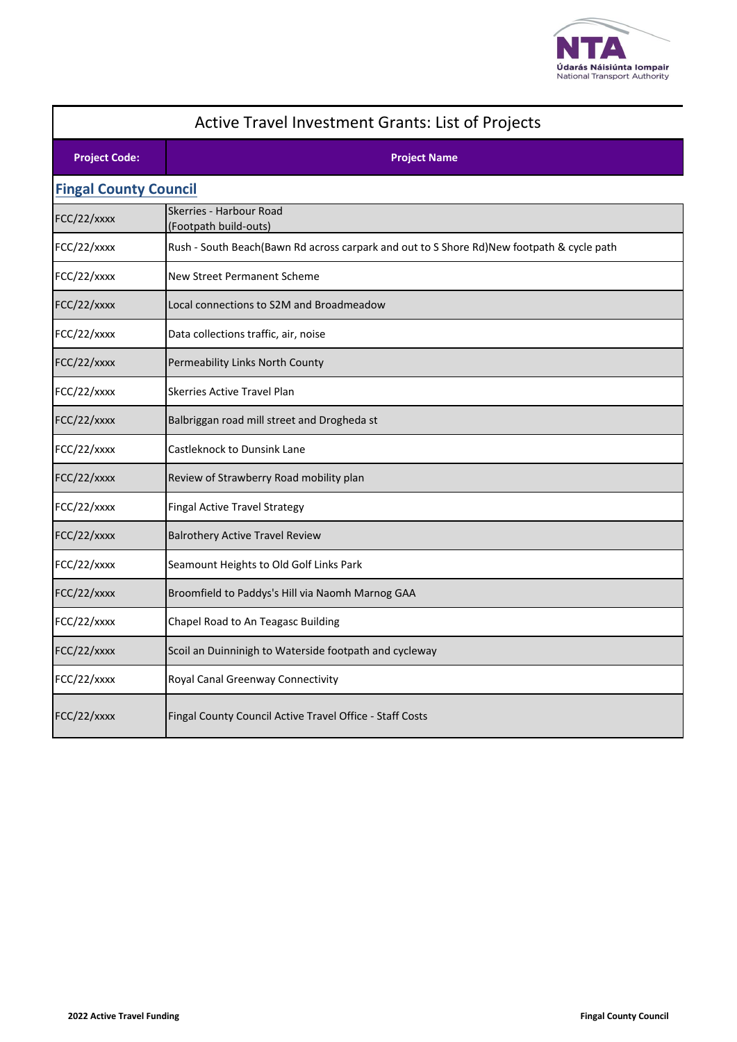# Active Travel Investment Grants: List of Projects

| Project Code: | Project Name |
|---|---|
| **Fingal County Council** | |
| FCC/22/xxxx | Skerries - Harbour Road (Footpath build-outs) |
| FCC/22/xxxx | Rush - South Beach(Bawn Rd across carpark and out to S Shore Rd)New footpath & cycle path |
| FCC/22/xxxx | New Street Permanent Scheme |
| FCC/22/xxxx | Local connections to S2M and Broadmeadow |
| FCC/22/xxxx | Data collections traffic, air, noise |
| FCC/22/xxxx | Permeability Links North County |
| FCC/22/xxxx | Skerries Active Travel Plan |
| FCC/22/xxxx | Balbriggan road mill street and Drogheda st |
| FCC/22/xxxx | Castleknock to Dunsink Lane |
| FCC/22/xxxx | Review of Strawberry Road mobility plan |
| FCC/22/xxxx | Fingal Active Travel Strategy |
| FCC/22/xxxx | Balrothery Active Travel Review |
| FCC/22/xxxx | Seamount Heights to Old Golf Links Park |
| FCC/22/xxxx | Broomfield to Paddys's Hill via Naomh Marnog GAA |
| FCC/22/xxxx | Chapel Road to An Teagasc Building |
| FCC/22/xxxx | Scoil an Duinninigh to Waterside footpath and cycleway |
| FCC/22/xxxx | Royal Canal Greenway Connectivity |
| FCC/22/xxxx | Fingal County Council Active Travel Office - Staff Costs |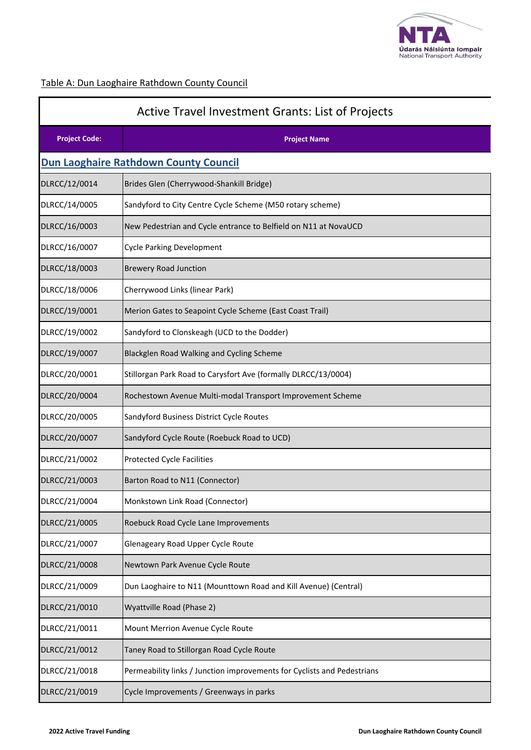Table A: Dun Laoghaire Rathdown County Council

## Active Travel Investment Grants: List of Projects

| Project Code: | Project Name |
|---|---|
| **Dun Laoghaire Rathdown County Council** | |
| DLRCC/12/0014 | Brides Glen (Cherrywood-Shankill Bridge) |
| DLRCC/14/0005 | Sandyford to City Centre Cycle Scheme (M50 rotary scheme) |
| DLRCC/16/0003 | New Pedestrian and Cycle entrance to Belfield on N11 at NovaUCD |
| DLRCC/16/0007 | Cycle Parking Development |
| DLRCC/18/0003 | Brewery Road Junction |
| DLRCC/18/0006 | Cherrywood Links (linear Park) |
| DLRCC/19/0001 | Merion Gates to Seapoint Cycle Scheme (East Coast Trail) |
| DLRCC/19/0002 | Sandyford to Clonskeagh (UCD to the Dodder) |
| DLRCC/19/0007 | Blackglen Road Walking and Cycling Scheme |
| DLRCC/20/0001 | Stillorgan Park Road to Carysfort Ave (formally DLRCC/13/0004) |
| DLRCC/20/0004 | Rochestown Avenue Multi-modal Transport Improvement Scheme |
| DLRCC/20/0005 | Sandyford Business District Cycle Routes |
| DLRCC/20/0007 | Sandyford Cycle Route (Roebuck Road to UCD) |
| DLRCC/21/0002 | Protected Cycle Facilities |
| DLRCC/21/0003 | Barton Road to N11 (Connector) |
| DLRCC/21/0004 | Monkstown Link Road (Connector) |
| DLRCC/21/0005 | Roebuck Road Cycle Lane Improvements |
| DLRCC/21/0007 | Glenageary Road Upper Cycle Route |
| DLRCC/21/0008 | Newtown Park Avenue Cycle Route |
| DLRCC/21/0009 | Dun Laoghaire to N11 (Mounttown Road and Kill Avenue) (Central) |
| DLRCC/21/0010 | Wyattville Road (Phase 2) |
| DLRCC/21/0011 | Mount Merrion Avenue Cycle Route |
| DLRCC/21/0012 | Taney Road to Stillorgan Road Cycle Route |
| DLRCC/21/0018 | Permeability links / Junction improvements for Cyclists and Pedestrians |
| DLRCC/21/0019 | Cycle Improvements / Greenways in parks |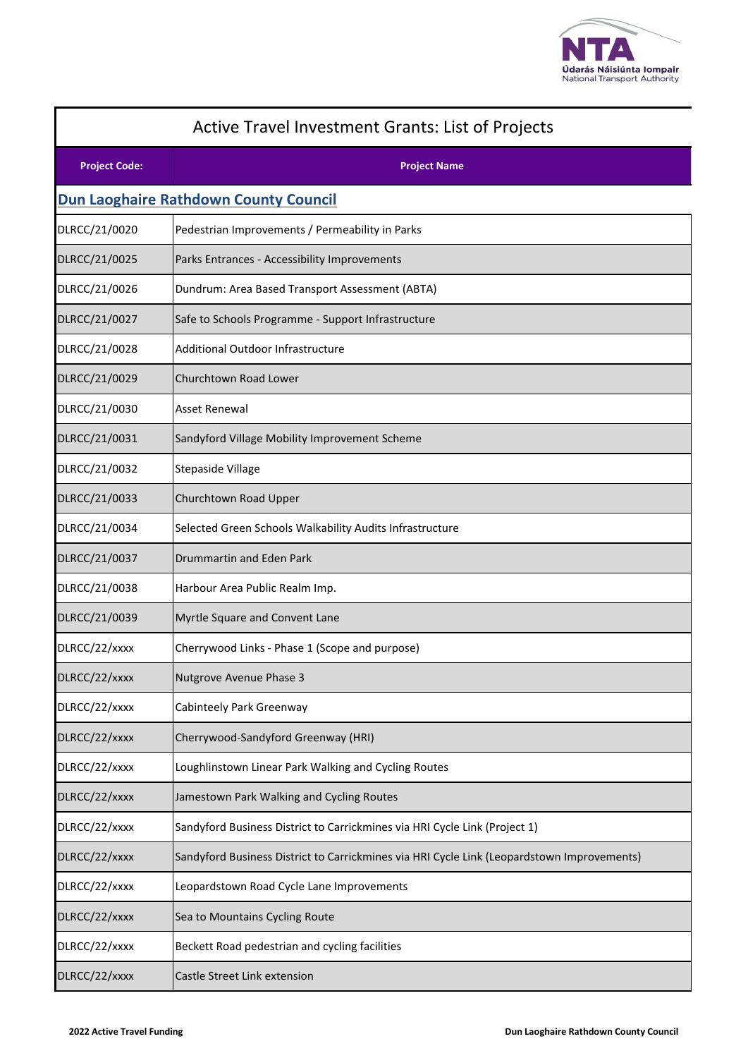## Active Travel Investment Grants: List of Projects

| Project Code: | Project Name |
|---|---|
| **Dun Laoghaire Rathdown County Council** | |
| DLRCC/21/0020 | Pedestrian Improvements / Permeability in Parks |
| DLRCC/21/0025 | Parks Entrances - Accessibility Improvements |
| DLRCC/21/0026 | Dundrum: Area Based Transport Assessment (ABTA) |
| DLRCC/21/0027 | Safe to Schools Programme - Support Infrastructure |
| DLRCC/21/0028 | Additional Outdoor Infrastructure |
| DLRCC/21/0029 | Churchtown Road Lower |
| DLRCC/21/0030 | Asset Renewal |
| DLRCC/21/0031 | Sandyford Village Mobility Improvement Scheme |
| DLRCC/21/0032 | Stepaside Village |
| DLRCC/21/0033 | Churchtown Road Upper |
| DLRCC/21/0034 | Selected Green Schools Walkability Audits Infrastructure |
| DLRCC/21/0037 | Drummartin and Eden Park |
| DLRCC/21/0038 | Harbour Area Public Realm Imp. |
| DLRCC/21/0039 | Myrtle Square and Convent Lane |
| DLRCC/22/xxxx | Cherrywood Links - Phase 1 (Scope and purpose) |
| DLRCC/22/xxxx | Nutgrove Avenue Phase 3 |
| DLRCC/22/xxxx | Cabinteely Park Greenway |
| DLRCC/22/xxxx | Cherrywood-Sandyford Greenway (HRI) |
| DLRCC/22/xxxx | Loughlinstown Linear Park Walking and Cycling Routes |
| DLRCC/22/xxxx | Jamestown Park Walking and Cycling Routes |
| DLRCC/22/xxxx | Sandyford Business District to Carrickmines via HRI Cycle Link (Project 1) |
| DLRCC/22/xxxx | Sandyford Business District to Carrickmines via HRI Cycle Link (Leopardstown Improvements) |
| DLRCC/22/xxxx | Leopardstown Road Cycle Lane Improvements |
| DLRCC/22/xxxx | Sea to Mountains Cycling Route |
| DLRCC/22/xxxx | Beckett Road pedestrian and cycling facilities |
| DLRCC/22/xxxx | Castle Street Link extension |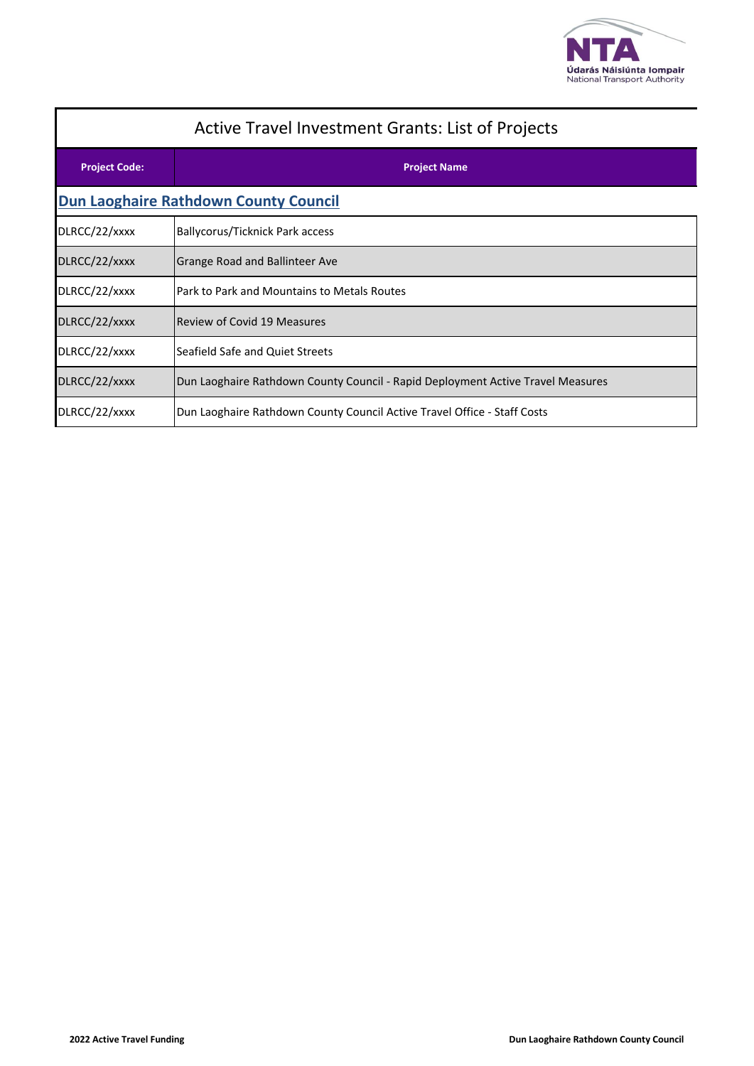## Active Travel Investment Grants: List of Projects

| Project Code: | Project Name |
|---|---|
| **Dun Laoghaire Rathdown County Council** | |
| DLRCC/22/xxxx | Ballycorus/Ticknick Park access |
| DLRCC/22/xxxx | Grange Road and Ballinteer Ave |
| DLRCC/22/xxxx | Park to Park and Mountains to Metals Routes |
| DLRCC/22/xxxx | Review of Covid 19 Measures |
| DLRCC/22/xxxx | Seafield Safe and Quiet Streets |
| DLRCC/22/xxxx | Dun Laoghaire Rathdown County Council - Rapid Deployment Active Travel Measures |
| DLRCC/22/xxxx | Dun Laoghaire Rathdown County Council Active Travel Office - Staff Costs |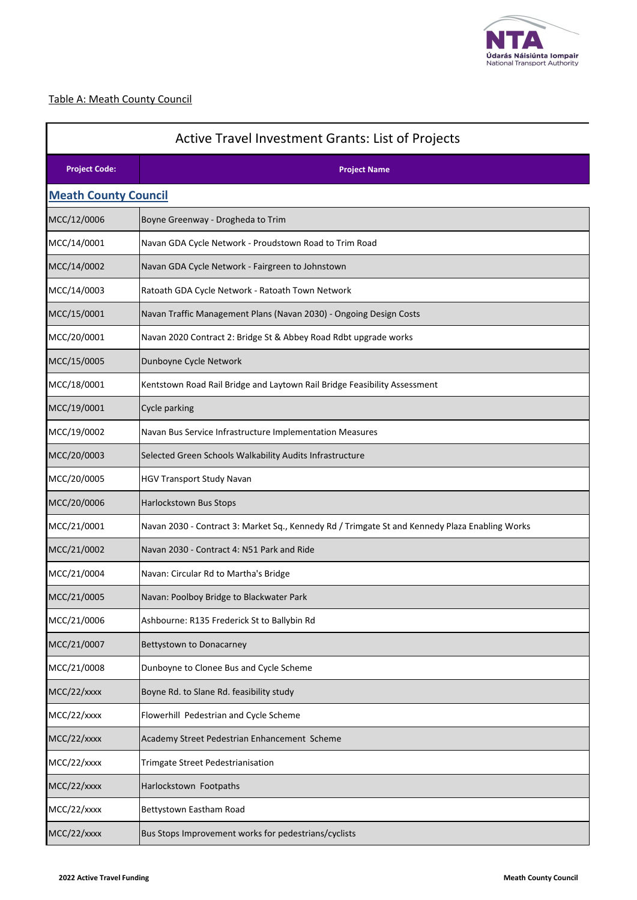Table A: Meath County Council

| Active Travel Investment Grants: List of Projects | |
|---|---|
| **Project Code:** | **Project Name** |
| **Meath County Council** | |
| MCC/12/0006 | Boyne Greenway - Drogheda to Trim |
| MCC/14/0001 | Navan GDA Cycle Network - Proudstown Road to Trim Road |
| MCC/14/0002 | Navan GDA Cycle Network - Fairgreen to Johnstown |
| MCC/14/0003 | Ratoath GDA Cycle Network - Ratoath Town Network |
| MCC/15/0001 | Navan Traffic Management Plans (Navan 2030) - Ongoing Design Costs |
| MCC/20/0001 | Navan 2020 Contract 2: Bridge St & Abbey Road Rdbt upgrade works |
| MCC/15/0005 | Dunboyne Cycle Network |
| MCC/18/0001 | Kentstown Road Rail Bridge and Laytown Rail Bridge Feasibility Assessment |
| MCC/19/0001 | Cycle parking |
| MCC/19/0002 | Navan Bus Service Infrastructure Implementation Measures |
| MCC/20/0003 | Selected Green Schools Walkability Audits Infrastructure |
| MCC/20/0005 | HGV Transport Study Navan |
| MCC/20/0006 | Harlockstown Bus Stops |
| MCC/21/0001 | Navan 2030 - Contract 3: Market Sq., Kennedy Rd / Trimgate St and Kennedy Plaza Enabling Works |
| MCC/21/0002 | Navan 2030 - Contract 4: N51 Park and Ride |
| MCC/21/0004 | Navan: Circular Rd to Martha's Bridge |
| MCC/21/0005 | Navan: Poolboy Bridge to Blackwater Park |
| MCC/21/0006 | Ashbourne: R135 Frederick St to Ballybin Rd |
| MCC/21/0007 | Bettystown to Donacarney |
| MCC/21/0008 | Dunboyne to Clonee Bus and Cycle Scheme |
| MCC/22/xxxx | Boyne Rd. to Slane Rd. feasibility study |
| MCC/22/xxxx | Flowerhill Pedestrian and Cycle Scheme |
| MCC/22/xxxx | Academy Street Pedestrian Enhancement Scheme |
| MCC/22/xxxx | Trimgate Street Pedestrianisation |
| MCC/22/xxxx | Harlockstown Footpaths |
| MCC/22/xxxx | Bettystown Eastham Road |
| MCC/22/xxxx | Bus Stops Improvement works for pedestrians/cyclists |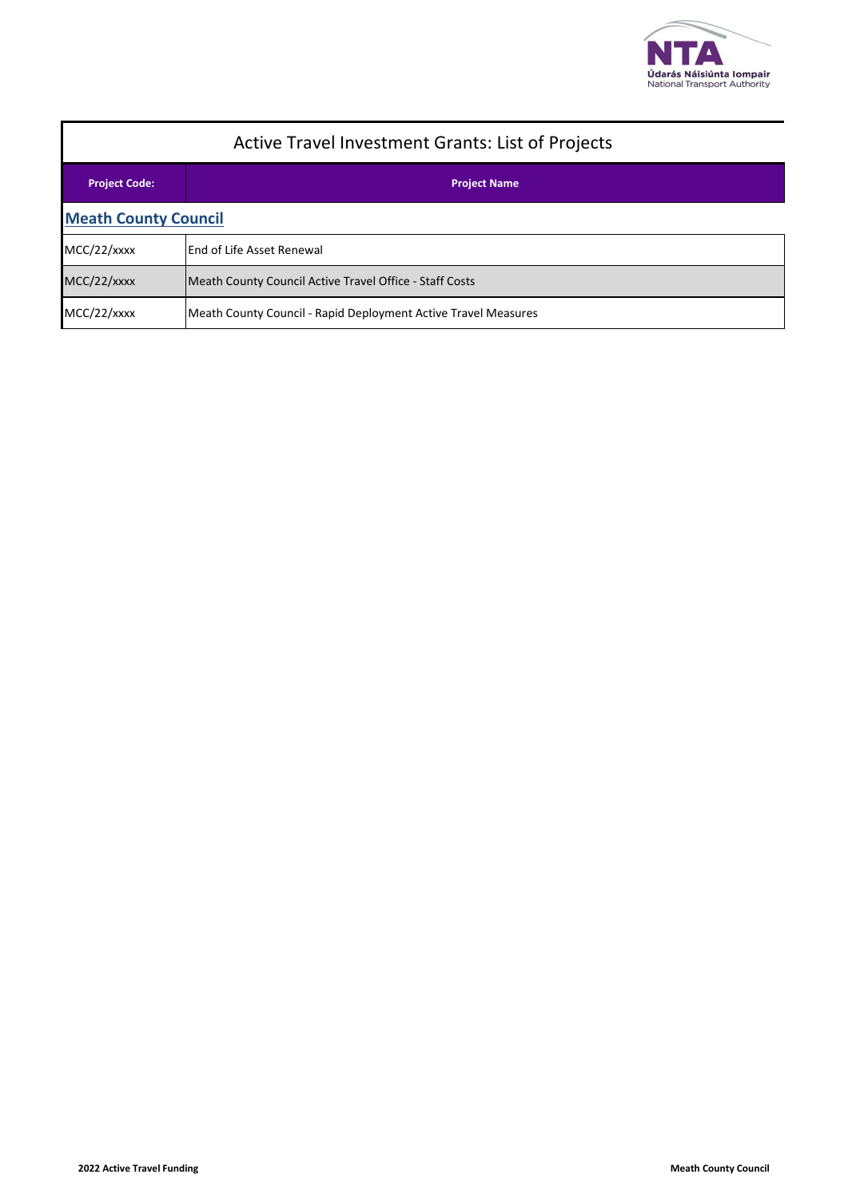# Active Travel Investment Grants: List of Projects

| Project Code: | Project Name |
|---|---|
| **Meath County Council** | |
| MCC/22/xxxx | End of Life Asset Renewal |
| MCC/22/xxxx | Meath County Council Active Travel Office - Staff Costs |
| MCC/22/xxxx | Meath County Council - Rapid Deployment Active Travel Measures |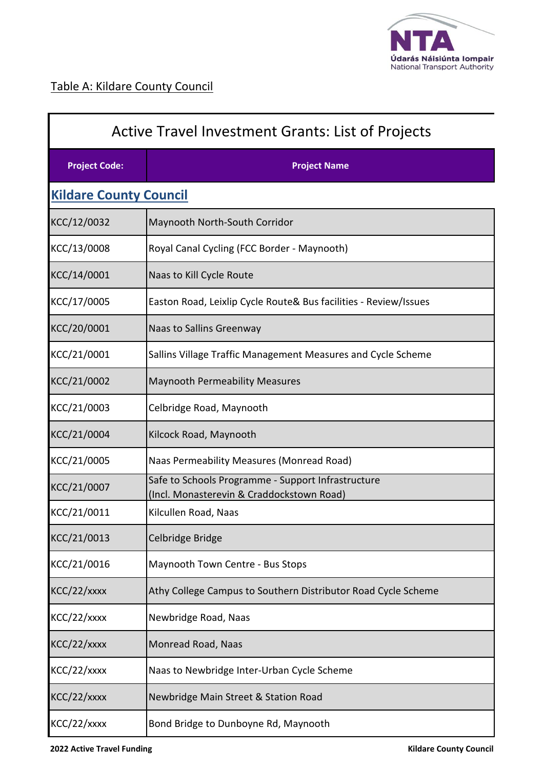Table A: Kildare County Council

| Active Travel Investment Grants: List of Projects | |
|---|---|
| **Project Code:** | **Project Name** |
| **Kildare County Council** | |
| KCC/12/0032 | Maynooth North-South Corridor |
| KCC/13/0008 | Royal Canal Cycling (FCC Border - Maynooth) |
| KCC/14/0001 | Naas to Kill Cycle Route |
| KCC/17/0005 | Easton Road, Leixlip Cycle Route& Bus facilities - Review/Issues |
| KCC/20/0001 | Naas to Sallins Greenway |
| KCC/21/0001 | Sallins Village Traffic Management Measures and Cycle Scheme |
| KCC/21/0002 | Maynooth Permeability Measures |
| KCC/21/0003 | Celbridge Road, Maynooth |
| KCC/21/0004 | Kilcock Road, Maynooth |
| KCC/21/0005 | Naas Permeability Measures (Monread Road) |
| KCC/21/0007 | Safe to Schools Programme - Support Infrastructure (Incl. Monasterevin & Craddockstown Road) |
| KCC/21/0011 | Kilcullen Road, Naas |
| KCC/21/0013 | Celbridge Bridge |
| KCC/21/0016 | Maynooth Town Centre - Bus Stops |
| KCC/22/xxxx | Athy College Campus to Southern Distributor Road Cycle Scheme |
| KCC/22/xxxx | Newbridge Road, Naas |
| KCC/22/xxxx | Monread Road, Naas |
| KCC/22/xxxx | Naas to Newbridge Inter-Urban Cycle Scheme |
| KCC/22/xxxx | Newbridge Main Street & Station Road |
| KCC/22/xxxx | Bond Bridge to Dunboyne Rd, Maynooth |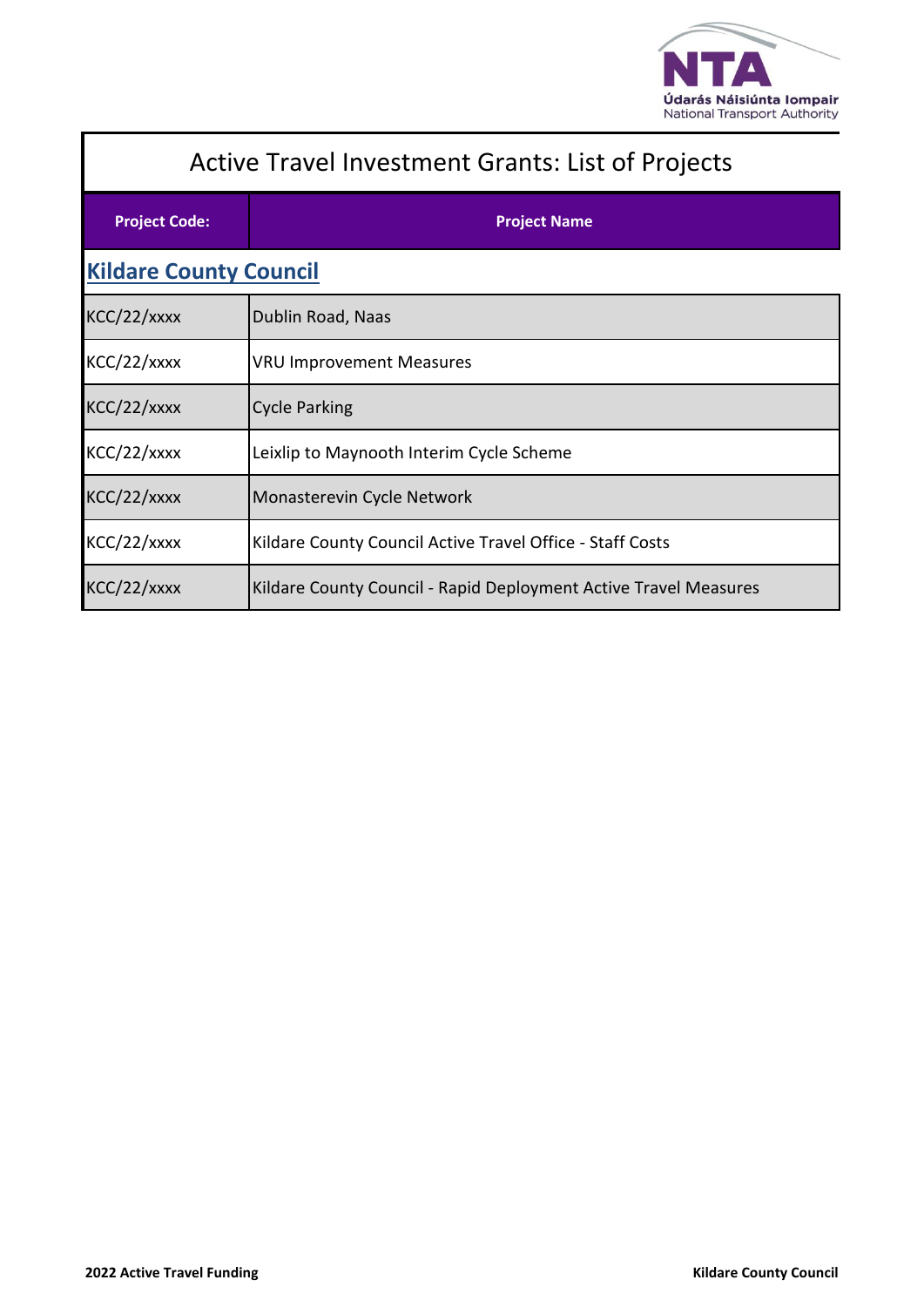# Active Travel Investment Grants: List of Projects

| Project Code: | Project Name |
|---|---|
| **Kildare County Council** | |
| KCC/22/xxxx | Dublin Road, Naas |
| KCC/22/xxxx | VRU Improvement Measures |
| KCC/22/xxxx | Cycle Parking |
| KCC/22/xxxx | Leixlip to Maynooth Interim Cycle Scheme |
| KCC/22/xxxx | Monasterevin Cycle Network |
| KCC/22/xxxx | Kildare County Council Active Travel Office - Staff Costs |
| KCC/22/xxxx | Kildare County Council - Rapid Deployment Active Travel Measures |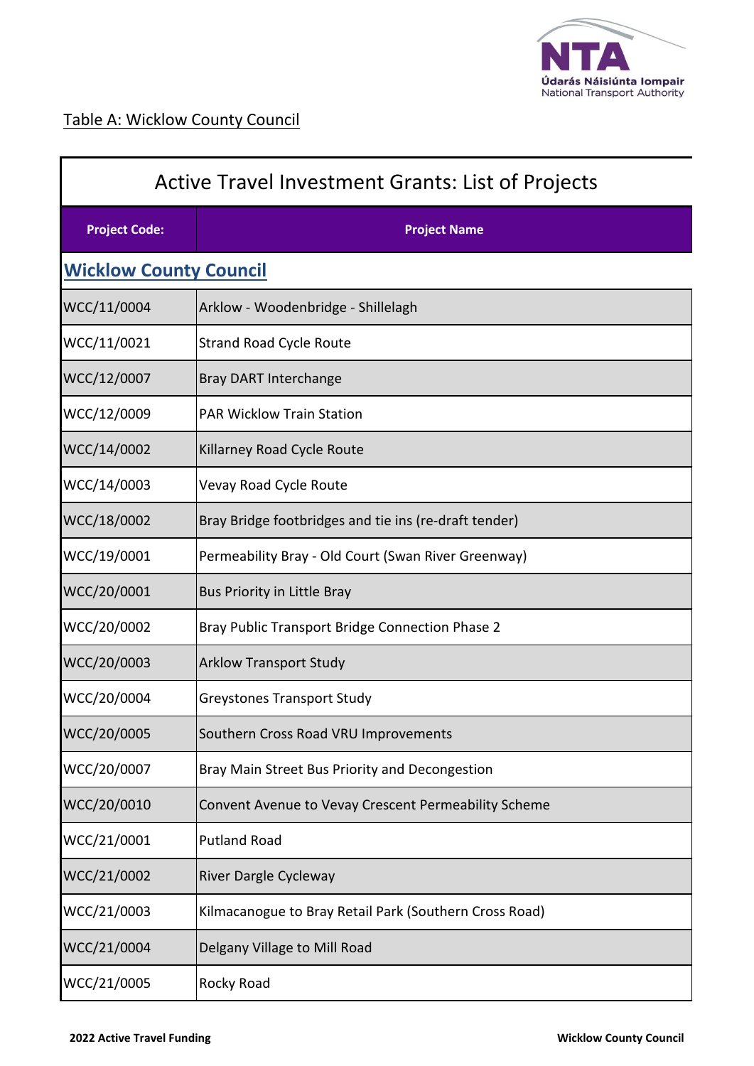Table A: Wicklow County Council

| Active Travel Investment Grants: List of Projects | |
|---|---|
| **Project Code:** | **Project Name** |
| **Wicklow County Council** | |
| WCC/11/0004 | Arklow - Woodenbridge - Shillelagh |
| WCC/11/0021 | Strand Road Cycle Route |
| WCC/12/0007 | Bray DART Interchange |
| WCC/12/0009 | PAR Wicklow Train Station |
| WCC/14/0002 | Killarney Road Cycle Route |
| WCC/14/0003 | Vevay Road Cycle Route |
| WCC/18/0002 | Bray Bridge footbridges and tie ins (re-draft tender) |
| WCC/19/0001 | Permeability Bray - Old Court (Swan River Greenway) |
| WCC/20/0001 | Bus Priority in Little Bray |
| WCC/20/0002 | Bray Public Transport Bridge Connection Phase 2 |
| WCC/20/0003 | Arklow Transport Study |
| WCC/20/0004 | Greystones Transport Study |
| WCC/20/0005 | Southern Cross Road VRU Improvements |
| WCC/20/0007 | Bray Main Street Bus Priority and Decongestion |
| WCC/20/0010 | Convent Avenue to Vevay Crescent Permeability Scheme |
| WCC/21/0001 | Putland Road |
| WCC/21/0002 | River Dargle Cycleway |
| WCC/21/0003 | Kilmacanogue to Bray Retail Park (Southern Cross Road) |
| WCC/21/0004 | Delgany Village to Mill Road |
| WCC/21/0005 | Rocky Road |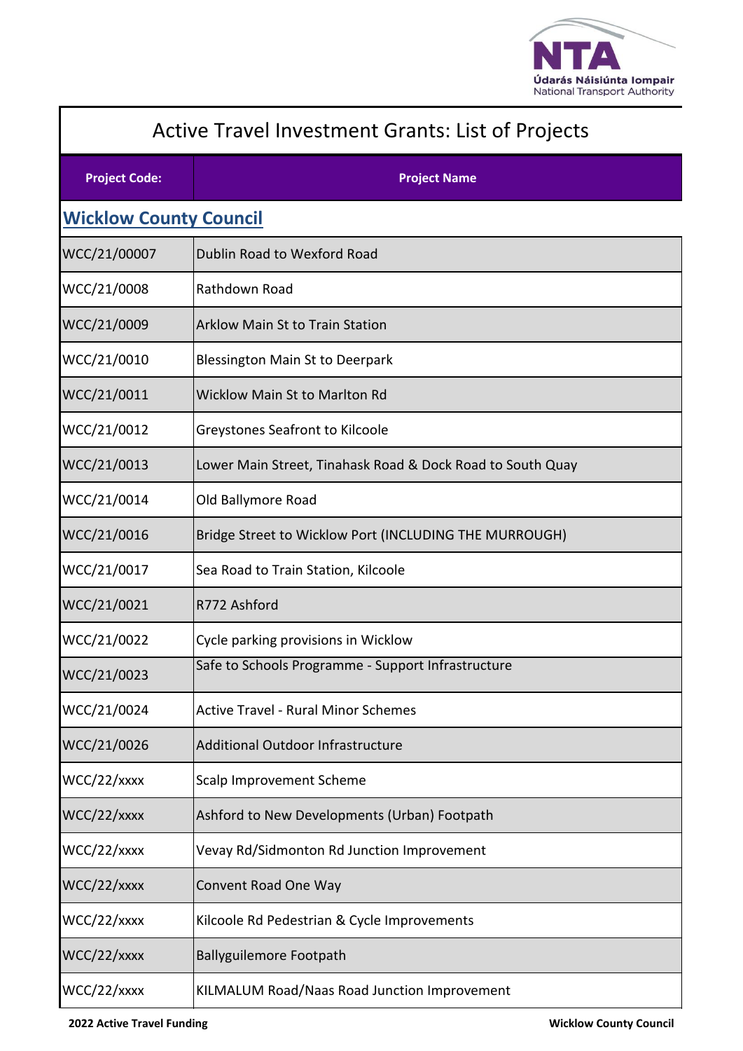# Active Travel Investment Grants: List of Projects

| Project Code: | Project Name |
|---|---|
| **Wicklow County Council** | |
| WCC/21/00007 | Dublin Road to Wexford Road |
| WCC/21/0008 | Rathdown Road |
| WCC/21/0009 | Arklow Main St to Train Station |
| WCC/21/0010 | Blessington Main St to Deerpark |
| WCC/21/0011 | Wicklow Main St to Marlton Rd |
| WCC/21/0012 | Greystones Seafront to Kilcoole |
| WCC/21/0013 | Lower Main Street, Tinahask Road & Dock Road to South Quay |
| WCC/21/0014 | Old Ballymore Road |
| WCC/21/0016 | Bridge Street to Wicklow Port (INCLUDING THE MURROUGH) |
| WCC/21/0017 | Sea Road to Train Station, Kilcoole |
| WCC/21/0021 | R772 Ashford |
| WCC/21/0022 | Cycle parking provisions in Wicklow |
| WCC/21/0023 | Safe to Schools Programme - Support Infrastructure |
| WCC/21/0024 | Active Travel - Rural Minor Schemes |
| WCC/21/0026 | Additional Outdoor Infrastructure |
| WCC/22/xxxx | Scalp Improvement Scheme |
| WCC/22/xxxx | Ashford to New Developments (Urban) Footpath |
| WCC/22/xxxx | Vevay Rd/Sidmonton Rd Junction Improvement |
| WCC/22/xxxx | Convent Road One Way |
| WCC/22/xxxx | Kilcoole Rd Pedestrian & Cycle Improvements |
| WCC/22/xxxx | Ballyguilemore Footpath |
| WCC/22/xxxx | KILMALUM Road/Naas Road Junction Improvement |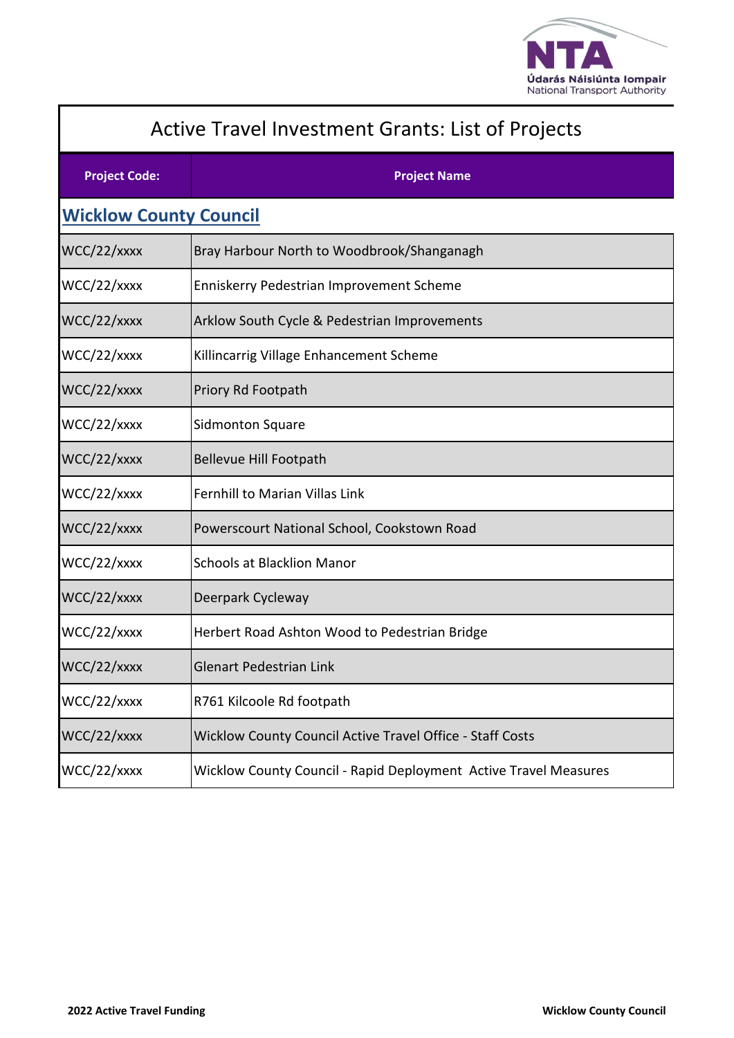# Active Travel Investment Grants: List of Projects

| Project Code: | Project Name |
|---|---|
| **Wicklow County Council** | |
| WCC/22/xxxx | Bray Harbour North to Woodbrook/Shanganagh |
| WCC/22/xxxx | Enniskerry Pedestrian Improvement Scheme |
| WCC/22/xxxx | Arklow South Cycle & Pedestrian Improvements |
| WCC/22/xxxx | Killincarrig Village Enhancement Scheme |
| WCC/22/xxxx | Priory Rd Footpath |
| WCC/22/xxxx | Sidmonton Square |
| WCC/22/xxxx | Bellevue Hill Footpath |
| WCC/22/xxxx | Fernhill to Marian Villas Link |
| WCC/22/xxxx | Powerscourt National School, Cookstown Road |
| WCC/22/xxxx | Schools at Blacklion Manor |
| WCC/22/xxxx | Deerpark Cycleway |
| WCC/22/xxxx | Herbert Road Ashton Wood to Pedestrian Bridge |
| WCC/22/xxxx | Glenart Pedestrian Link |
| WCC/22/xxxx | R761 Kilcoole Rd footpath |
| WCC/22/xxxx | Wicklow County Council Active Travel Office - Staff Costs |
| WCC/22/xxxx | Wicklow County Council - Rapid Deployment Active Travel Measures |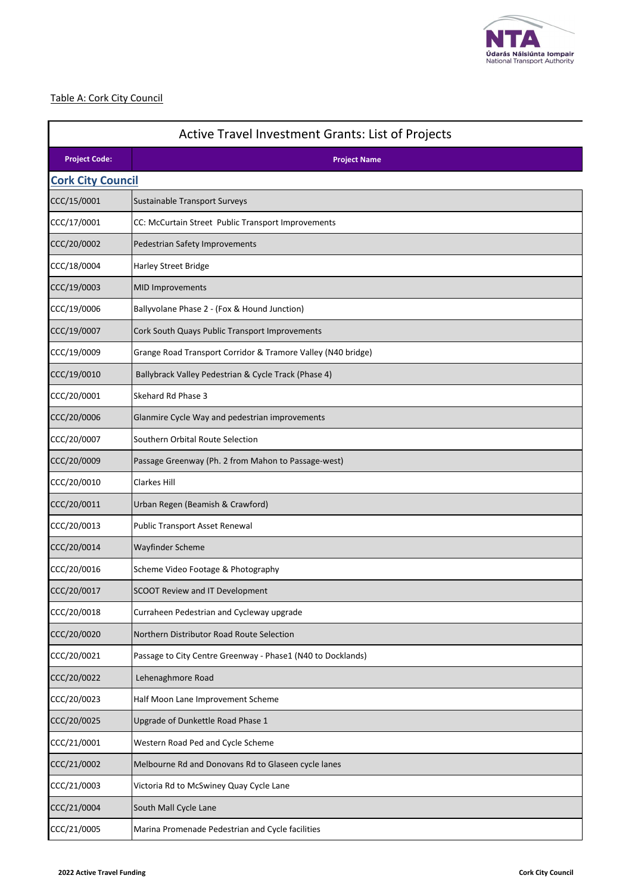Table A: Cork City Council

| Active Travel Investment Grants: List of Projects | |
|---|---|
| **Project Code:** | **Project Name** |
| **Cork City Council** | |
| CCC/15/0001 | Sustainable Transport Surveys |
| CCC/17/0001 | CC: McCurtain Street Public Transport Improvements |
| CCC/20/0002 | Pedestrian Safety Improvements |
| CCC/18/0004 | Harley Street Bridge |
| CCC/19/0003 | MID Improvements |
| CCC/19/0006 | Ballyvolane Phase 2 - (Fox & Hound Junction) |
| CCC/19/0007 | Cork South Quays Public Transport Improvements |
| CCC/19/0009 | Grange Road Transport Corridor & Tramore Valley (N40 bridge) |
| CCC/19/0010 | Ballybrack Valley Pedestrian & Cycle Track (Phase 4) |
| CCC/20/0001 | Skehard Rd Phase 3 |
| CCC/20/0006 | Glanmire Cycle Way and pedestrian improvements |
| CCC/20/0007 | Southern Orbital Route Selection |
| CCC/20/0009 | Passage Greenway (Ph. 2 from Mahon to Passage-west) |
| CCC/20/0010 | Clarkes Hill |
| CCC/20/0011 | Urban Regen (Beamish & Crawford) |
| CCC/20/0013 | Public Transport Asset Renewal |
| CCC/20/0014 | Wayfinder Scheme |
| CCC/20/0016 | Scheme Video Footage & Photography |
| CCC/20/0017 | SCOOT Review and IT Development |
| CCC/20/0018 | Curraheen Pedestrian and Cycleway upgrade |
| CCC/20/0020 | Northern Distributor Road Route Selection |
| CCC/20/0021 | Passage to City Centre Greenway - Phase1 (N40 to Docklands) |
| CCC/20/0022 | Lehenaghmore Road |
| CCC/20/0023 | Half Moon Lane Improvement Scheme |
| CCC/20/0025 | Upgrade of Dunkettle Road Phase 1 |
| CCC/21/0001 | Western Road Ped and Cycle Scheme |
| CCC/21/0002 | Melbourne Rd and Donovans Rd to Glaseen cycle lanes |
| CCC/21/0003 | Victoria Rd to McSwiney Quay Cycle Lane |
| CCC/21/0004 | South Mall Cycle Lane |
| CCC/21/0005 | Marina Promenade Pedestrian and Cycle facilities |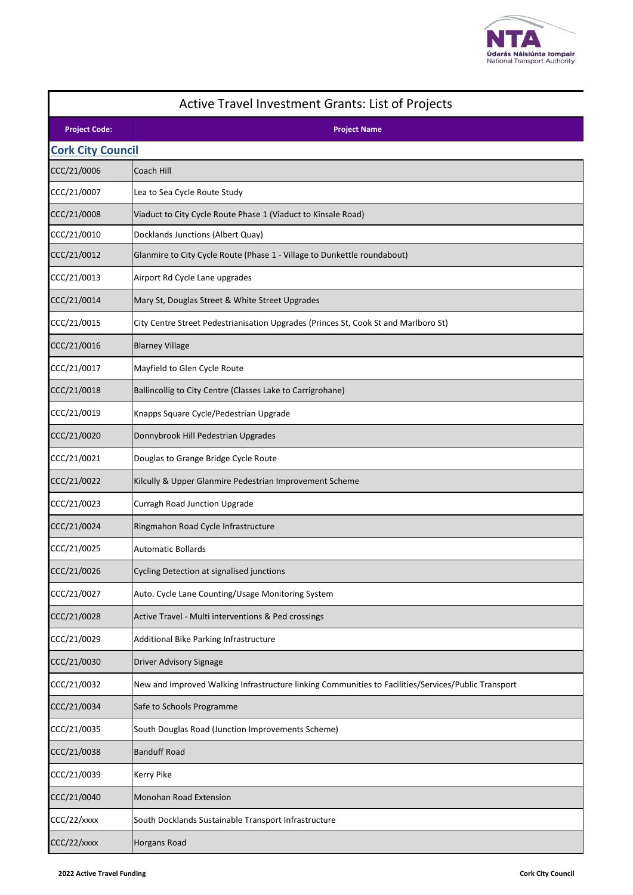# Active Travel Investment Grants: List of Projects

| Project Code: | Project Name |
|---|---|
| **Cork City Council** | |
| CCC/21/0006 | Coach Hill |
| CCC/21/0007 | Lea to Sea Cycle Route Study |
| CCC/21/0008 | Viaduct to City Cycle Route Phase 1 (Viaduct to Kinsale Road) |
| CCC/21/0010 | Docklands Junctions (Albert Quay) |
| CCC/21/0012 | Glanmire to City Cycle Route (Phase 1 - Village to Dunkettle roundabout) |
| CCC/21/0013 | Airport Rd Cycle Lane upgrades |
| CCC/21/0014 | Mary St, Douglas Street & White Street Upgrades |
| CCC/21/0015 | City Centre Street Pedestrianisation Upgrades (Princes St, Cook St and Marlboro St) |
| CCC/21/0016 | Blarney Village |
| CCC/21/0017 | Mayfield to Glen Cycle Route |
| CCC/21/0018 | Ballincollig to City Centre (Classes Lake to Carrigrohane) |
| CCC/21/0019 | Knapps Square Cycle/Pedestrian Upgrade |
| CCC/21/0020 | Donnybrook Hill Pedestrian Upgrades |
| CCC/21/0021 | Douglas to Grange Bridge Cycle Route |
| CCC/21/0022 | Kilcully & Upper Glanmire Pedestrian Improvement Scheme |
| CCC/21/0023 | Curragh Road Junction Upgrade |
| CCC/21/0024 | Ringmahon Road Cycle Infrastructure |
| CCC/21/0025 | Automatic Bollards |
| CCC/21/0026 | Cycling Detection at signalised junctions |
| CCC/21/0027 | Auto. Cycle Lane Counting/Usage Monitoring System |
| CCC/21/0028 | Active Travel - Multi interventions & Ped crossings |
| CCC/21/0029 | Additional Bike Parking Infrastructure |
| CCC/21/0030 | Driver Advisory Signage |
| CCC/21/0032 | New and Improved Walking Infrastructure linking Communities to Facilities/Services/Public Transport |
| CCC/21/0034 | Safe to Schools Programme |
| CCC/21/0035 | South Douglas Road (Junction Improvements Scheme) |
| CCC/21/0038 | Banduff Road |
| CCC/21/0039 | Kerry Pike |
| CCC/21/0040 | Monohan Road Extension |
| CCC/22/xxxx | South Docklands Sustainable Transport Infrastructure |
| CCC/22/xxxx | Horgans Road |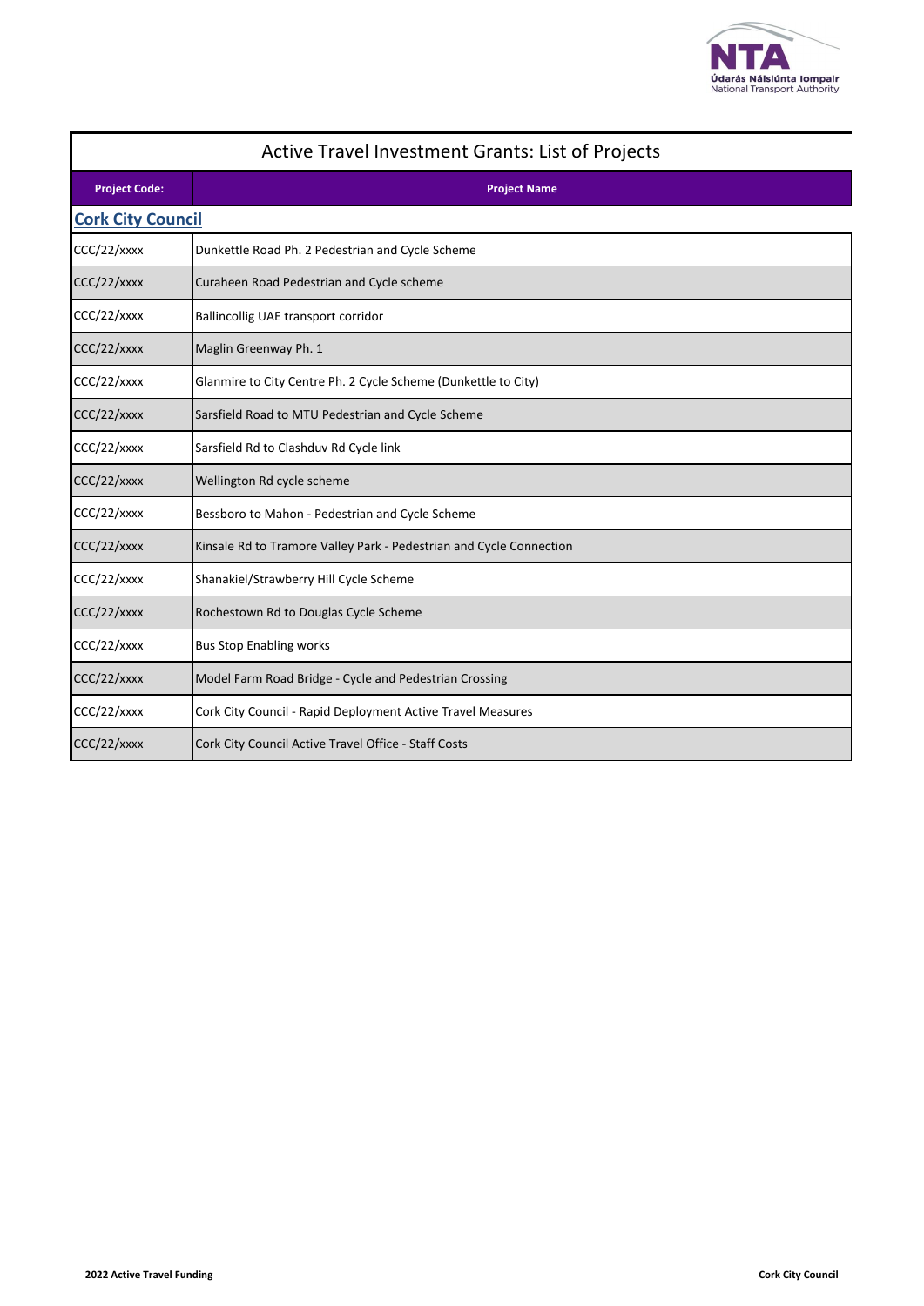# Active Travel Investment Grants: List of Projects

| Project Code: | Project Name |
|---|---|
| **Cork City Council** | |
| CCC/22/xxxx | Dunkettle Road Ph. 2 Pedestrian and Cycle Scheme |
| CCC/22/xxxx | Curaheen Road Pedestrian and Cycle scheme |
| CCC/22/xxxx | Ballincollig UAE transport corridor |
| CCC/22/xxxx | Maglin Greenway Ph. 1 |
| CCC/22/xxxx | Glanmire to City Centre Ph. 2 Cycle Scheme (Dunkettle to City) |
| CCC/22/xxxx | Sarsfield Road to MTU Pedestrian and Cycle Scheme |
| CCC/22/xxxx | Sarsfield Rd to Clashduv Rd Cycle link |
| CCC/22/xxxx | Wellington Rd cycle scheme |
| CCC/22/xxxx | Bessboro to Mahon - Pedestrian and Cycle Scheme |
| CCC/22/xxxx | Kinsale Rd to Tramore Valley Park - Pedestrian and Cycle Connection |
| CCC/22/xxxx | Shanakiel/Strawberry Hill Cycle Scheme |
| CCC/22/xxxx | Rochestown Rd to Douglas Cycle Scheme |
| CCC/22/xxxx | Bus Stop Enabling works |
| CCC/22/xxxx | Model Farm Road Bridge - Cycle and Pedestrian Crossing |
| CCC/22/xxxx | Cork City Council - Rapid Deployment Active Travel Measures |
| CCC/22/xxxx | Cork City Council Active Travel Office - Staff Costs |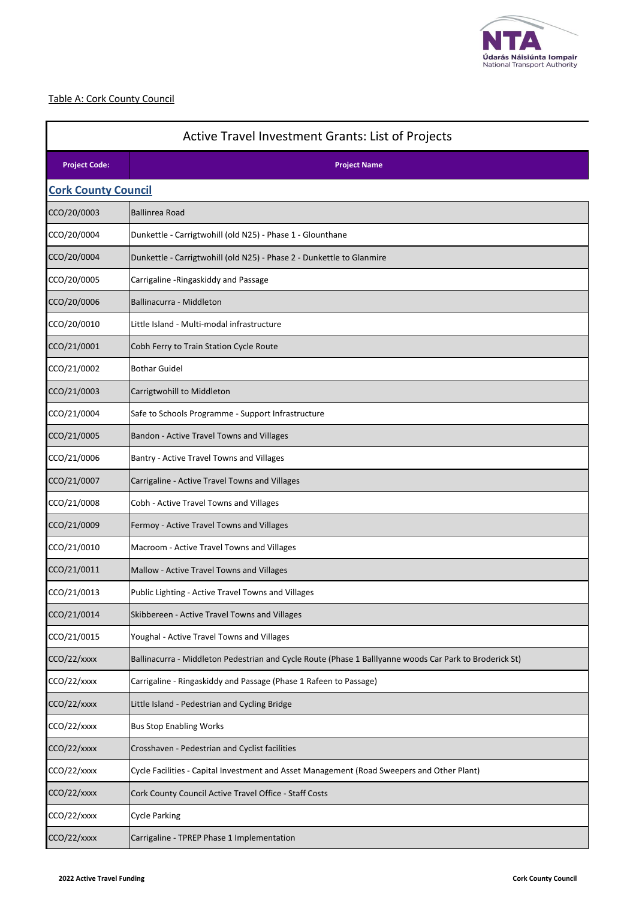Table A: Cork County Council

| Active Travel Investment Grants: List of Projects | |
|---|---|
| **Project Code:** | **Project Name** |
| **Cork County Council** | |
| CCO/20/0003 | Ballinrea Road |
| CCO/20/0004 | Dunkettle - Carrigtwohill (old N25) - Phase 1 - Glounthane |
| CCO/20/0004 | Dunkettle - Carrigtwohill (old N25) - Phase 2 - Dunkettle to Glanmire |
| CCO/20/0005 | Carrigaline -Ringaskiddy and Passage |
| CCO/20/0006 | Ballinacurra - Middleton |
| CCO/20/0010 | Little Island - Multi-modal infrastructure |
| CCO/21/0001 | Cobh Ferry to Train Station Cycle Route |
| CCO/21/0002 | Bothar Guidel |
| CCO/21/0003 | Carrigtwohill to Middleton |
| CCO/21/0004 | Safe to Schools Programme - Support Infrastructure |
| CCO/21/0005 | Bandon - Active Travel Towns and Villages |
| CCO/21/0006 | Bantry - Active Travel Towns and Villages |
| CCO/21/0007 | Carrigaline - Active Travel Towns and Villages |
| CCO/21/0008 | Cobh - Active Travel Towns and Villages |
| CCO/21/0009 | Fermoy - Active Travel Towns and Villages |
| CCO/21/0010 | Macroom - Active Travel Towns and Villages |
| CCO/21/0011 | Mallow - Active Travel Towns and Villages |
| CCO/21/0013 | Public Lighting - Active Travel Towns and Villages |
| CCO/21/0014 | Skibbereen - Active Travel Towns and Villages |
| CCO/21/0015 | Youghal - Active Travel Towns and Villages |
| CCO/22/xxxx | Ballinacurra - Middleton Pedestrian and Cycle Route (Phase 1 Balllyanne woods Car Park to Broderick St) |
| CCO/22/xxxx | Carrigaline - Ringaskiddy and Passage (Phase 1 Rafeen to Passage) |
| CCO/22/xxxx | Little Island - Pedestrian and Cycling Bridge |
| CCO/22/xxxx | Bus Stop Enabling Works |
| CCO/22/xxxx | Crosshaven - Pedestrian and Cyclist facilities |
| CCO/22/xxxx | Cycle Facilities - Capital Investment and Asset Management (Road Sweepers and Other Plant) |
| CCO/22/xxxx | Cork County Council Active Travel Office - Staff Costs |
| CCO/22/xxxx | Cycle Parking |
| CCO/22/xxxx | Carrigaline - TPREP Phase 1 Implementation |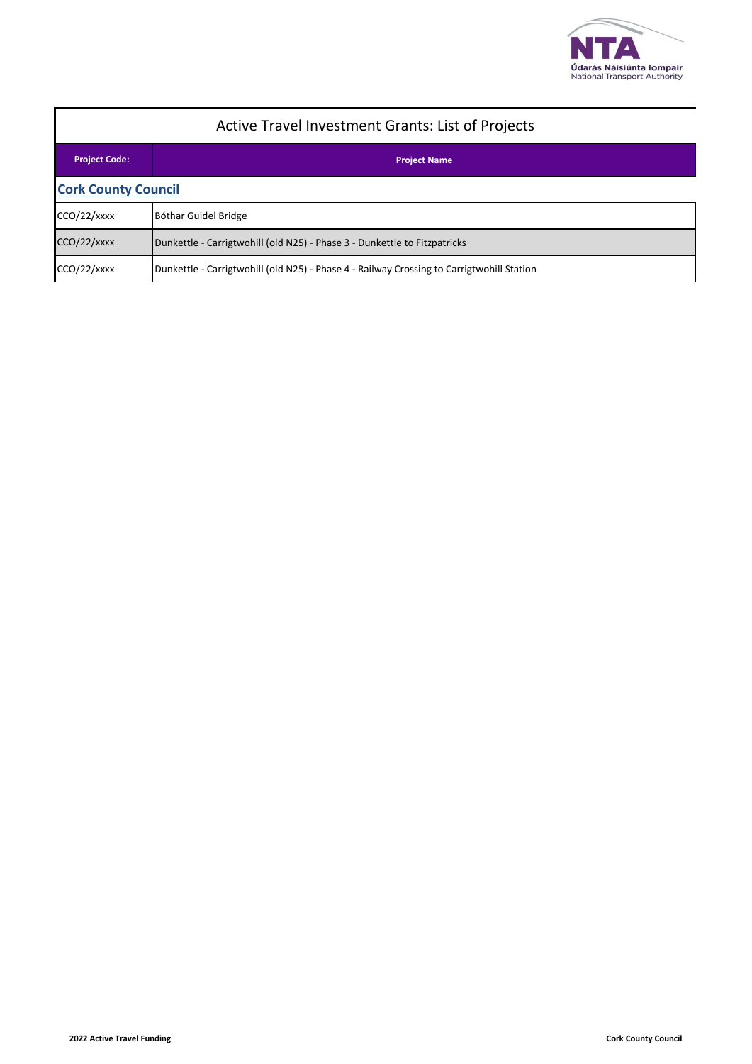# Active Travel Investment Grants: List of Projects

| Project Code: | Project Name |
|---|---|
| **Cork County Council** | |
| CCO/22/xxxx | Bóthar Guidel Bridge |
| CCO/22/xxxx | Dunkettle - Carrigtwohill (old N25) - Phase 3 - Dunkettle to Fitzpatricks |
| CCO/22/xxxx | Dunkettle - Carrigtwohill (old N25) - Phase 4 - Railway Crossing to Carrigtwohill Station |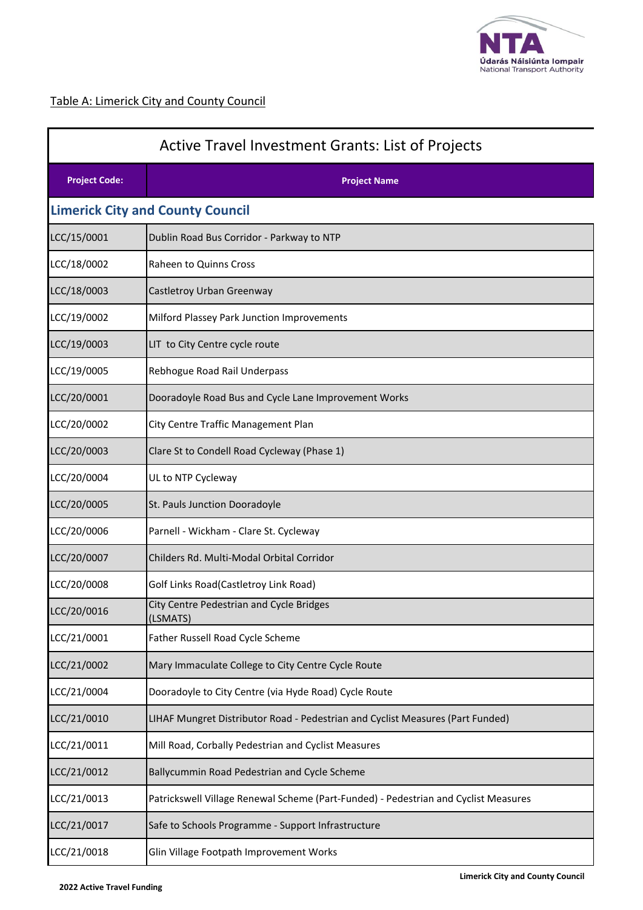Table A: Limerick City and County Council

| Active Travel Investment Grants: List of Projects | |
|---|---|
| **Project Code:** | **Project Name** |
| **Limerick City and County Council** | |
| LCC/15/0001 | Dublin Road Bus Corridor - Parkway to NTP |
| LCC/18/0002 | Raheen to Quinns Cross |
| LCC/18/0003 | Castletroy Urban Greenway |
| LCC/19/0002 | Milford Plassey Park Junction Improvements |
| LCC/19/0003 | LIT to City Centre cycle route |
| LCC/19/0005 | Rebhogue Road Rail Underpass |
| LCC/20/0001 | Dooradoyle Road Bus and Cycle Lane Improvement Works |
| LCC/20/0002 | City Centre Traffic Management Plan |
| LCC/20/0003 | Clare St to Condell Road Cycleway (Phase 1) |
| LCC/20/0004 | UL to NTP Cycleway |
| LCC/20/0005 | St. Pauls Junction Dooradoyle |
| LCC/20/0006 | Parnell - Wickham - Clare St. Cycleway |
| LCC/20/0007 | Childers Rd. Multi-Modal Orbital Corridor |
| LCC/20/0008 | Golf Links Road(Castletroy Link Road) |
| LCC/20/0016 | City Centre Pedestrian and Cycle Bridges (LSMATS) |
| LCC/21/0001 | Father Russell Road Cycle Scheme |
| LCC/21/0002 | Mary Immaculate College to City Centre Cycle Route |
| LCC/21/0004 | Dooradoyle to City Centre (via Hyde Road) Cycle Route |
| LCC/21/0010 | LIHAF Mungret Distributor Road - Pedestrian and Cyclist Measures (Part Funded) |
| LCC/21/0011 | Mill Road, Corbally Pedestrian and Cyclist Measures |
| LCC/21/0012 | Ballycummin Road Pedestrian and Cycle Scheme |
| LCC/21/0013 | Patrickswell Village Renewal Scheme (Part-Funded) - Pedestrian and Cyclist Measures |
| LCC/21/0017 | Safe to Schools Programme - Support Infrastructure |
| LCC/21/0018 | Glin Village Footpath Improvement Works |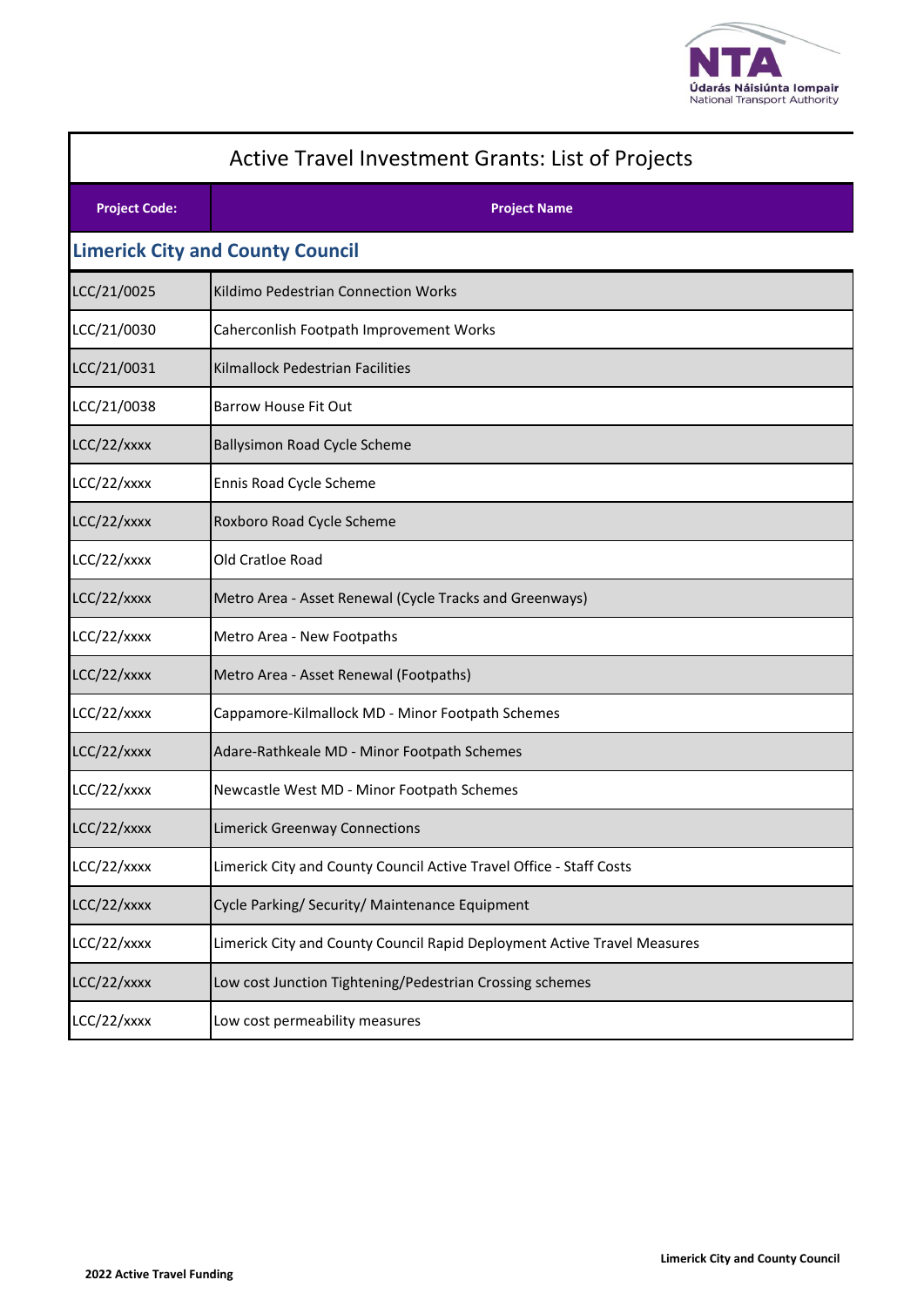# Active Travel Investment Grants: List of Projects

| Project Code: | Project Name |
|---|---|
| **Limerick City and County Council** | |
| LCC/21/0025 | Kildimo Pedestrian Connection Works |
| LCC/21/0030 | Caherconlish Footpath Improvement Works |
| LCC/21/0031 | Kilmallock Pedestrian Facilities |
| LCC/21/0038 | Barrow House Fit Out |
| LCC/22/xxxx | Ballysimon Road Cycle Scheme |
| LCC/22/xxxx | Ennis Road Cycle Scheme |
| LCC/22/xxxx | Roxboro Road Cycle Scheme |
| LCC/22/xxxx | Old Cratloe Road |
| LCC/22/xxxx | Metro Area - Asset Renewal (Cycle Tracks and Greenways) |
| LCC/22/xxxx | Metro Area - New Footpaths |
| LCC/22/xxxx | Metro Area - Asset Renewal (Footpaths) |
| LCC/22/xxxx | Cappamore-Kilmallock MD - Minor Footpath Schemes |
| LCC/22/xxxx | Adare-Rathkeale MD - Minor Footpath Schemes |
| LCC/22/xxxx | Newcastle West MD - Minor Footpath Schemes |
| LCC/22/xxxx | Limerick Greenway Connections |
| LCC/22/xxxx | Limerick City and County Council Active Travel Office - Staff Costs |
| LCC/22/xxxx | Cycle Parking/ Security/ Maintenance Equipment |
| LCC/22/xxxx | Limerick City and County Council Rapid Deployment Active Travel Measures |
| LCC/22/xxxx | Low cost Junction Tightening/Pedestrian Crossing schemes |
| LCC/22/xxxx | Low cost permeability measures |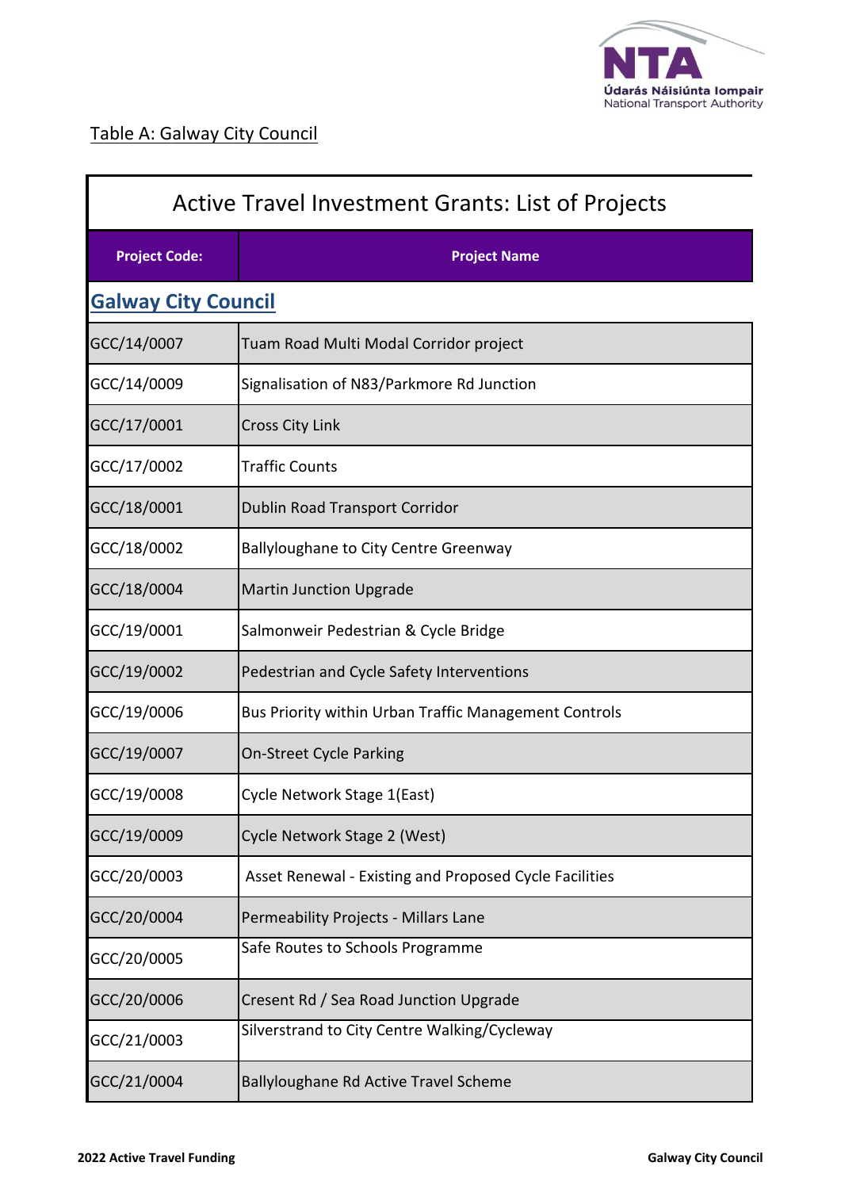Table A: Galway City Council

## Active Travel Investment Grants: List of Projects

| Project Code: | Project Name |
|---|---|
| **Galway City Council** | |
| GCC/14/0007 | Tuam Road Multi Modal Corridor project |
| GCC/14/0009 | Signalisation of N83/Parkmore Rd Junction |
| GCC/17/0001 | Cross City Link |
| GCC/17/0002 | Traffic Counts |
| GCC/18/0001 | Dublin Road Transport Corridor |
| GCC/18/0002 | Ballyloughane to City Centre Greenway |
| GCC/18/0004 | Martin Junction Upgrade |
| GCC/19/0001 | Salmonweir Pedestrian & Cycle Bridge |
| GCC/19/0002 | Pedestrian and Cycle Safety Interventions |
| GCC/19/0006 | Bus Priority within Urban Traffic Management Controls |
| GCC/19/0007 | On-Street Cycle Parking |
| GCC/19/0008 | Cycle Network Stage 1(East) |
| GCC/19/0009 | Cycle Network Stage 2 (West) |
| GCC/20/0003 | Asset Renewal - Existing and Proposed Cycle Facilities |
| GCC/20/0004 | Permeability Projects - Millars Lane |
| GCC/20/0005 | Safe Routes to Schools Programme |
| GCC/20/0006 | Cresent Rd / Sea Road Junction Upgrade |
| GCC/21/0003 | Silverstrand to City Centre Walking/Cycleway |
| GCC/21/0004 | Ballyloughane Rd Active Travel Scheme |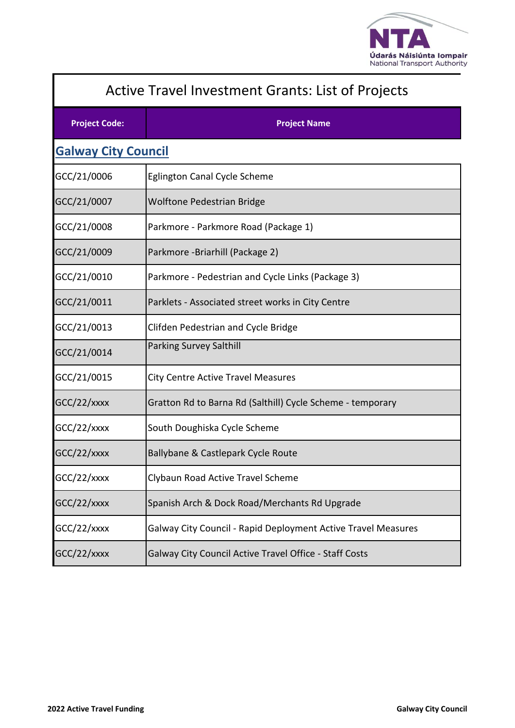# Active Travel Investment Grants: List of Projects

| Project Code: | Project Name |
|---|---|
| **Galway City Council** | |
| GCC/21/0006 | Eglington Canal Cycle Scheme |
| GCC/21/0007 | Wolftone Pedestrian Bridge |
| GCC/21/0008 | Parkmore - Parkmore Road (Package 1) |
| GCC/21/0009 | Parkmore -Briarhill (Package 2) |
| GCC/21/0010 | Parkmore - Pedestrian and Cycle Links (Package 3) |
| GCC/21/0011 | Parklets - Associated street works in City Centre |
| GCC/21/0013 | Clifden Pedestrian and Cycle Bridge |
| GCC/21/0014 | Parking Survey Salthill |
| GCC/21/0015 | City Centre Active Travel Measures |
| GCC/22/xxxx | Gratton Rd to Barna Rd (Salthill) Cycle Scheme - temporary |
| GCC/22/xxxx | South Doughiska Cycle Scheme |
| GCC/22/xxxx | Ballybane & Castlepark Cycle Route |
| GCC/22/xxxx | Clybaun Road Active Travel Scheme |
| GCC/22/xxxx | Spanish Arch & Dock Road/Merchants Rd Upgrade |
| GCC/22/xxxx | Galway City Council - Rapid Deployment Active Travel Measures |
| GCC/22/xxxx | Galway City Council Active Travel Office - Staff Costs |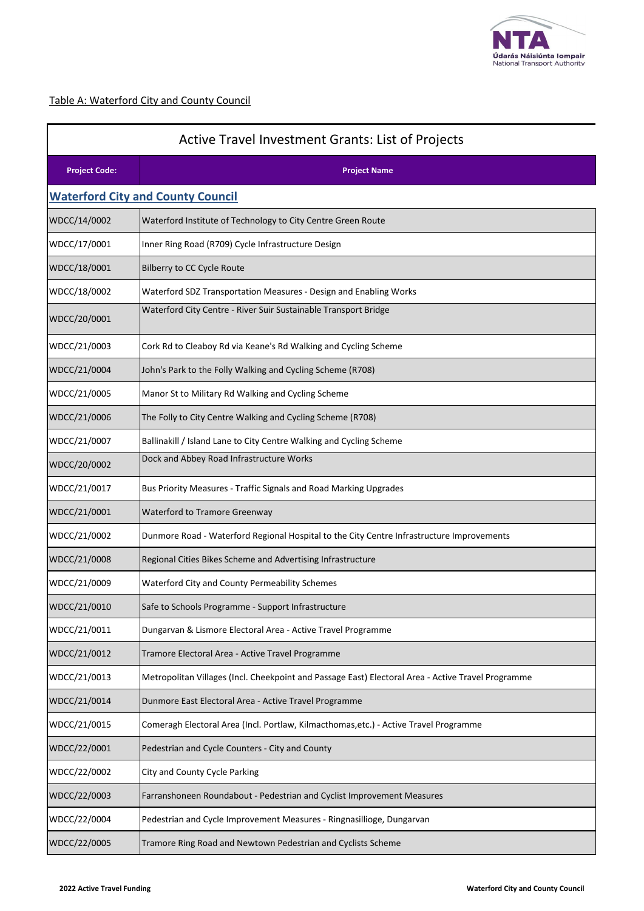Table A: Waterford City and County Council

| Active Travel Investment Grants: List of Projects | |
|---|---|
| **Project Code:** | **Project Name** |
| **Waterford City and County Council** | |
| WDCC/14/0002 | Waterford Institute of Technology to City Centre Green Route |
| WDCC/17/0001 | Inner Ring Road (R709) Cycle Infrastructure Design |
| WDCC/18/0001 | Bilberry to CC Cycle Route |
| WDCC/18/0002 | Waterford SDZ Transportation Measures - Design and Enabling Works |
| WDCC/20/0001 | Waterford City Centre - River Suir Sustainable Transport Bridge |
| WDCC/21/0003 | Cork Rd to Cleaboy Rd via Keane's Rd Walking and Cycling Scheme |
| WDCC/21/0004 | John's Park to the Folly Walking and Cycling Scheme (R708) |
| WDCC/21/0005 | Manor St to Military Rd Walking and Cycling Scheme |
| WDCC/21/0006 | The Folly to City Centre Walking and Cycling Scheme (R708) |
| WDCC/21/0007 | Ballinakill / Island Lane to City Centre Walking and Cycling Scheme |
| WDCC/20/0002 | Dock and Abbey Road Infrastructure Works |
| WDCC/21/0017 | Bus Priority Measures - Traffic Signals and Road Marking Upgrades |
| WDCC/21/0001 | Waterford to Tramore Greenway |
| WDCC/21/0002 | Dunmore Road - Waterford Regional Hospital to the City Centre Infrastructure Improvements |
| WDCC/21/0008 | Regional Cities Bikes Scheme and Advertising Infrastructure |
| WDCC/21/0009 | Waterford City and County Permeability Schemes |
| WDCC/21/0010 | Safe to Schools Programme - Support Infrastructure |
| WDCC/21/0011 | Dungarvan & Lismore Electoral Area - Active Travel Programme |
| WDCC/21/0012 | Tramore Electoral Area - Active Travel Programme |
| WDCC/21/0013 | Metropolitan Villages (Incl. Cheekpoint and Passage East) Electoral Area - Active Travel Programme |
| WDCC/21/0014 | Dunmore East Electoral Area - Active Travel Programme |
| WDCC/21/0015 | Comeragh Electoral Area (Incl. Portlaw, Kilmacthomas,etc.) - Active Travel Programme |
| WDCC/22/0001 | Pedestrian and Cycle Counters - City and County |
| WDCC/22/0002 | City and County Cycle Parking |
| WDCC/22/0003 | Farranshoneen Roundabout - Pedestrian and Cyclist Improvement Measures |
| WDCC/22/0004 | Pedestrian and Cycle Improvement Measures - Ringnasillioge, Dungarvan |
| WDCC/22/0005 | Tramore Ring Road and Newtown Pedestrian and Cyclists Scheme |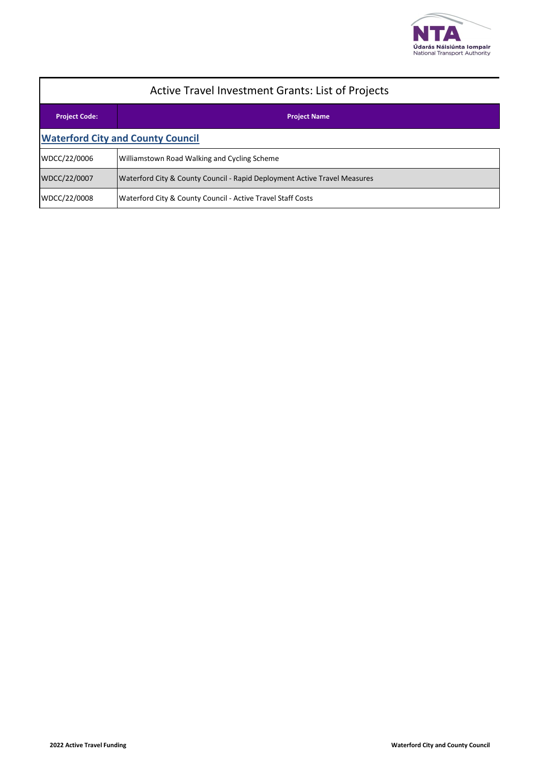# Active Travel Investment Grants: List of Projects

| Project Code: | Project Name |
| --- | --- |
| **Waterford City and County Council** | |
| WDCC/22/0006 | Williamstown Road Walking and Cycling Scheme |
| WDCC/22/0007 | Waterford City & County Council - Rapid Deployment Active Travel Measures |
| WDCC/22/0008 | Waterford City & County Council - Active Travel Staff Costs |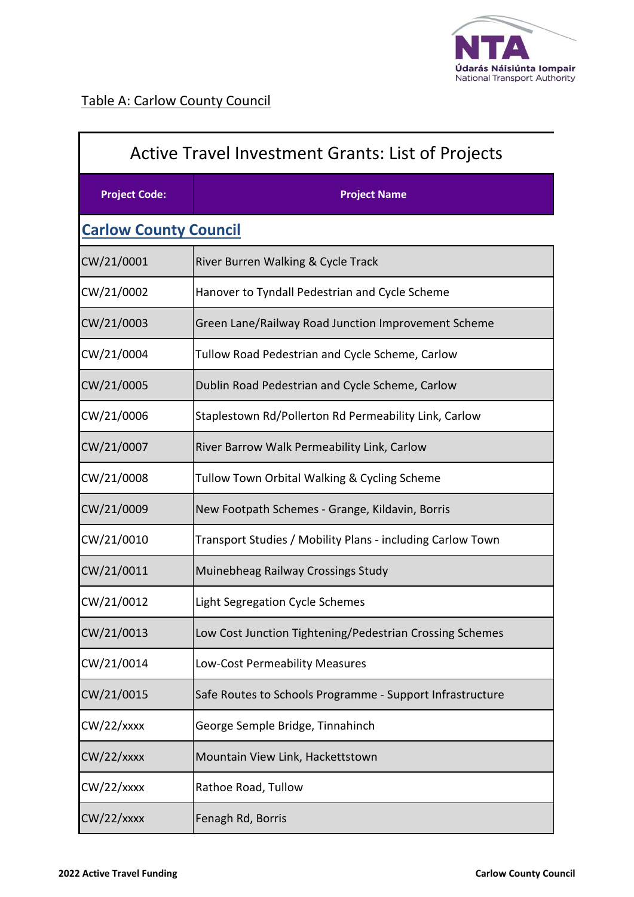Table A: Carlow County Council

| Active Travel Investment Grants: List of Projects | |
|---|---|
| **Project Code:** | **Project Name** |
| **Carlow County Council** | |
| CW/21/0001 | River Burren Walking & Cycle Track |
| CW/21/0002 | Hanover to Tyndall Pedestrian and Cycle Scheme |
| CW/21/0003 | Green Lane/Railway Road Junction Improvement Scheme |
| CW/21/0004 | Tullow Road Pedestrian and Cycle Scheme, Carlow |
| CW/21/0005 | Dublin Road Pedestrian and Cycle Scheme, Carlow |
| CW/21/0006 | Staplestown Rd/Pollerton Rd Permeability Link, Carlow |
| CW/21/0007 | River Barrow Walk Permeability Link, Carlow |
| CW/21/0008 | Tullow Town Orbital Walking & Cycling Scheme |
| CW/21/0009 | New Footpath Schemes - Grange, Kildavin, Borris |
| CW/21/0010 | Transport Studies / Mobility Plans - including Carlow Town |
| CW/21/0011 | Muinebheag Railway Crossings Study |
| CW/21/0012 | Light Segregation Cycle Schemes |
| CW/21/0013 | Low Cost Junction Tightening/Pedestrian Crossing Schemes |
| CW/21/0014 | Low-Cost Permeability Measures |
| CW/21/0015 | Safe Routes to Schools Programme - Support Infrastructure |
| CW/22/xxxx | George Semple Bridge, Tinnahinch |
| CW/22/xxxx | Mountain View Link, Hackettstown |
| CW/22/xxxx | Rathoe Road, Tullow |
| CW/22/xxxx | Fenagh Rd, Borris |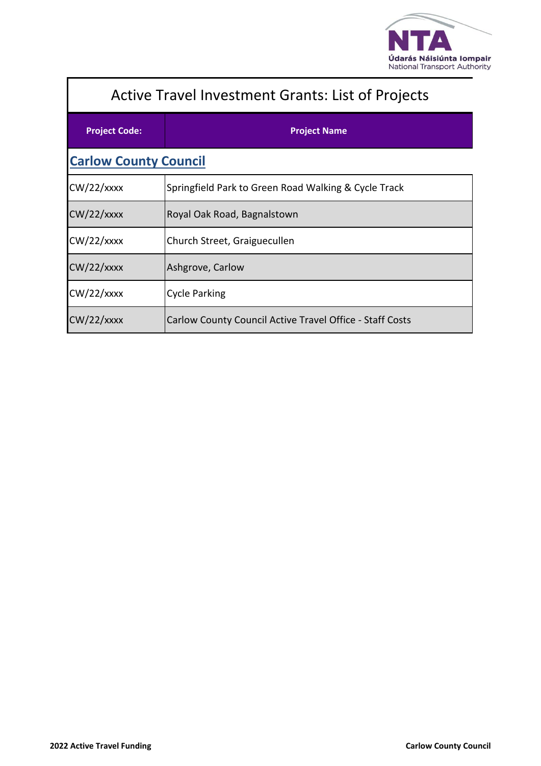# Active Travel Investment Grants: List of Projects

| Project Code: | Project Name |
|---|---|
| **Carlow County Council** | |
| CW/22/xxxx | Springfield Park to Green Road Walking & Cycle Track |
| CW/22/xxxx | Royal Oak Road, Bagnalstown |
| CW/22/xxxx | Church Street, Graiguecullen |
| CW/22/xxxx | Ashgrove, Carlow |
| CW/22/xxxx | Cycle Parking |
| CW/22/xxxx | Carlow County Council Active Travel Office - Staff Costs |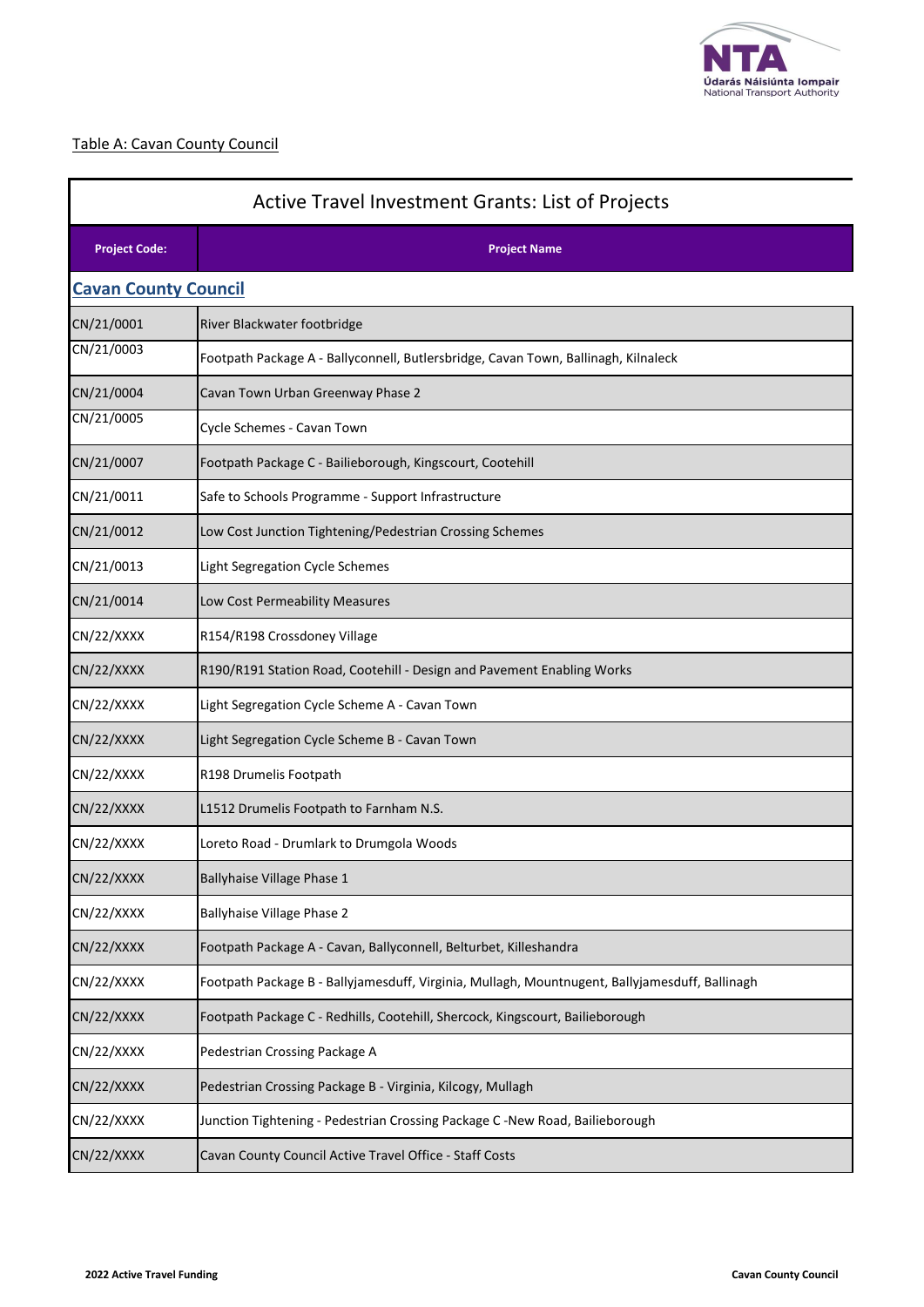Table A: Cavan County Council

| Active Travel Investment Grants: List of Projects | |
|---|---|
| **Project Code:** | **Project Name** |
| **Cavan County Council** | |
| CN/21/0001 | River Blackwater footbridge |
| CN/21/0003 | Footpath Package A - Ballyconnell, Butlersbridge, Cavan Town, Ballinagh, Kilnaleck |
| CN/21/0004 | Cavan Town Urban Greenway Phase 2 |
| CN/21/0005 | Cycle Schemes - Cavan Town |
| CN/21/0007 | Footpath Package C - Bailieborough, Kingscourt, Cootehill |
| CN/21/0011 | Safe to Schools Programme - Support Infrastructure |
| CN/21/0012 | Low Cost Junction Tightening/Pedestrian Crossing Schemes |
| CN/21/0013 | Light Segregation Cycle Schemes |
| CN/21/0014 | Low Cost Permeability Measures |
| CN/22/XXXX | R154/R198 Crossdoney Village |
| CN/22/XXXX | R190/R191 Station Road, Cootehill - Design and Pavement Enabling Works |
| CN/22/XXXX | Light Segregation Cycle Scheme A - Cavan Town |
| CN/22/XXXX | Light Segregation Cycle Scheme B - Cavan Town |
| CN/22/XXXX | R198 Drumelis Footpath |
| CN/22/XXXX | L1512 Drumelis Footpath to Farnham N.S. |
| CN/22/XXXX | Loreto Road - Drumlark to Drumgola Woods |
| CN/22/XXXX | Ballyhaise Village Phase 1 |
| CN/22/XXXX | Ballyhaise Village Phase 2 |
| CN/22/XXXX | Footpath Package A - Cavan, Ballyconnell, Belturbet, Killeshandra |
| CN/22/XXXX | Footpath Package B - Ballyjamesduff, Virginia, Mullagh, Mountnugent, Ballyjamesduff, Ballinagh |
| CN/22/XXXX | Footpath Package C - Redhills, Cootehill, Shercock, Kingscourt, Bailieborough |
| CN/22/XXXX | Pedestrian Crossing Package A |
| CN/22/XXXX | Pedestrian Crossing Package B - Virginia, Kilcogy, Mullagh |
| CN/22/XXXX | Junction Tightening - Pedestrian Crossing Package C -New Road, Bailieborough |
| CN/22/XXXX | Cavan County Council Active Travel Office - Staff Costs |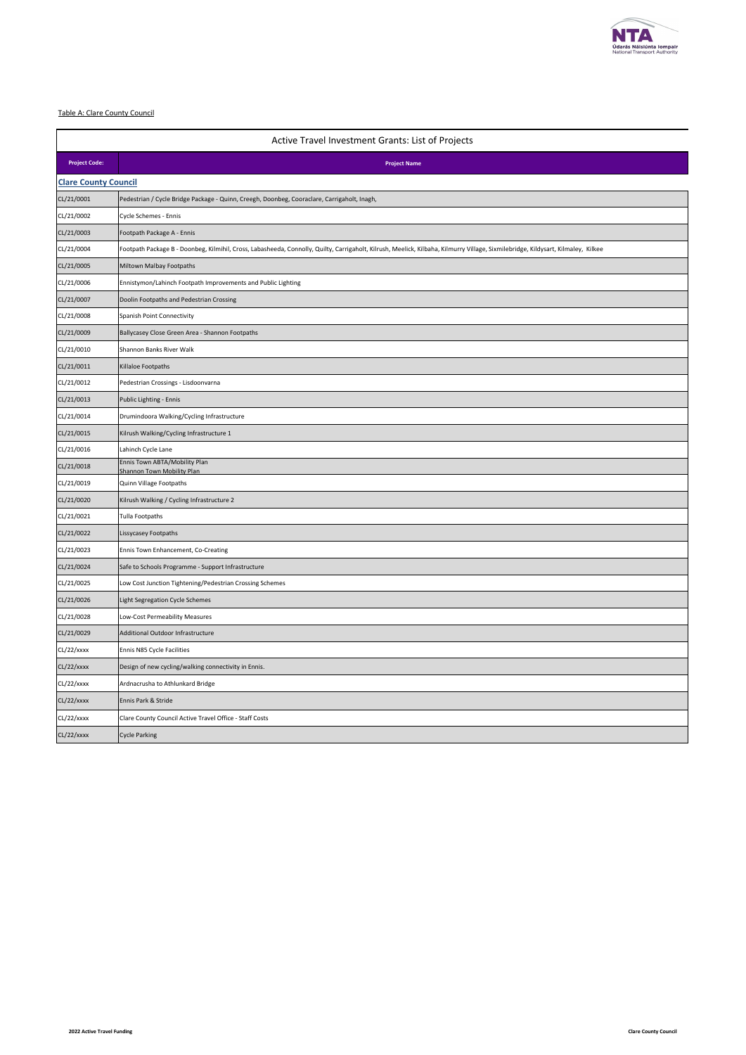Table A: Clare County Council

| Active Travel Investment Grants: List of Projects | |
|---|---|
| **Project Code:** | **Project Name** |
| **Clare County Council** | |
| CL/21/0001 | Pedestrian / Cycle Bridge Package - Quinn, Creegh, Doonbeg, Cooraclare, Carrigaholt, Inagh, |
| CL/21/0002 | Cycle Schemes - Ennis |
| CL/21/0003 | Footpath Package A - Ennis |
| CL/21/0004 | Footpath Package B - Doonbeg, Kilmihil, Cross, Labasheeda, Connolly, Quilty, Carrigaholt, Kilrush, Meelick, Kilbaha, Kilmurry Village, Sixmilebridge, Kildysart, Kilmaley, Kilkee |
| CL/21/0005 | Miltown Malbay Footpaths |
| CL/21/0006 | Ennistymon/Lahinch Footpath Improvements and Public Lighting |
| CL/21/0007 | Doolin Footpaths and Pedestrian Crossing |
| CL/21/0008 | Spanish Point Connectivity |
| CL/21/0009 | Ballycasey Close Green Area - Shannon Footpaths |
| CL/21/0010 | Shannon Banks River Walk |
| CL/21/0011 | Killaloe Footpaths |
| CL/21/0012 | Pedestrian Crossings - Lisdoonvarna |
| CL/21/0013 | Public Lighting - Ennis |
| CL/21/0014 | Drumindoora Walking/Cycling Infrastructure |
| CL/21/0015 | Kilrush Walking/Cycling Infrastructure 1 |
| CL/21/0016 | Lahinch Cycle Lane |
| CL/21/0018 | Ennis Town ABTA/Mobility Plan<br>Shannon Town Mobility Plan |
| CL/21/0019 | Quinn Village Footpaths |
| CL/21/0020 | Kilrush Walking / Cycling Infrastructure 2 |
| CL/21/0021 | Tulla Footpaths |
| CL/21/0022 | Lissycasey Footpaths |
| CL/21/0023 | Ennis Town Enhancement, Co-Creating |
| CL/21/0024 | Safe to Schools Programme - Support Infrastructure |
| CL/21/0025 | Low Cost Junction Tightening/Pedestrian Crossing Schemes |
| CL/21/0026 | Light Segregation Cycle Schemes |
| CL/21/0028 | Low-Cost Permeability Measures |
| CL/21/0029 | Additional Outdoor Infrastructure |
| CL/22/xxxx | Ennis N85 Cycle Facilities |
| CL/22/xxxx | Design of new cycling/walking connectivity in Ennis. |
| CL/22/xxxx | Ardnacrusha to Athlunkard Bridge |
| CL/22/xxxx | Ennis Park & Stride |
| CL/22/xxxx | Clare County Council Active Travel Office - Staff Costs |
| CL/22/xxxx | Cycle Parking |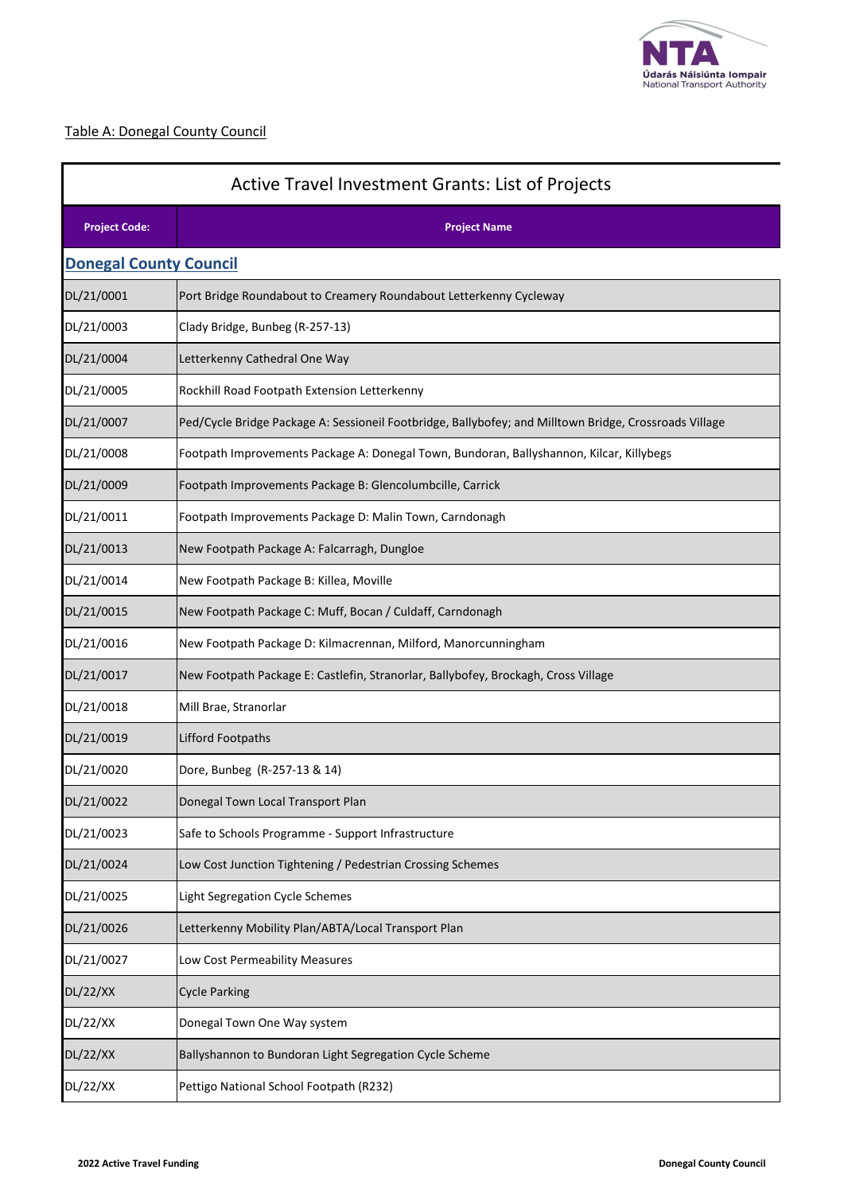Table A: Donegal County Council

| Active Travel Investment Grants: List of Projects | |
|---|---|
| **Project Code:** | **Project Name** |
| **Donegal County Council** | |
| DL/21/0001 | Port Bridge Roundabout to Creamery Roundabout Letterkenny Cycleway |
| DL/21/0003 | Clady Bridge, Bunbeg (R-257-13) |
| DL/21/0004 | Letterkenny Cathedral One Way |
| DL/21/0005 | Rockhill Road Footpath Extension Letterkenny |
| DL/21/0007 | Ped/Cycle Bridge Package A: Sessioneil Footbridge, Ballybofey; and Milltown Bridge, Crossroads Village |
| DL/21/0008 | Footpath Improvements Package A: Donegal Town, Bundoran, Ballyshannon, Kilcar, Killybegs |
| DL/21/0009 | Footpath Improvements Package B: Glencolumbcille, Carrick |
| DL/21/0011 | Footpath Improvements Package D: Malin Town, Carndonagh |
| DL/21/0013 | New Footpath Package A: Falcarragh, Dungloe |
| DL/21/0014 | New Footpath Package B: Killea, Moville |
| DL/21/0015 | New Footpath Package C: Muff, Bocan / Culdaff, Carndonagh |
| DL/21/0016 | New Footpath Package D: Kilmacrennan, Milford, Manorcunningham |
| DL/21/0017 | New Footpath Package E: Castlefin, Stranorlar, Ballybofey, Brockagh, Cross Village |
| DL/21/0018 | Mill Brae, Stranorlar |
| DL/21/0019 | Lifford Footpaths |
| DL/21/0020 | Dore, Bunbeg (R-257-13 & 14) |
| DL/21/0022 | Donegal Town Local Transport Plan |
| DL/21/0023 | Safe to Schools Programme - Support Infrastructure |
| DL/21/0024 | Low Cost Junction Tightening / Pedestrian Crossing Schemes |
| DL/21/0025 | Light Segregation Cycle Schemes |
| DL/21/0026 | Letterkenny Mobility Plan/ABTA/Local Transport Plan |
| DL/21/0027 | Low Cost Permeability Measures |
| DL/22/XX | Cycle Parking |
| DL/22/XX | Donegal Town One Way system |
| DL/22/XX | Ballyshannon to Bundoran Light Segregation Cycle Scheme |
| DL/22/XX | Pettigo National School Footpath (R232) |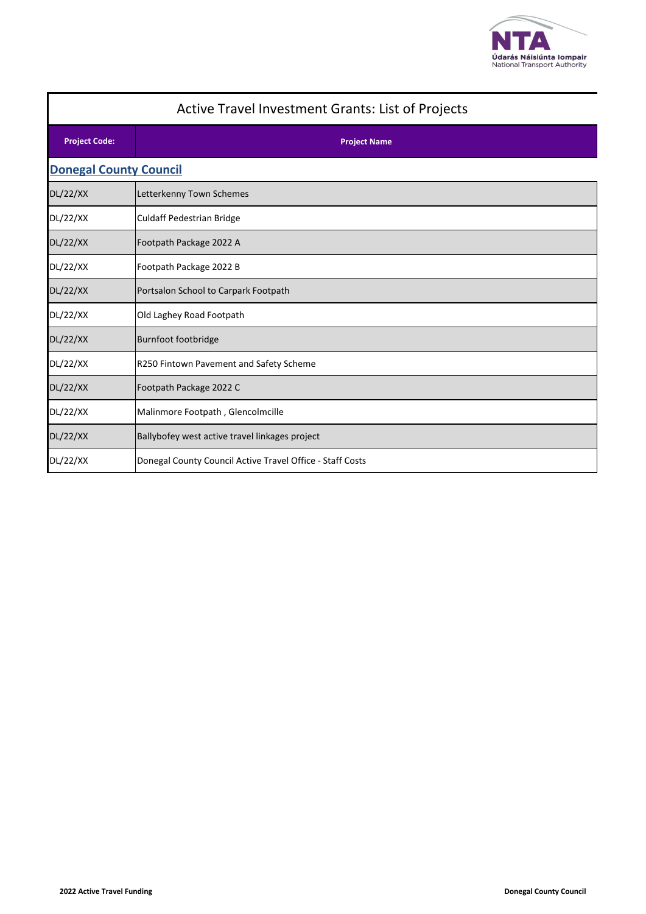# Active Travel Investment Grants: List of Projects

| Project Code: | Project Name |
|---|---|
| **Donegal County Council** | |
| DL/22/XX | Letterkenny Town Schemes |
| DL/22/XX | Culdaff Pedestrian Bridge |
| DL/22/XX | Footpath Package 2022 A |
| DL/22/XX | Footpath Package 2022 B |
| DL/22/XX | Portsalon School to Carpark Footpath |
| DL/22/XX | Old Laghey Road Footpath |
| DL/22/XX | Burnfoot footbridge |
| DL/22/XX | R250 Fintown Pavement and Safety Scheme |
| DL/22/XX | Footpath Package 2022 C |
| DL/22/XX | Malinmore Footpath , Glencolmcille |
| DL/22/XX | Ballybofey west active travel linkages project |
| DL/22/XX | Donegal County Council Active Travel Office - Staff Costs |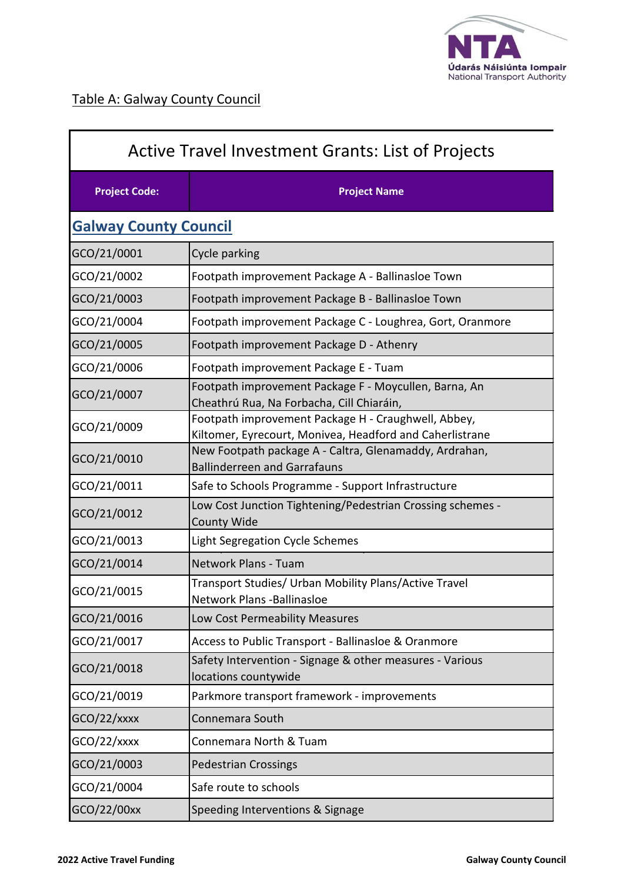Table A: Galway County Council

| Active Travel Investment Grants: List of Projects | |
|---|---|
| **Project Code:** | **Project Name** |
| **Galway County Council** | |
| GCO/21/0001 | Cycle parking |
| GCO/21/0002 | Footpath improvement Package A - Ballinasloe Town |
| GCO/21/0003 | Footpath improvement Package B - Ballinasloe Town |
| GCO/21/0004 | Footpath improvement Package C - Loughrea, Gort, Oranmore |
| GCO/21/0005 | Footpath improvement Package D - Athenry |
| GCO/21/0006 | Footpath improvement Package E - Tuam |
| GCO/21/0007 | Footpath improvement Package F - Moycullen, Barna, An Cheathrú Rua, Na Forbacha, Cill Chiaráin, |
| GCO/21/0009 | Footpath improvement Package H - Craughwell, Abbey, Kiltomer, Eyrecourt, Monivea, Headford and Caherlistrane |
| GCO/21/0010 | New Footpath package A - Caltra, Glenamaddy, Ardrahan, Ballinderreen and Garrafauns |
| GCO/21/0011 | Safe to Schools Programme - Support Infrastructure |
| GCO/21/0012 | Low Cost Junction Tightening/Pedestrian Crossing schemes - County Wide |
| GCO/21/0013 | Light Segregation Cycle Schemes |
| GCO/21/0014 | Network Plans - Tuam |
| GCO/21/0015 | Transport Studies/ Urban Mobility Plans/Active Travel Network Plans -Ballinasloe |
| GCO/21/0016 | Low Cost Permeability Measures |
| GCO/21/0017 | Access to Public Transport - Ballinasloe & Oranmore |
| GCO/21/0018 | Safety Intervention - Signage & other measures - Various locations countywide |
| GCO/21/0019 | Parkmore transport framework - improvements |
| GCO/22/xxxx | Connemara South |
| GCO/22/xxxx | Connemara North & Tuam |
| GCO/21/0003 | Pedestrian Crossings |
| GCO/21/0004 | Safe route to schools |
| GCO/22/00xx | Speeding Interventions & Signage |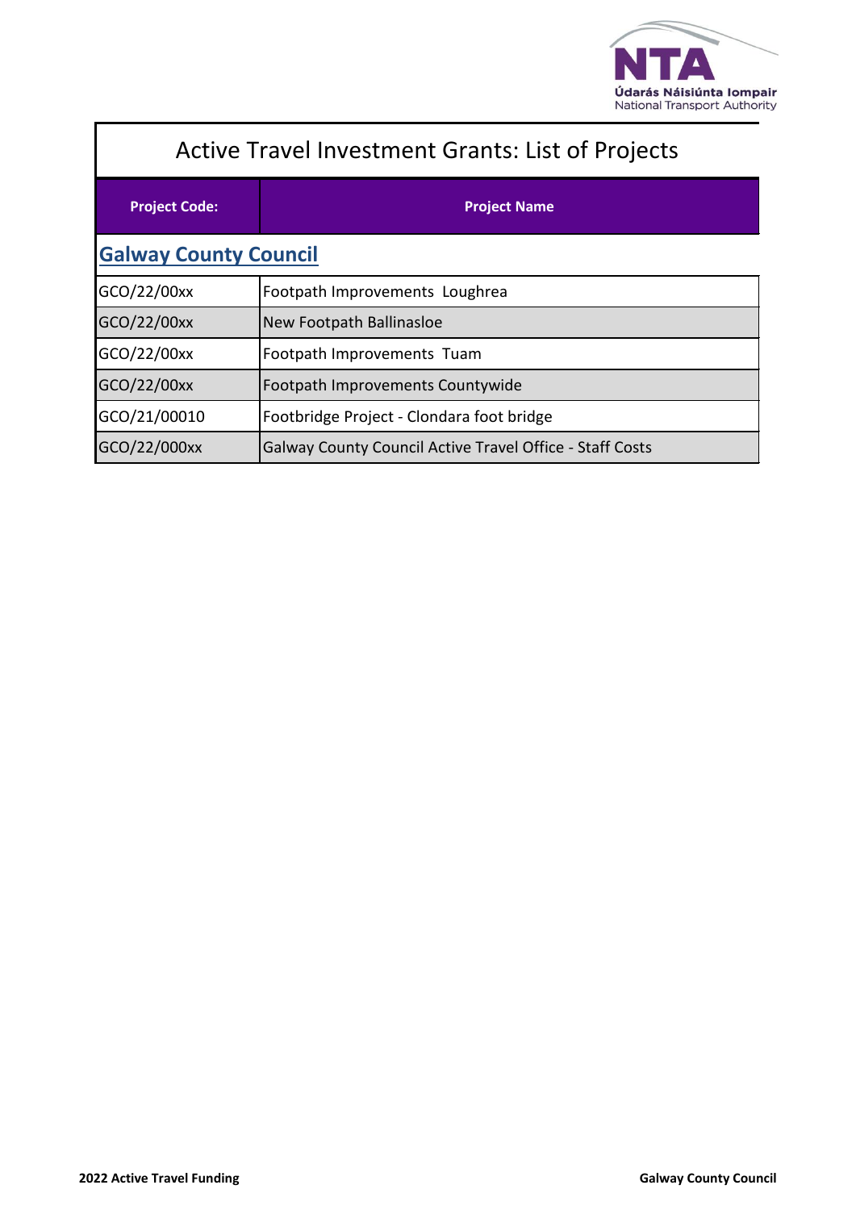# Active Travel Investment Grants: List of Projects

| Project Code: | Project Name |
|---|---|
| **Galwaу County Council** | |
| GCO/22/00xx | Footpath Improvements  Loughrea |
| GCO/22/00xx | New Footpath Ballinasloe |
| GCO/22/00xx | Footpath Improvements  Tuam |
| GCO/22/00xx | Footpath Improvements Countywide |
| GCO/21/00010 | Footbridge Project - Clondara foot bridge |
| GCO/22/000xx | Galway County Council Active Travel Office - Staff Costs |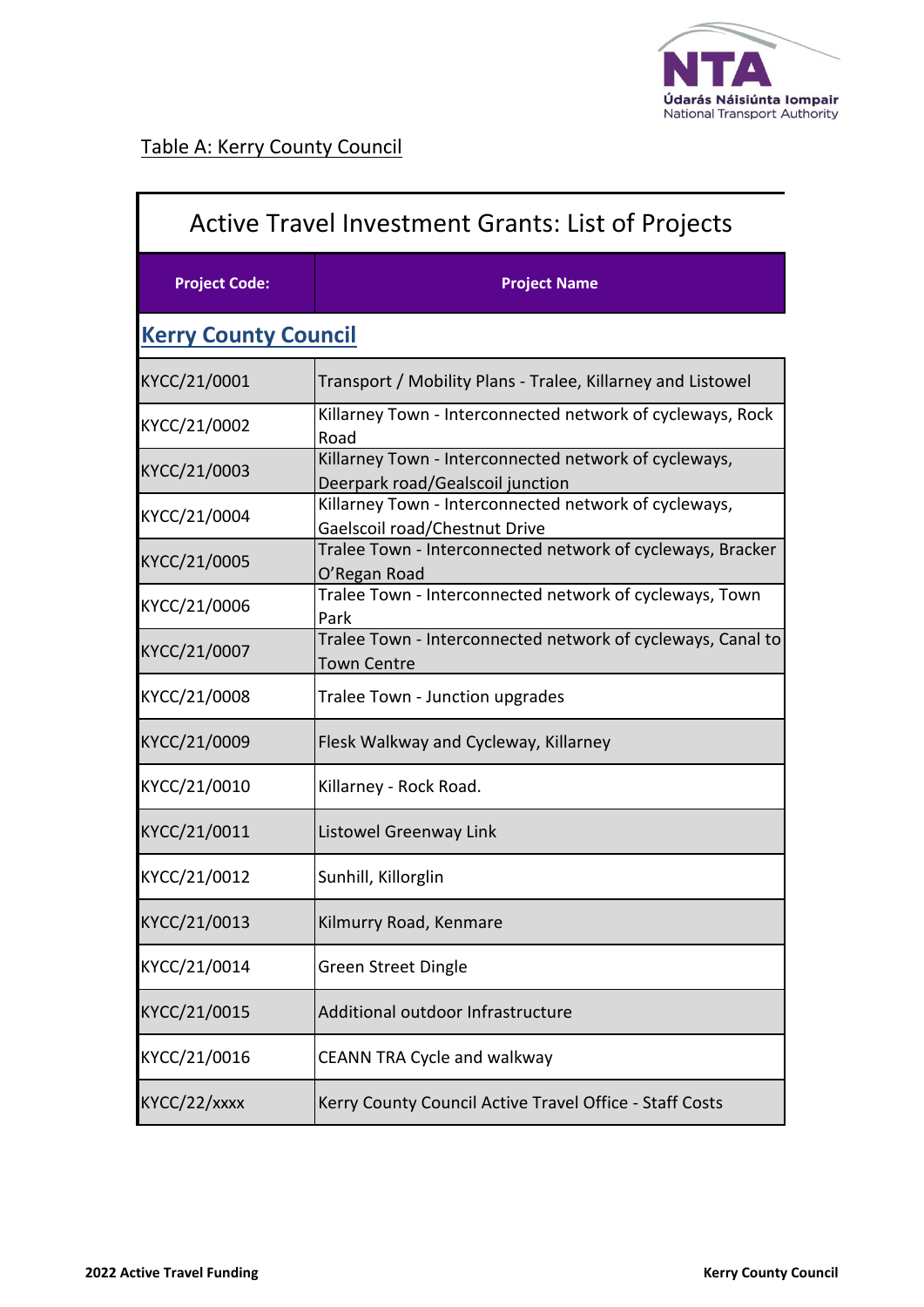Table A: Kerry County Council

| Active Travel Investment Grants: List of Projects | |
|---|---|
| **Project Code:** | **Project Name** |
| **Kerry County Council** | |
| KYCC/21/0001 | Transport / Mobility Plans - Tralee, Killarney and Listowel |
| KYCC/21/0002 | Killarney Town - Interconnected network of cycleways, Rock Road |
| KYCC/21/0003 | Killarney Town - Interconnected network of cycleways, Deerpark road/Gealscoil junction |
| KYCC/21/0004 | Killarney Town - Interconnected network of cycleways, Gaelscoil road/Chestnut Drive |
| KYCC/21/0005 | Tralee Town - Interconnected network of cycleways, Bracker O'Regan Road |
| KYCC/21/0006 | Tralee Town - Interconnected network of cycleways, Town Park |
| KYCC/21/0007 | Tralee Town - Interconnected network of cycleways, Canal to Town Centre |
| KYCC/21/0008 | Tralee Town - Junction upgrades |
| KYCC/21/0009 | Flesk Walkway and Cycleway, Killarney |
| KYCC/21/0010 | Killarney - Rock Road. |
| KYCC/21/0011 | Listowel Greenway Link |
| KYCC/21/0012 | Sunhill, Killorglin |
| KYCC/21/0013 | Kilmurry Road, Kenmare |
| KYCC/21/0014 | Green Street Dingle |
| KYCC/21/0015 | Additional outdoor Infrastructure |
| KYCC/21/0016 | CEANN TRA Cycle and walkway |
| KYCC/22/xxxx | Kerry County Council Active Travel Office - Staff Costs |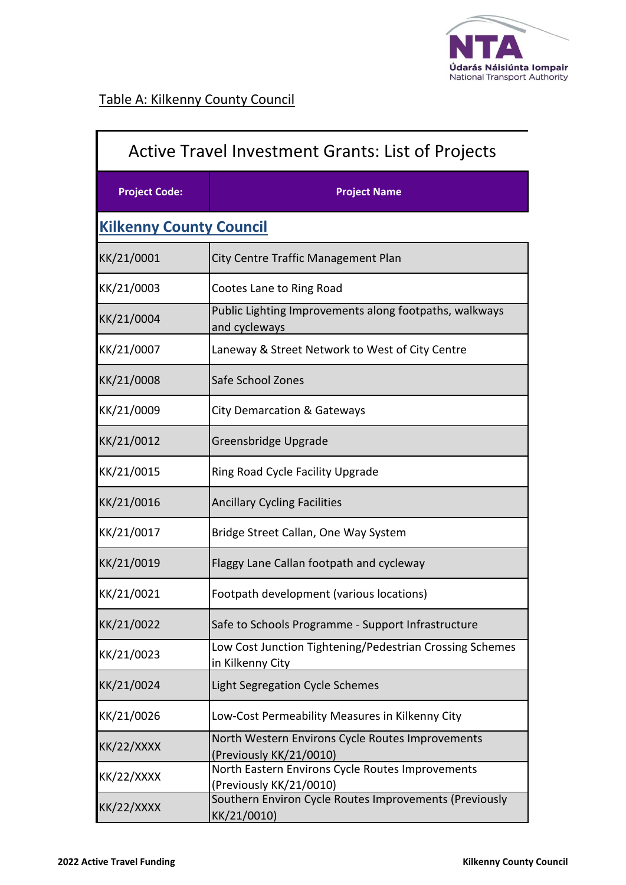Table A: Kilkenny County Council

| Active Travel Investment Grants: List of Projects | |
|---|---|
| **Project Code:** | **Project Name** |
| **Kilkenny County Council** | |
| KK/21/0001 | City Centre Traffic Management Plan |
| KK/21/0003 | Cootes Lane to Ring Road |
| KK/21/0004 | Public Lighting Improvements along footpaths, walkways and cycleways |
| KK/21/0007 | Laneway & Street Network to West of City Centre |
| KK/21/0008 | Safe School Zones |
| KK/21/0009 | City Demarcation & Gateways |
| KK/21/0012 | Greensbridge Upgrade |
| KK/21/0015 | Ring Road Cycle Facility Upgrade |
| KK/21/0016 | Ancillary Cycling Facilities |
| KK/21/0017 | Bridge Street Callan, One Way System |
| KK/21/0019 | Flaggy Lane Callan footpath and cycleway |
| KK/21/0021 | Footpath development (various locations) |
| KK/21/0022 | Safe to Schools Programme - Support Infrastructure |
| KK/21/0023 | Low Cost Junction Tightening/Pedestrian Crossing Schemes in Kilkenny City |
| KK/21/0024 | Light Segregation Cycle Schemes |
| KK/21/0026 | Low-Cost Permeability Measures in Kilkenny City |
| KK/22/XXXX | North Western Environs Cycle Routes Improvements (Previously KK/21/0010) |
| KK/22/XXXX | North Eastern Environs Cycle Routes Improvements (Previously KK/21/0010) |
| KK/22/XXXX | Southern Environ Cycle Routes Improvements (Previously KK/21/0010) |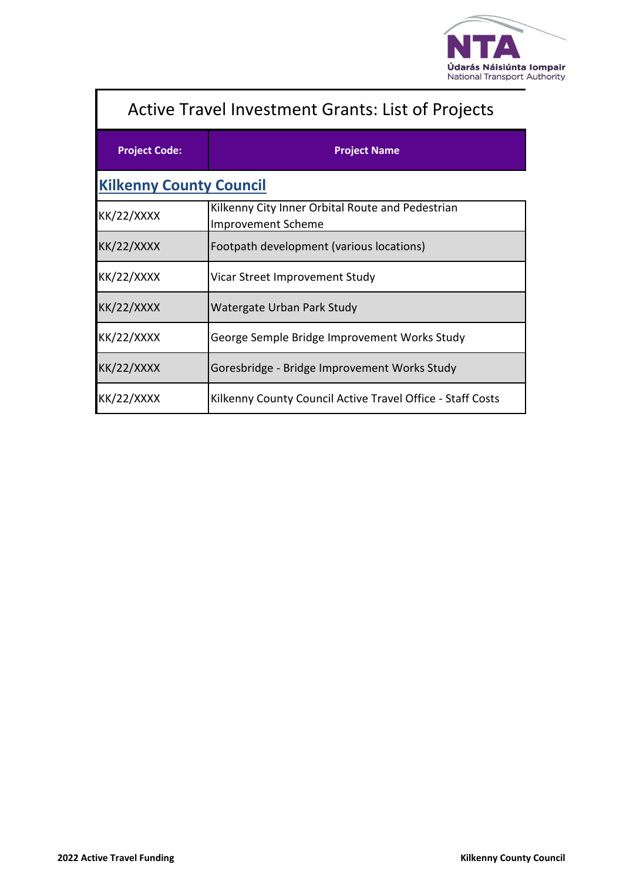# Active Travel Investment Grants: List of Projects

| Project Code: | Project Name |
|---|---|
| **Kilkenny County Council** | |
| KK/22/XXXX | Kilkenny City Inner Orbital Route and Pedestrian Improvement Scheme |
| KK/22/XXXX | Footpath development (various locations) |
| KK/22/XXXX | Vicar Street Improvement Study |
| KK/22/XXXX | Watergate Urban Park Study |
| KK/22/XXXX | George Semple Bridge Improvement Works Study |
| KK/22/XXXX | Goresbridge - Bridge Improvement Works Study |
| KK/22/XXXX | Kilkenny County Council Active Travel Office - Staff Costs |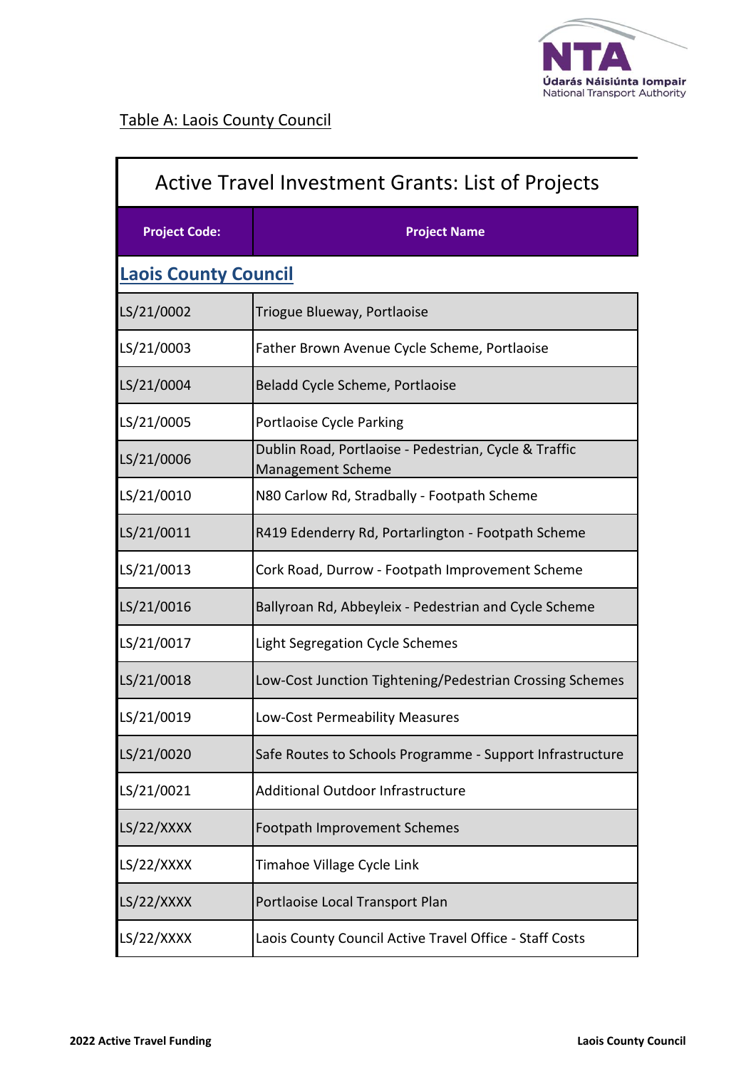Table A: Laois County Council

| Active Travel Investment Grants: List of Projects | |
|---|---|
| **Project Code:** | **Project Name** |
| **Laois County Council** | |
| LS/21/0002 | Triogue Blueway, Portlaoise |
| LS/21/0003 | Father Brown Avenue Cycle Scheme, Portlaoise |
| LS/21/0004 | Beladd Cycle Scheme, Portlaoise |
| LS/21/0005 | Portlaoise Cycle Parking |
| LS/21/0006 | Dublin Road, Portlaoise - Pedestrian, Cycle & Traffic Management Scheme |
| LS/21/0010 | N80 Carlow Rd, Stradbally - Footpath Scheme |
| LS/21/0011 | R419 Edenderry Rd, Portarlington - Footpath Scheme |
| LS/21/0013 | Cork Road, Durrow - Footpath Improvement Scheme |
| LS/21/0016 | Ballyroan Rd, Abbeyleix - Pedestrian and Cycle Scheme |
| LS/21/0017 | Light Segregation Cycle Schemes |
| LS/21/0018 | Low-Cost Junction Tightening/Pedestrian Crossing Schemes |
| LS/21/0019 | Low-Cost Permeability Measures |
| LS/21/0020 | Safe Routes to Schools Programme - Support Infrastructure |
| LS/21/0021 | Additional Outdoor Infrastructure |
| LS/22/XXXX | Footpath Improvement Schemes |
| LS/22/XXXX | Timahoe Village Cycle Link |
| LS/22/XXXX | Portlaoise Local Transport Plan |
| LS/22/XXXX | Laois County Council Active Travel Office - Staff Costs |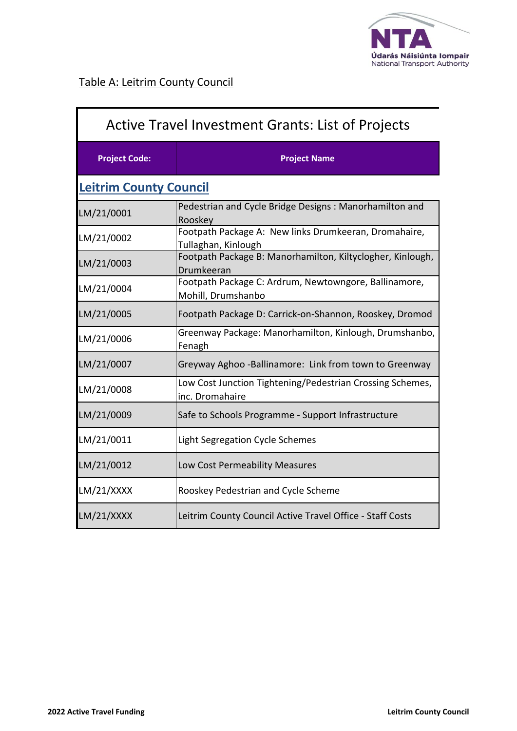Table A: Leitrim County Council

| Active Travel Investment Grants: List of Projects | |
|---|---|
| **Project Code:** | **Project Name** |
| **Leitrim County Council** | |
| LM/21/0001 | Pedestrian and Cycle Bridge Designs : Manorhamilton and Rooskey |
| LM/21/0002 | Footpath Package A: New links Drumkeeran, Dromahaire, Tullaghan, Kinlough |
| LM/21/0003 | Footpath Package B: Manorhamilton, Kiltyclogher, Kinlough, Drumkeeran |
| LM/21/0004 | Footpath Package C: Ardrum, Newtowngore, Ballinamore, Mohill, Drumshanbo |
| LM/21/0005 | Footpath Package D: Carrick-on-Shannon, Rooskey, Dromod |
| LM/21/0006 | Greenway Package: Manorhamilton, Kinlough, Drumshanbo, Fenagh |
| LM/21/0007 | Greyway Aghoo -Ballinamore: Link from town to Greenway |
| LM/21/0008 | Low Cost Junction Tightening/Pedestrian Crossing Schemes, inc. Dromahaire |
| LM/21/0009 | Safe to Schools Programme - Support Infrastructure |
| LM/21/0011 | Light Segregation Cycle Schemes |
| LM/21/0012 | Low Cost Permeability Measures |
| LM/21/XXXX | Rooskey Pedestrian and Cycle Scheme |
| LM/21/XXXX | Leitrim County Council Active Travel Office - Staff Costs |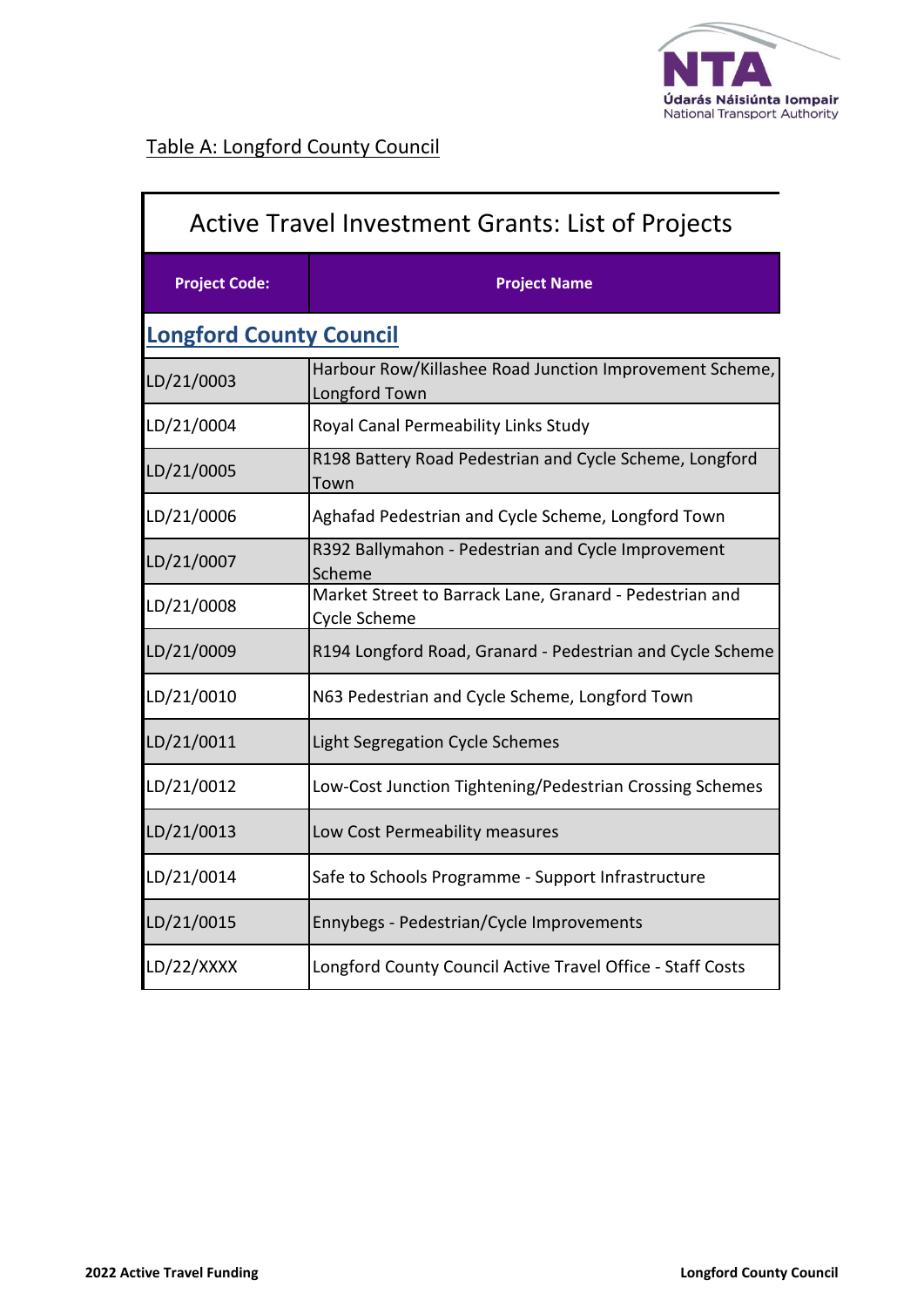Table A: Longford County Council

| Active Travel Investment Grants: List of Projects | |
|---|---|
| **Project Code:** | **Project Name** |
| **Longford County Council** | |
| LD/21/0003 | Harbour Row/Killashee Road Junction Improvement Scheme, Longford Town |
| LD/21/0004 | Royal Canal Permeability Links Study |
| LD/21/0005 | R198 Battery Road Pedestrian and Cycle Scheme, Longford Town |
| LD/21/0006 | Aghafad Pedestrian and Cycle Scheme, Longford Town |
| LD/21/0007 | R392 Ballymahon - Pedestrian and Cycle Improvement Scheme |
| LD/21/0008 | Market Street to Barrack Lane, Granard - Pedestrian and Cycle Scheme |
| LD/21/0009 | R194 Longford Road, Granard - Pedestrian and Cycle Scheme |
| LD/21/0010 | N63 Pedestrian and Cycle Scheme, Longford Town |
| LD/21/0011 | Light Segregation Cycle Schemes |
| LD/21/0012 | Low-Cost Junction Tightening/Pedestrian Crossing Schemes |
| LD/21/0013 | Low Cost Permeability measures |
| LD/21/0014 | Safe to Schools Programme - Support Infrastructure |
| LD/21/0015 | Ennybegs - Pedestrian/Cycle Improvements |
| LD/22/XXXX | Longford County Council Active Travel Office - Staff Costs |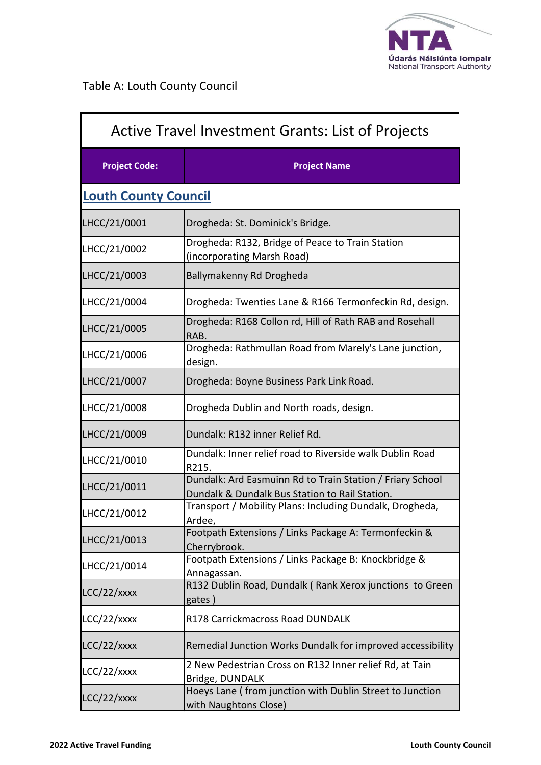Table A: Louth County Council

| Active Travel Investment Grants: List of Projects | |
|---|---|
| **Project Code:** | **Project Name** |
| **Louth County Council** | |
| LHCC/21/0001 | Drogheda: St. Dominick's Bridge. |
| LHCC/21/0002 | Drogheda: R132, Bridge of Peace to Train Station (incorporating Marsh Road) |
| LHCC/21/0003 | Ballymakenny Rd Drogheda |
| LHCC/21/0004 | Drogheda: Twenties Lane & R166 Termonfeckin Rd, design. |
| LHCC/21/0005 | Drogheda: R168 Collon rd, Hill of Rath RAB and Rosehall RAB. |
| LHCC/21/0006 | Drogheda: Rathmullan Road from Marely's Lane junction, design. |
| LHCC/21/0007 | Drogheda: Boyne Business Park Link Road. |
| LHCC/21/0008 | Drogheda Dublin and North roads, design. |
| LHCC/21/0009 | Dundalk: R132 inner Relief Rd. |
| LHCC/21/0010 | Dundalk: Inner relief road to Riverside walk Dublin Road R215. |
| LHCC/21/0011 | Dundalk: Ard Easmuinn Rd to Train Station / Friary School Dundalk & Dundalk Bus Station to Rail Station. |
| LHCC/21/0012 | Transport / Mobility Plans: Including Dundalk, Drogheda, Ardee, |
| LHCC/21/0013 | Footpath Extensions / Links Package A: Termonfeckin & Cherrybrook. |
| LHCC/21/0014 | Footpath Extensions / Links Package B: Knockbridge & Annagassan. |
| LCC/22/xxxx | R132 Dublin Road, Dundalk ( Rank Xerox junctions to Green gates ) |
| LCC/22/xxxx | R178 Carrickmacross Road DUNDALK |
| LCC/22/xxxx | Remedial Junction Works Dundalk for improved accessibility |
| LCC/22/xxxx | 2 New Pedestrian Cross on R132 Inner relief Rd, at Tain Bridge, DUNDALK |
| LCC/22/xxxx | Hoeys Lane ( from junction with Dublin Street to Junction with Naughtons Close) |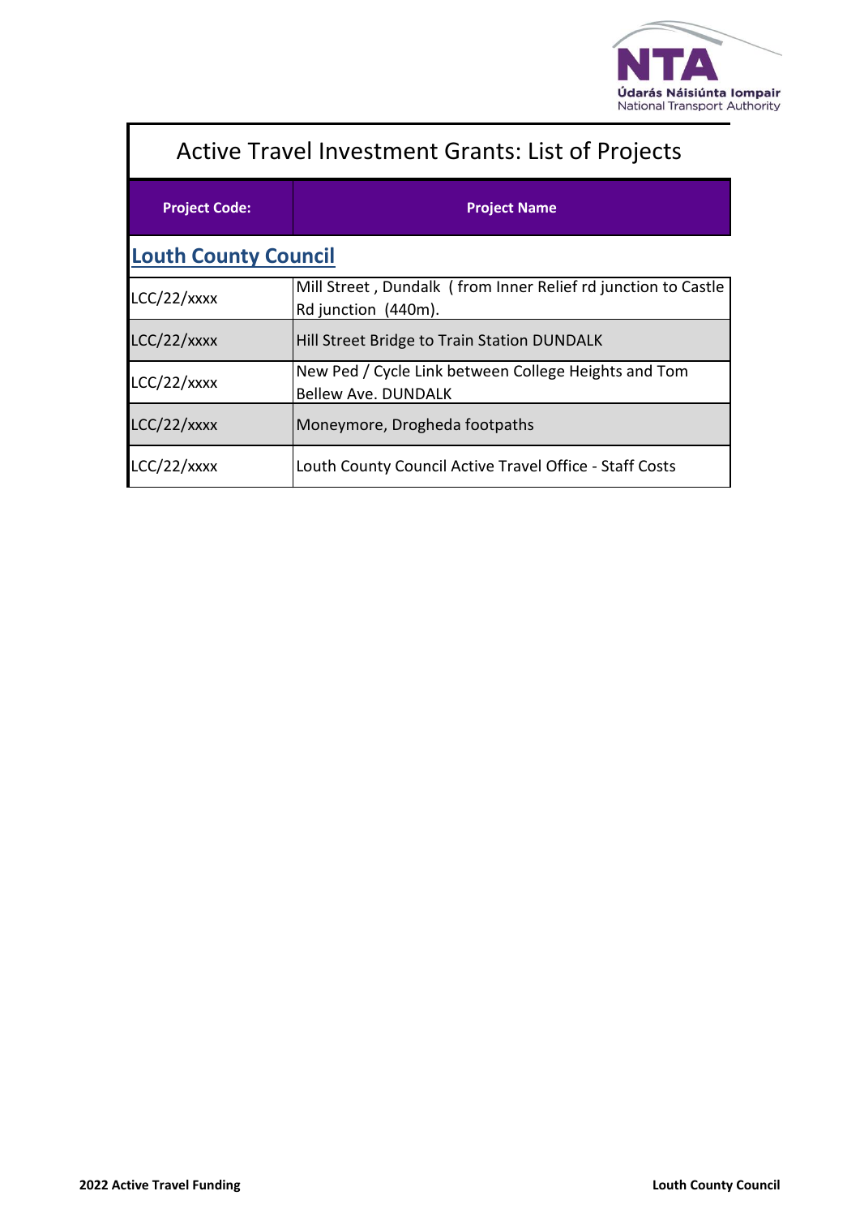# Active Travel Investment Grants: List of Projects

| Project Code: | Project Name |
|---|---|
| **Louth County Council** | |
| LCC/22/xxxx | Mill Street , Dundalk ( from Inner Relief rd junction to Castle Rd junction (440m). |
| LCC/22/xxxx | Hill Street Bridge to Train Station DUNDALK |
| LCC/22/xxxx | New Ped / Cycle Link between College Heights and Tom Bellew Ave. DUNDALK |
| LCC/22/xxxx | Moneymore, Drogheda footpaths |
| LCC/22/xxxx | Louth County Council Active Travel Office - Staff Costs |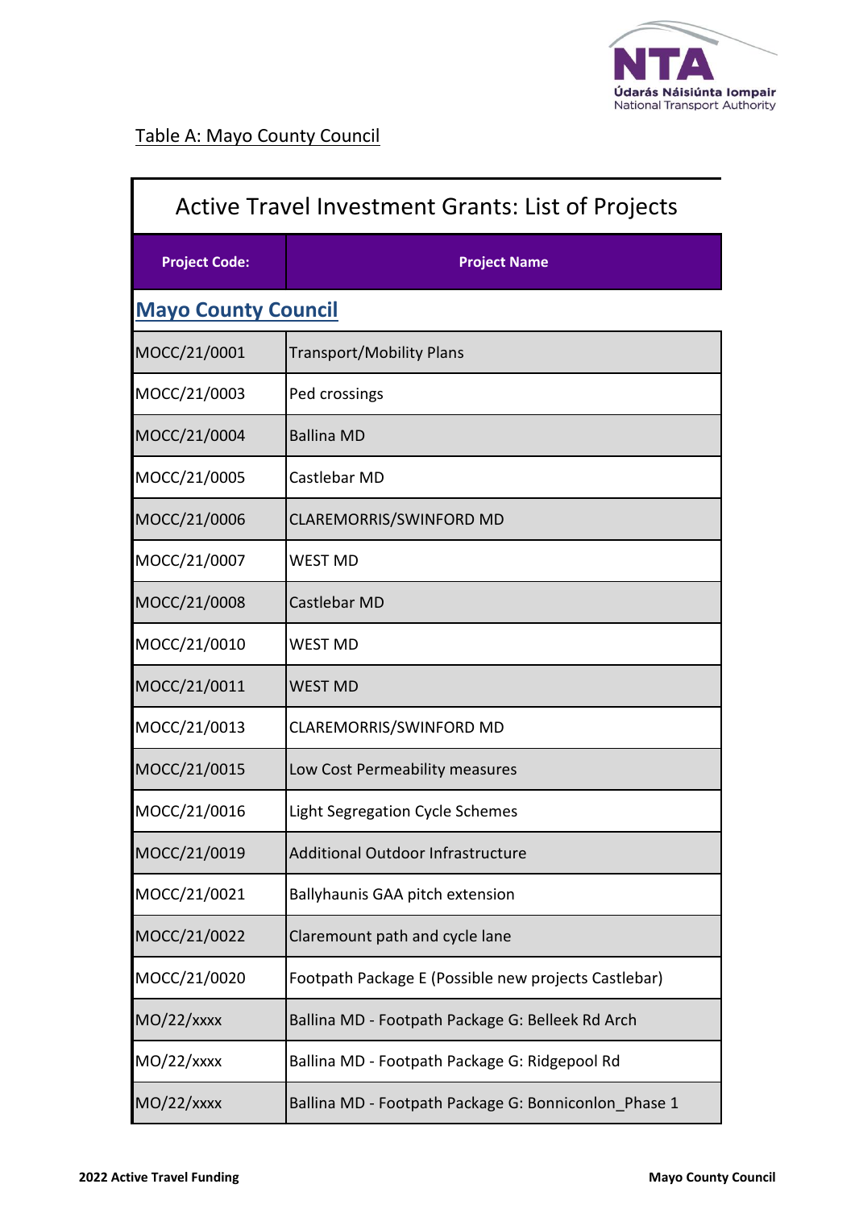Table A: Mayo County Council

| Active Travel Investment Grants: List of Projects | |
|---|---|
| **Project Code:** | **Project Name** |
| **Mayo County Council** | |
| MOCC/21/0001 | Transport/Mobility Plans |
| MOCC/21/0003 | Ped crossings |
| MOCC/21/0004 | Ballina MD |
| MOCC/21/0005 | Castlebar MD |
| MOCC/21/0006 | CLAREMORRIS/SWINFORD MD |
| MOCC/21/0007 | WEST MD |
| MOCC/21/0008 | Castlebar MD |
| MOCC/21/0010 | WEST MD |
| MOCC/21/0011 | WEST MD |
| MOCC/21/0013 | CLAREMORRIS/SWINFORD MD |
| MOCC/21/0015 | Low Cost Permeability measures |
| MOCC/21/0016 | Light Segregation Cycle Schemes |
| MOCC/21/0019 | Additional Outdoor Infrastructure |
| MOCC/21/0021 | Ballyhaunis GAA pitch extension |
| MOCC/21/0022 | Claremount path and cycle lane |
| MOCC/21/0020 | Footpath Package E (Possible new projects Castlebar) |
| MO/22/xxxx | Ballina MD - Footpath Package G: Belleek Rd Arch |
| MO/22/xxxx | Ballina MD - Footpath Package G: Ridgepool Rd |
| MO/22/xxxx | Ballina MD - Footpath Package G: Bonniconlon_Phase 1 |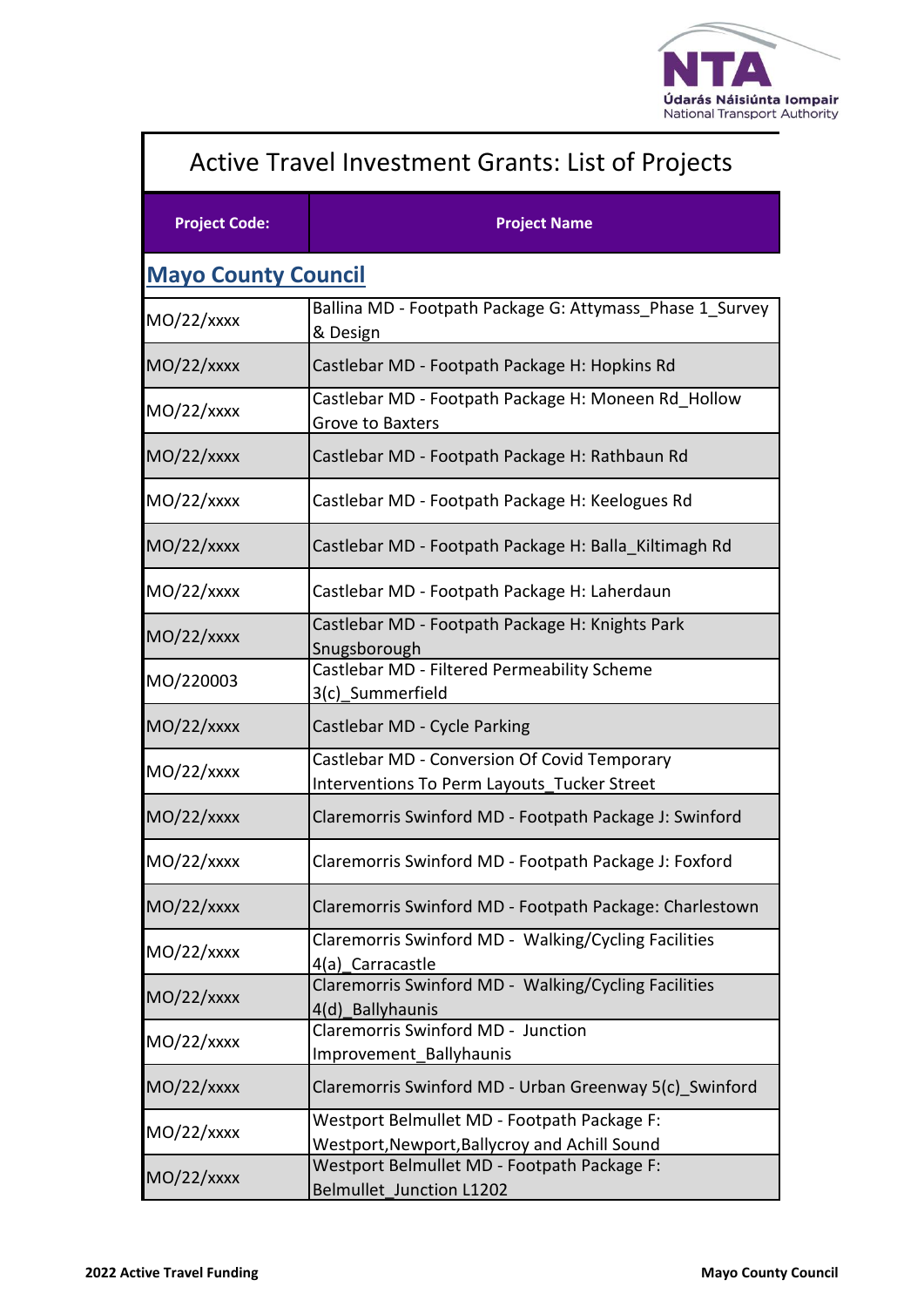# Active Travel Investment Grants: List of Projects

| Project Code: | Project Name |
|---|---|
| **Mayo County Council** | |
| MO/22/xxxx | Ballina MD - Footpath Package G: Attymass_Phase 1_Survey & Design |
| MO/22/xxxx | Castlebar MD - Footpath Package H: Hopkins Rd |
| MO/22/xxxx | Castlebar MD - Footpath Package H: Moneen Rd_Hollow Grove to Baxters |
| MO/22/xxxx | Castlebar MD - Footpath Package H: Rathbaun Rd |
| MO/22/xxxx | Castlebar MD - Footpath Package H: Keelogues Rd |
| MO/22/xxxx | Castlebar MD - Footpath Package H: Balla_Kiltimagh Rd |
| MO/22/xxxx | Castlebar MD - Footpath Package H: Laherdaun |
| MO/22/xxxx | Castlebar MD - Footpath Package H: Knights Park Snugsborough |
| MO/220003 | Castlebar MD - Filtered Permeability Scheme 3(c)_Summerfield |
| MO/22/xxxx | Castlebar MD - Cycle Parking |
| MO/22/xxxx | Castlebar MD - Conversion Of Covid Temporary Interventions To Perm Layouts_Tucker Street |
| MO/22/xxxx | Claremorris Swinford MD - Footpath Package J: Swinford |
| MO/22/xxxx | Claremorris Swinford MD - Footpath Package J: Foxford |
| MO/22/xxxx | Claremorris Swinford MD - Footpath Package: Charlestown |
| MO/22/xxxx | Claremorris Swinford MD - Walking/Cycling Facilities 4(a)_Carracastle |
| MO/22/xxxx | Claremorris Swinford MD - Walking/Cycling Facilities 4(d)_Ballyhaunis |
| MO/22/xxxx | Claremorris Swinford MD - Junction Improvement_Ballyhaunis |
| MO/22/xxxx | Claremorris Swinford MD - Urban Greenway 5(c)_Swinford |
| MO/22/xxxx | Westport Belmullet MD - Footpath Package F: Westport,Newport,Ballycroy and Achill Sound |
| MO/22/xxxx | Westport Belmullet MD - Footpath Package F: Belmullet_Junction L1202 |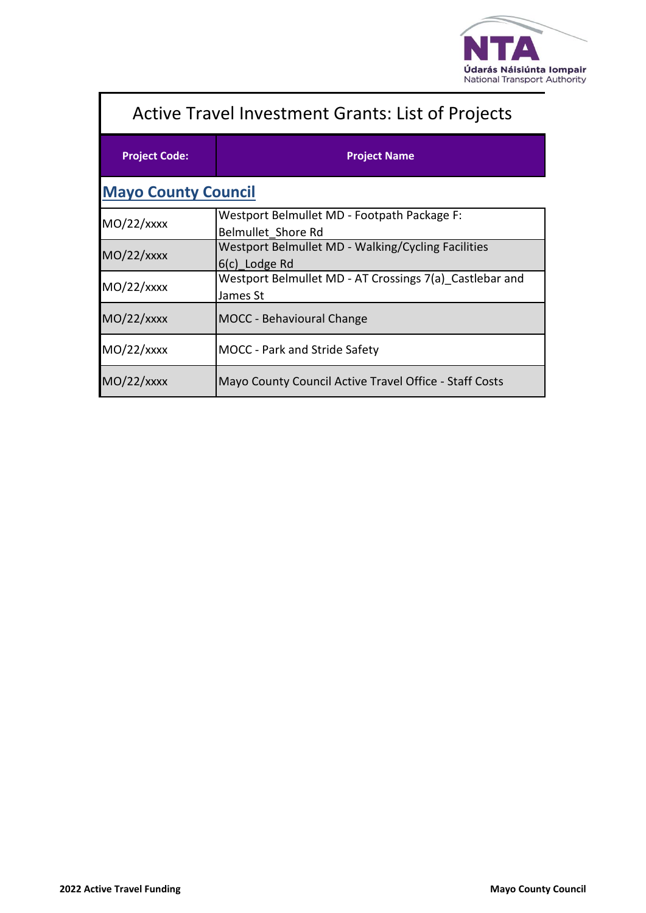# Active Travel Investment Grants: List of Projects

| Project Code: | Project Name |
|---|---|
| **Mayo County Council** | |
| MO/22/xxxx | Westport Belmullet MD - Footpath Package F: Belmullet_Shore Rd |
| MO/22/xxxx | Westport Belmullet MD - Walking/Cycling Facilities 6(c)_Lodge Rd |
| MO/22/xxxx | Westport Belmullet MD - AT Crossings 7(a)_Castlebar and James St |
| MO/22/xxxx | MOCC - Behavioural Change |
| MO/22/xxxx | MOCC - Park and Stride Safety |
| MO/22/xxxx | Mayo County Council Active Travel Office - Staff Costs |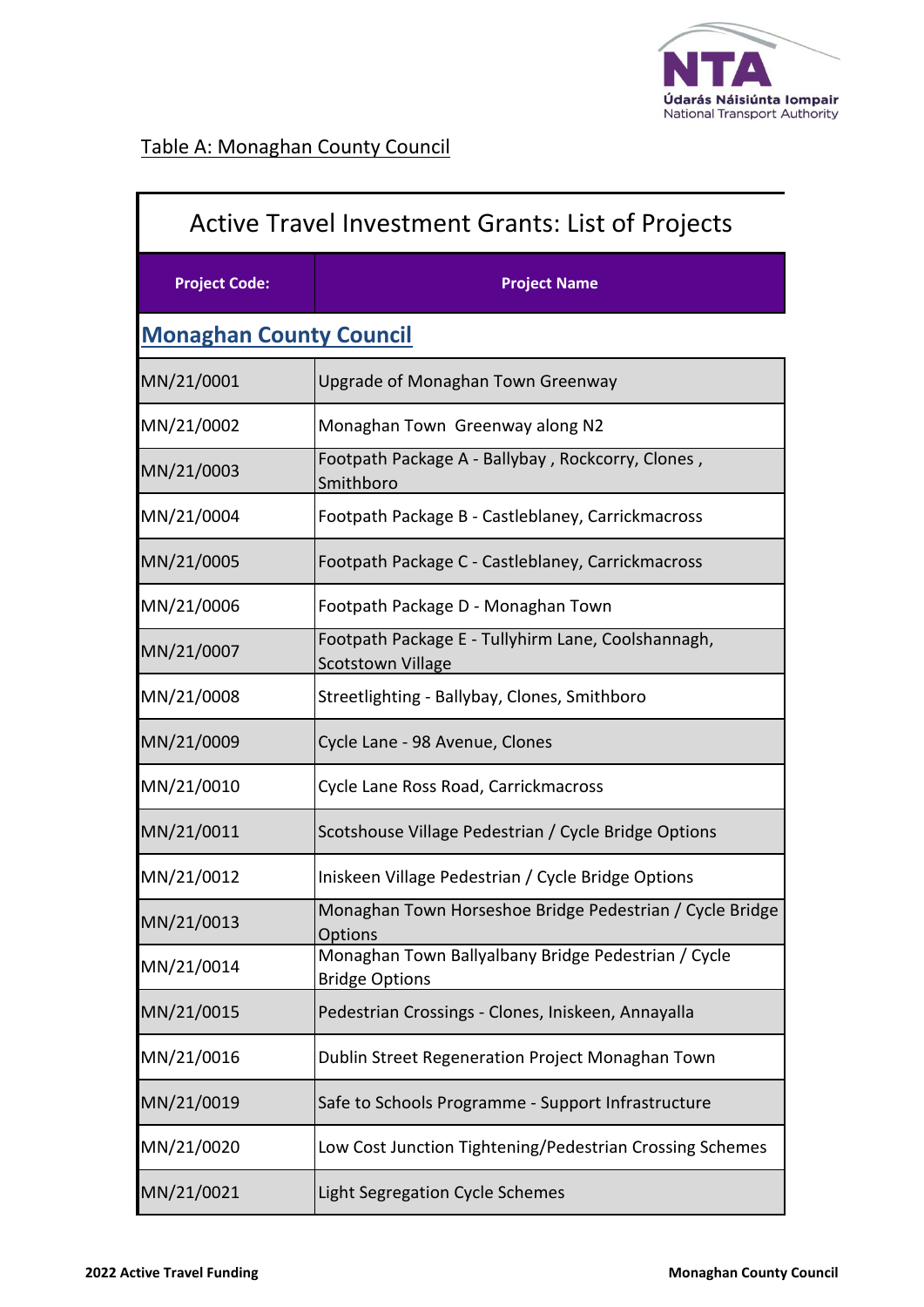Table A: Monaghan County Council

| Active Travel Investment Grants: List of Projects | |
|---|---|
| **Project Code:** | **Project Name** |
| **Monaghan County Council** | |
| MN/21/0001 | Upgrade of Monaghan Town Greenway |
| MN/21/0002 | Monaghan Town  Greenway along N2 |
| MN/21/0003 | Footpath Package A - Ballybay , Rockcorry, Clones , Smithboro |
| MN/21/0004 | Footpath Package B - Castleblaney, Carrickmacross |
| MN/21/0005 | Footpath Package C - Castleblaney, Carrickmacross |
| MN/21/0006 | Footpath Package D - Monaghan Town |
| MN/21/0007 | Footpath Package E - Tullyhirm Lane, Coolshannagh, Scotstown Village |
| MN/21/0008 | Streetlighting - Ballybay, Clones, Smithboro |
| MN/21/0009 | Cycle Lane - 98 Avenue, Clones |
| MN/21/0010 | Cycle Lane Ross Road, Carrickmacross |
| MN/21/0011 | Scotshouse Village Pedestrian / Cycle Bridge Options |
| MN/21/0012 | Iniskeen Village Pedestrian / Cycle Bridge Options |
| MN/21/0013 | Monaghan Town Horseshoe Bridge Pedestrian / Cycle Bridge Options |
| MN/21/0014 | Monaghan Town Ballyalbany Bridge Pedestrian / Cycle Bridge Options |
| MN/21/0015 | Pedestrian Crossings - Clones, Iniskeen, Annayalla |
| MN/21/0016 | Dublin Street Regeneration Project Monaghan Town |
| MN/21/0019 | Safe to Schools Programme - Support Infrastructure |
| MN/21/0020 | Low Cost Junction Tightening/Pedestrian Crossing Schemes |
| MN/21/0021 | Light Segregation Cycle Schemes |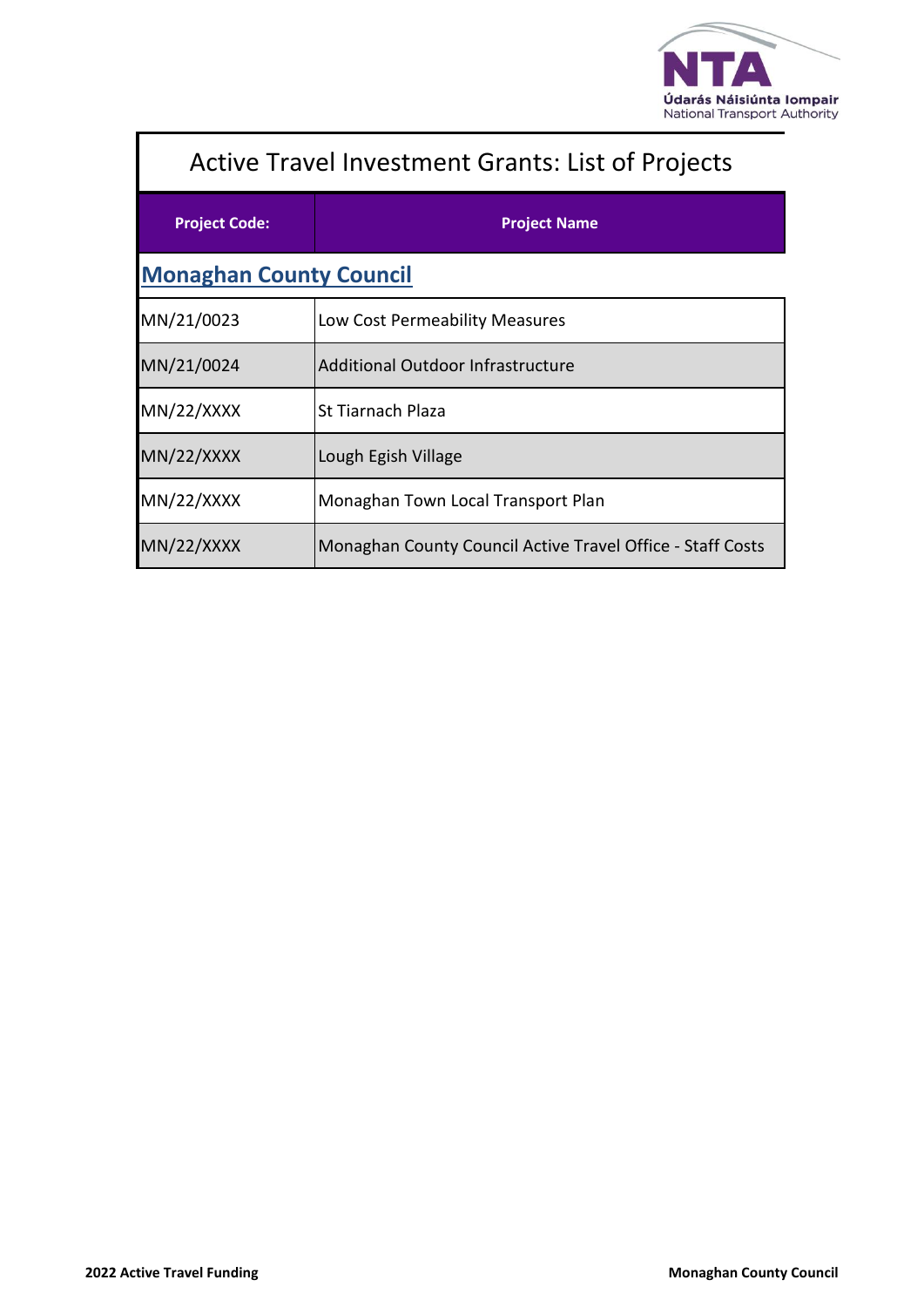# Active Travel Investment Grants: List of Projects

| Project Code: | Project Name |
|---|---|
| **Monaghan County Council** | |
| MN/21/0023 | Low Cost Permeability Measures |
| MN/21/0024 | Additional Outdoor Infrastructure |
| MN/22/XXXX | St Tiarnach Plaza |
| MN/22/XXXX | Lough Egish Village |
| MN/22/XXXX | Monaghan Town Local Transport Plan |
| MN/22/XXXX | Monaghan County Council Active Travel Office - Staff Costs |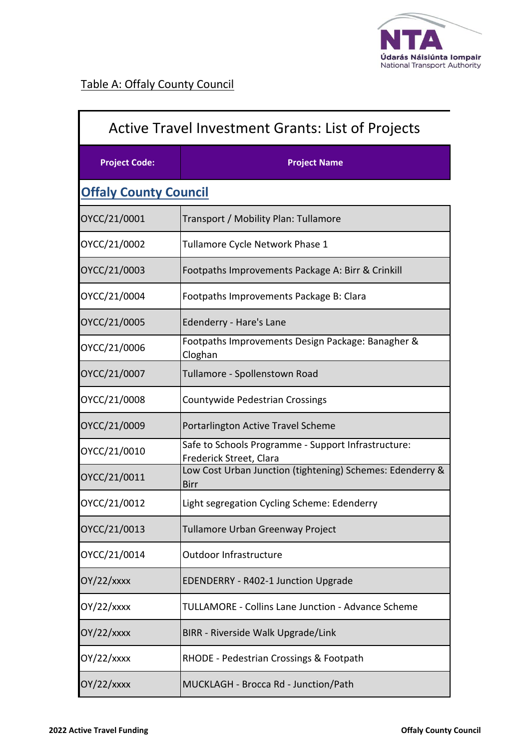Table A: Offaly County Council

| Active Travel Investment Grants: List of Projects | |
|---|---|
| **Project Code:** | **Project Name** |
| **Offaly County Council** | |
| OYCC/21/0001 | Transport / Mobility Plan: Tullamore |
| OYCC/21/0002 | Tullamore Cycle Network Phase 1 |
| OYCC/21/0003 | Footpaths Improvements Package A: Birr & Crinkill |
| OYCC/21/0004 | Footpaths Improvements Package B: Clara |
| OYCC/21/0005 | Edenderry - Hare's Lane |
| OYCC/21/0006 | Footpaths Improvements Design Package: Banagher & Cloghan |
| OYCC/21/0007 | Tullamore - Spollenstown Road |
| OYCC/21/0008 | Countywide Pedestrian Crossings |
| OYCC/21/0009 | Portarlington Active Travel Scheme |
| OYCC/21/0010 | Safe to Schools Programme - Support Infrastructure: Frederick Street, Clara |
| OYCC/21/0011 | Low Cost Urban Junction (tightening) Schemes: Edenderry & Birr |
| OYCC/21/0012 | Light segregation Cycling Scheme: Edenderry |
| OYCC/21/0013 | Tullamore Urban Greenway Project |
| OYCC/21/0014 | Outdoor Infrastructure |
| OY/22/xxxx | EDENDERRY - R402-1 Junction Upgrade |
| OY/22/xxxx | TULLAMORE - Collins Lane Junction - Advance Scheme |
| OY/22/xxxx | BIRR - Riverside Walk Upgrade/Link |
| OY/22/xxxx | RHODE - Pedestrian Crossings & Footpath |
| OY/22/xxxx | MUCKLAGH - Brocca Rd - Junction/Path |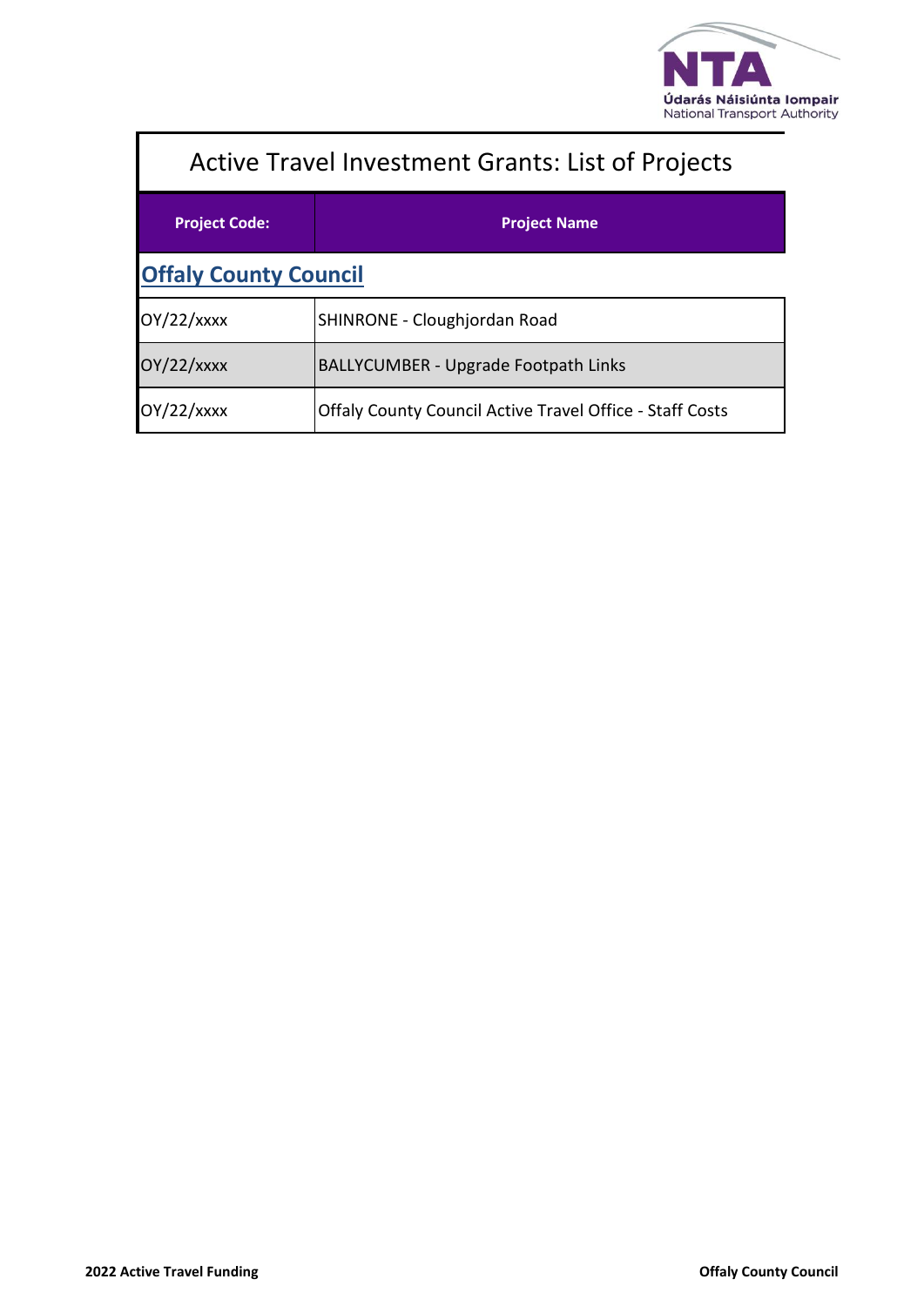# Active Travel Investment Grants: List of Projects

| Project Code: | Project Name |
|---|---|
| **Offaly County Council** | |
| OY/22/xxxx | SHINRONE - Cloughjordan Road |
| OY/22/xxxx | BALLYCUMBER - Upgrade Footpath Links |
| OY/22/xxxx | Offaly County Council Active Travel Office - Staff Costs |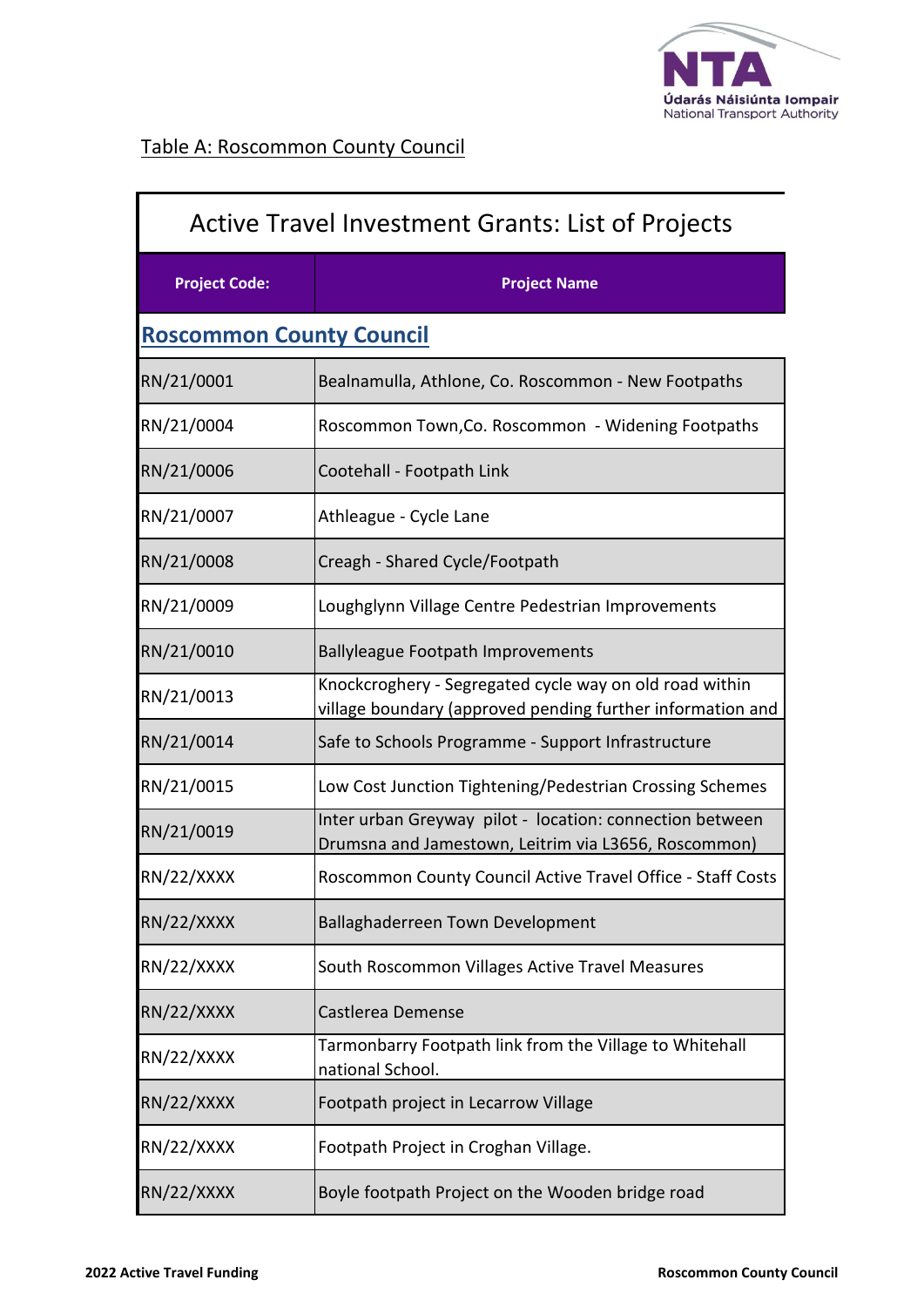Table A: Roscommon County Council

| Active Travel Investment Grants: List of Projects | |
|---|---|
| **Project Code:** | **Project Name** |
| **Roscommon County Council** | |
| RN/21/0001 | Bealnamulla, Athlone, Co. Roscommon - New Footpaths |
| RN/21/0004 | Roscommon Town,Co. Roscommon - Widening Footpaths |
| RN/21/0006 | Cootehall - Footpath Link |
| RN/21/0007 | Athleague - Cycle Lane |
| RN/21/0008 | Creagh - Shared Cycle/Footpath |
| RN/21/0009 | Loughglynn Village Centre Pedestrian Improvements |
| RN/21/0010 | Ballyleague Footpath Improvements |
| RN/21/0013 | Knockcroghery - Segregated cycle way on old road within village boundary (approved pending further information and |
| RN/21/0014 | Safe to Schools Programme - Support Infrastructure |
| RN/21/0015 | Low Cost Junction Tightening/Pedestrian Crossing Schemes |
| RN/21/0019 | Inter urban Greyway pilot - location: connection between Drumsna and Jamestown, Leitrim via L3656, Roscommon) |
| RN/22/XXXX | Roscommon County Council Active Travel Office - Staff Costs |
| RN/22/XXXX | Ballaghaderreen Town Development |
| RN/22/XXXX | South Roscommon Villages Active Travel Measures |
| RN/22/XXXX | Castlerea Demense |
| RN/22/XXXX | Tarmonbarry Footpath link from the Village to Whitehall national School. |
| RN/22/XXXX | Footpath project in Lecarrow Village |
| RN/22/XXXX | Footpath Project in Croghan Village. |
| RN/22/XXXX | Boyle footpath Project on the Wooden bridge road |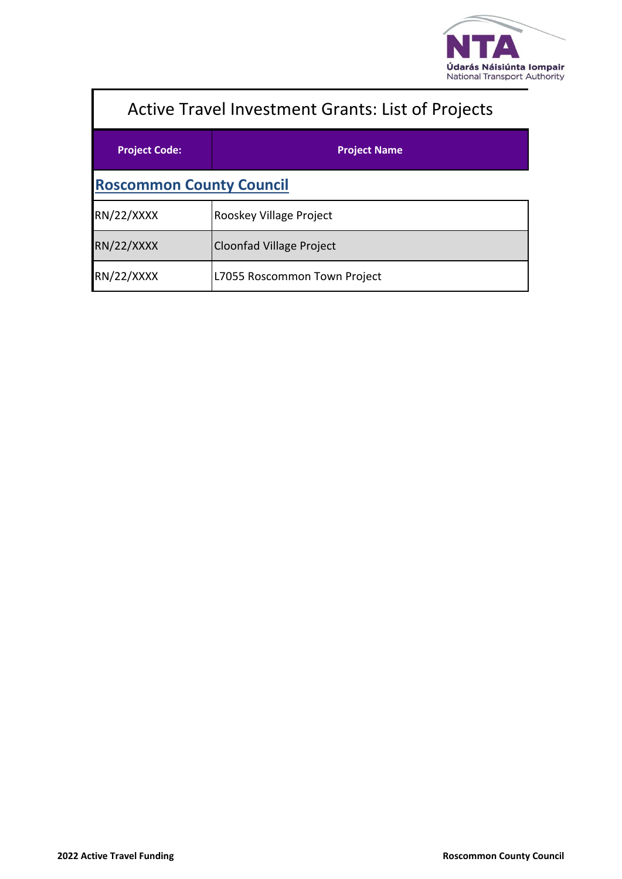# Active Travel Investment Grants: List of Projects

| Project Code: | Project Name |
| --- | --- |
| **Roscommon County Council** | |
| RN/22/XXXX | Rooskey Village Project |
| RN/22/XXXX | Cloonfad Village Project |
| RN/22/XXXX | L7055 Roscommon Town Project |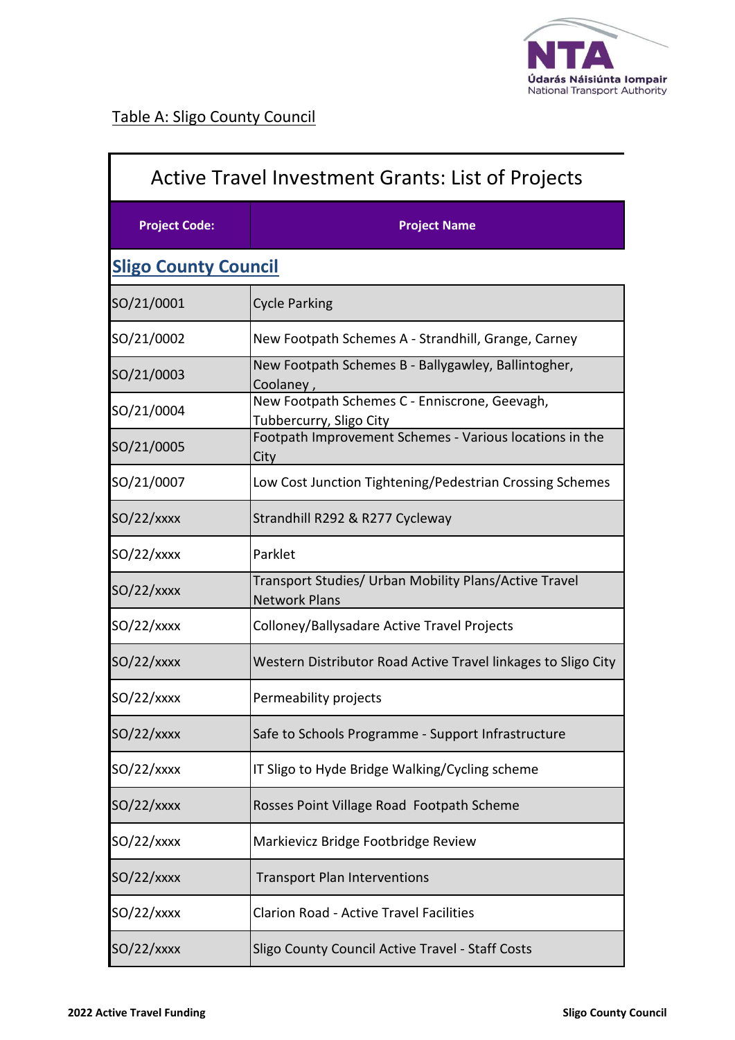Table A: Sligo County Council

| Active Travel Investment Grants: List of Projects | |
|---|---|
| **Project Code:** | **Project Name** |
| **Sligo County Council** | |
| SO/21/0001 | Cycle Parking |
| SO/21/0002 | New Footpath Schemes A - Strandhill, Grange, Carney |
| SO/21/0003 | New Footpath Schemes B - Ballygawley, Ballintogher, Coolaney , |
| SO/21/0004 | New Footpath Schemes C - Enniscrone, Geevagh, Tubbercurry, Sligo City |
| SO/21/0005 | Footpath Improvement Schemes - Various locations in the City |
| SO/21/0007 | Low Cost Junction Tightening/Pedestrian Crossing Schemes |
| SO/22/xxxx | Strandhill R292 & R277 Cycleway |
| SO/22/xxxx | Parklet |
| SO/22/xxxx | Transport Studies/ Urban Mobility Plans/Active Travel Network Plans |
| SO/22/xxxx | Colloney/Ballysadare Active Travel Projects |
| SO/22/xxxx | Western Distributor Road Active Travel linkages to Sligo City |
| SO/22/xxxx | Permeability projects |
| SO/22/xxxx | Safe to Schools Programme - Support Infrastructure |
| SO/22/xxxx | IT Sligo to Hyde Bridge Walking/Cycling scheme |
| SO/22/xxxx | Rosses Point Village Road Footpath Scheme |
| SO/22/xxxx | Markievicz Bridge Footbridge Review |
| SO/22/xxxx | Transport Plan Interventions |
| SO/22/xxxx | Clarion Road - Active Travel Facilities |
| SO/22/xxxx | Sligo County Council Active Travel - Staff Costs |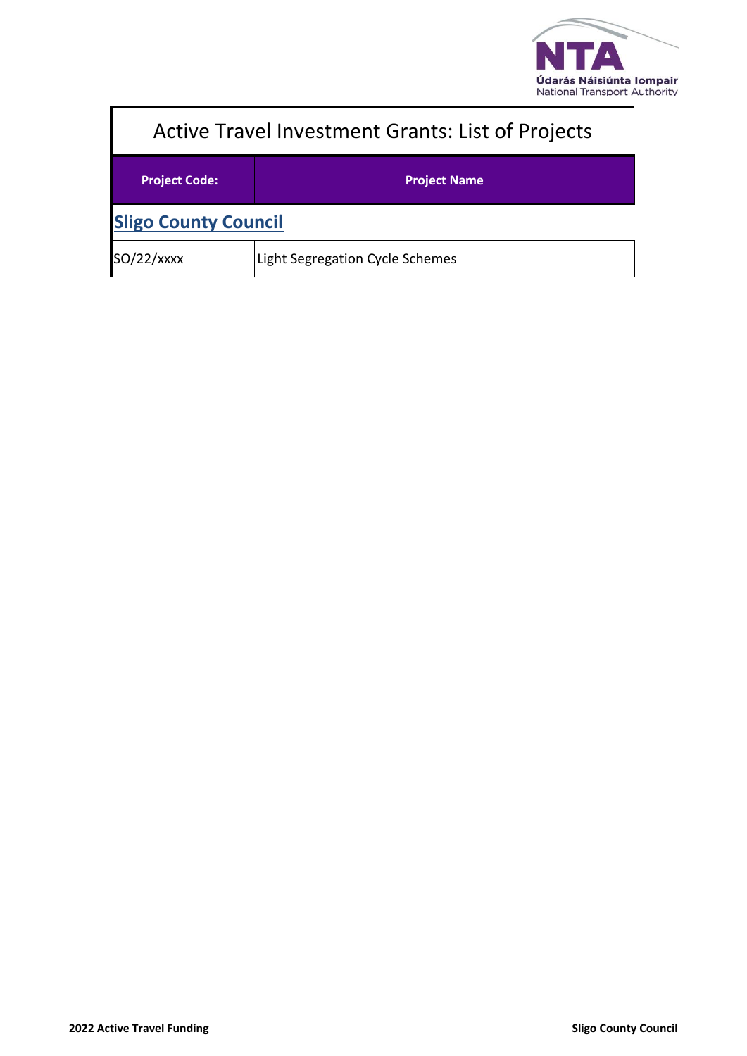# Active Travel Investment Grants: List of Projects

| Project Code: | Project Name |
|---|---|
| **Sligo County Council** | |
| SO/22/xxxx | Light Segregation Cycle Schemes |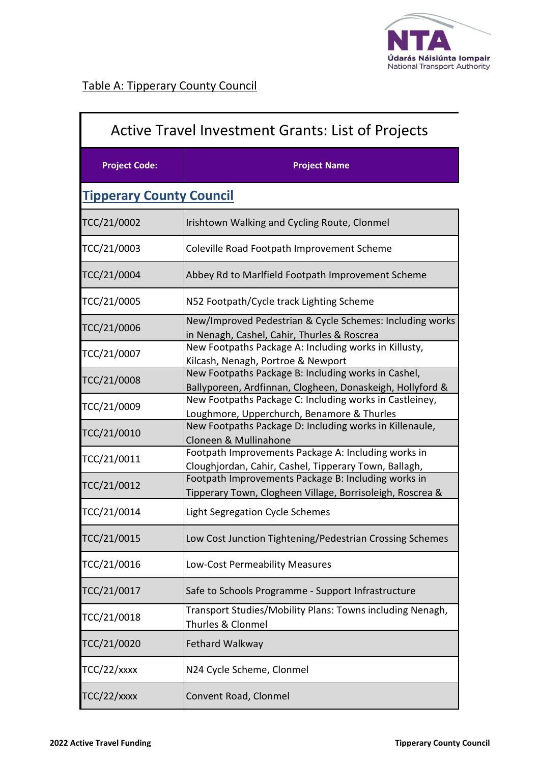Table A: Tipperary County Council

| Active Travel Investment Grants: List of Projects | |
|---|---|
| **Project Code:** | **Project Name** |
| **Tipperary County Council** | |
| TCC/21/0002 | Irishtown Walking and Cycling Route, Clonmel |
| TCC/21/0003 | Coleville Road Footpath Improvement Scheme |
| TCC/21/0004 | Abbey Rd to Marlfield Footpath Improvement Scheme |
| TCC/21/0005 | N52 Footpath/Cycle track Lighting Scheme |
| TCC/21/0006 | New/Improved Pedestrian & Cycle Schemes: Including works in Nenagh, Cashel, Cahir, Thurles & Roscrea |
| TCC/21/0007 | New Footpaths Package A: Including works in Killusty, Kilcash, Nenagh, Portroe & Newport |
| TCC/21/0008 | New Footpaths Package B: Including works in Cashel, Ballyporeen, Ardfinnan, Clogheen, Donaskeigh, Hollyford & |
| TCC/21/0009 | New Footpaths Package C: Including works in Castleiney, Loughmore, Upperchurch, Benamore & Thurles |
| TCC/21/0010 | New Footpaths Package D: Including works in Killenaule, Cloneen & Mullinahone |
| TCC/21/0011 | Footpath Improvements Package A: Including works in Cloughjordan, Cahir, Cashel, Tipperary Town, Ballagh, |
| TCC/21/0012 | Footpath Improvements Package B: Including works in Tipperary Town, Clogheen Village, Borrisoleigh, Roscrea & |
| TCC/21/0014 | Light Segregation Cycle Schemes |
| TCC/21/0015 | Low Cost Junction Tightening/Pedestrian Crossing Schemes |
| TCC/21/0016 | Low-Cost Permeability Measures |
| TCC/21/0017 | Safe to Schools Programme - Support Infrastructure |
| TCC/21/0018 | Transport Studies/Mobility Plans: Towns including Nenagh, Thurles & Clonmel |
| TCC/21/0020 | Fethard Walkway |
| TCC/22/xxxx | N24 Cycle Scheme, Clonmel |
| TCC/22/xxxx | Convent Road, Clonmel |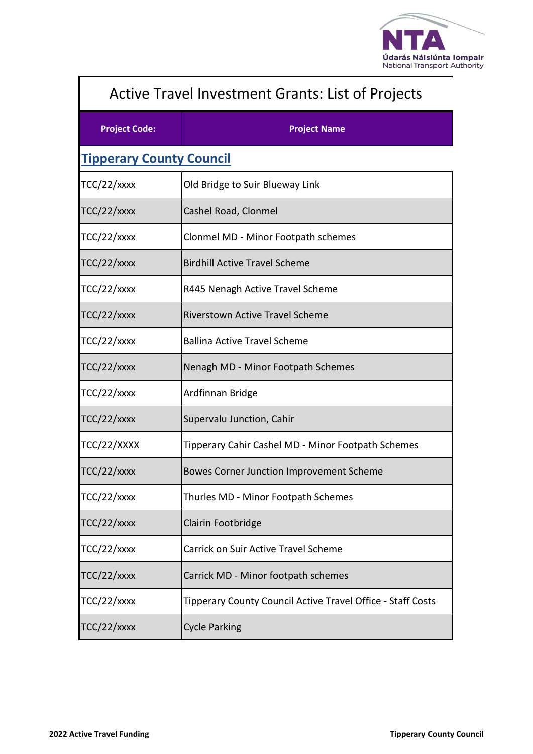# Active Travel Investment Grants: List of Projects

| Project Code: | Project Name |
|---|---|
| **Tipperary County Council** | |
| TCC/22/xxxx | Old Bridge to Suir Blueway Link |
| TCC/22/xxxx | Cashel Road, Clonmel |
| TCC/22/xxxx | Clonmel MD - Minor Footpath schemes |
| TCC/22/xxxx | Birdhill Active Travel Scheme |
| TCC/22/xxxx | R445 Nenagh Active Travel Scheme |
| TCC/22/xxxx | Riverstown Active Travel Scheme |
| TCC/22/xxxx | Ballina Active Travel Scheme |
| TCC/22/xxxx | Nenagh MD - Minor Footpath Schemes |
| TCC/22/xxxx | Ardfinnan Bridge |
| TCC/22/xxxx | Supervalu Junction, Cahir |
| TCC/22/XXXX | Tipperary Cahir Cashel MD - Minor Footpath Schemes |
| TCC/22/xxxx | Bowes Corner Junction Improvement Scheme |
| TCC/22/xxxx | Thurles MD - Minor Footpath Schemes |
| TCC/22/xxxx | Clairin Footbridge |
| TCC/22/xxxx | Carrick on Suir Active Travel Scheme |
| TCC/22/xxxx | Carrick MD - Minor footpath schemes |
| TCC/22/xxxx | Tipperary County Council Active Travel Office - Staff Costs |
| TCC/22/xxxx | Cycle Parking |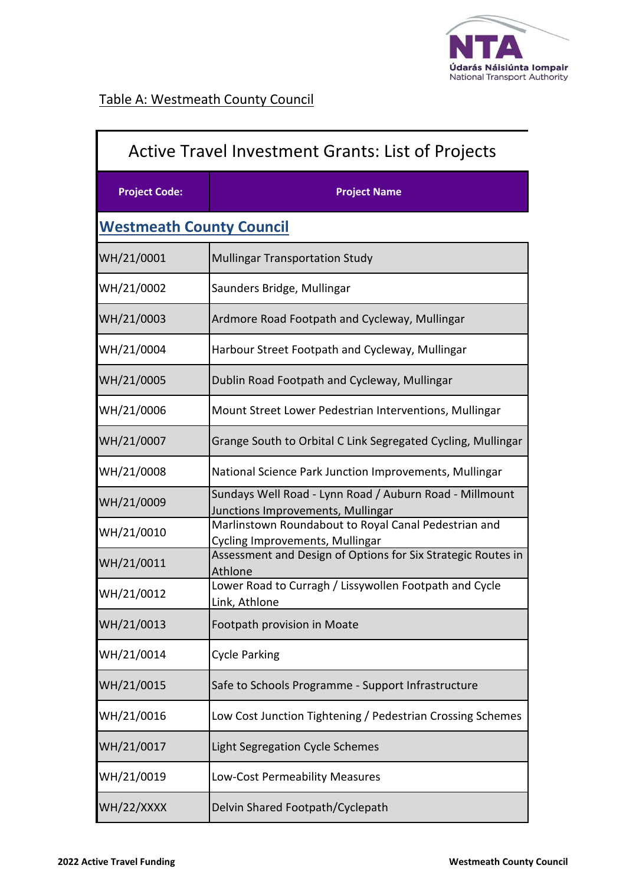Table A: Westmeath County Council

| Active Travel Investment Grants: List of Projects | |
|---|---|
| **Project Code:** | **Project Name** |
| **Westmeath County Council** | |
| WH/21/0001 | Mullingar Transportation Study |
| WH/21/0002 | Saunders Bridge, Mullingar |
| WH/21/0003 | Ardmore Road Footpath and Cycleway, Mullingar |
| WH/21/0004 | Harbour Street Footpath and Cycleway, Mullingar |
| WH/21/0005 | Dublin Road Footpath and Cycleway, Mullingar |
| WH/21/0006 | Mount Street Lower Pedestrian Interventions, Mullingar |
| WH/21/0007 | Grange South to Orbital C Link Segregated Cycling, Mullingar |
| WH/21/0008 | National Science Park Junction Improvements, Mullingar |
| WH/21/0009 | Sundays Well Road - Lynn Road / Auburn Road - Millmount Junctions Improvements, Mullingar |
| WH/21/0010 | Marlinstown Roundabout to Royal Canal Pedestrian and Cycling Improvements, Mullingar |
| WH/21/0011 | Assessment and Design of Options for Six Strategic Routes in Athlone |
| WH/21/0012 | Lower Road to Curragh / Lissywollen Footpath and Cycle Link, Athlone |
| WH/21/0013 | Footpath provision in Moate |
| WH/21/0014 | Cycle Parking |
| WH/21/0015 | Safe to Schools Programme - Support Infrastructure |
| WH/21/0016 | Low Cost Junction Tightening / Pedestrian Crossing Schemes |
| WH/21/0017 | Light Segregation Cycle Schemes |
| WH/21/0019 | Low-Cost Permeability Measures |
| WH/22/XXXX | Delvin Shared Footpath/Cyclepath |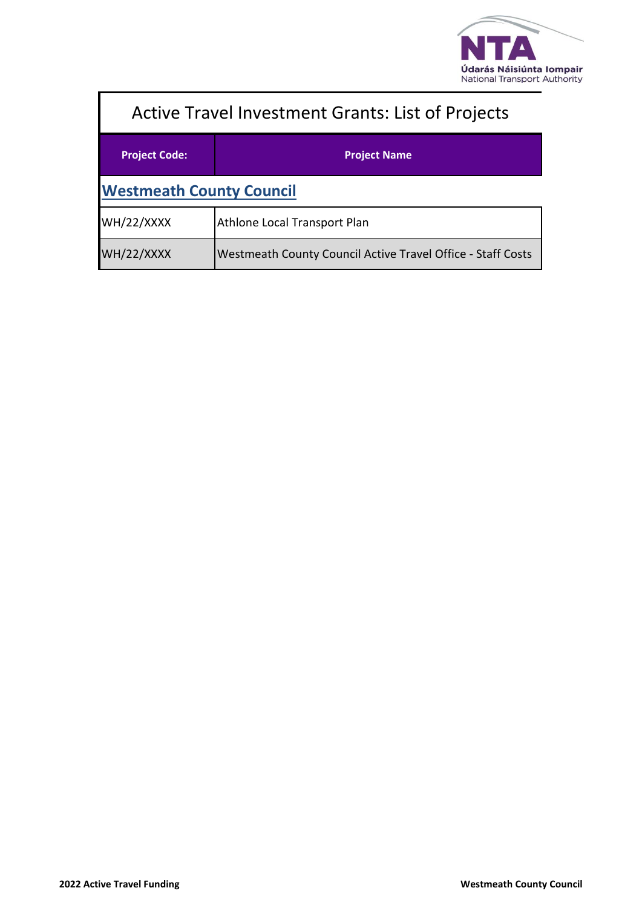# Active Travel Investment Grants: List of Projects

| Project Code: | Project Name |
| --- | --- |
| **Westmeath County Council** | |
| WH/22/XXXX | Athlone Local Transport Plan |
| WH/22/XXXX | Westmeath County Council Active Travel Office - Staff Costs |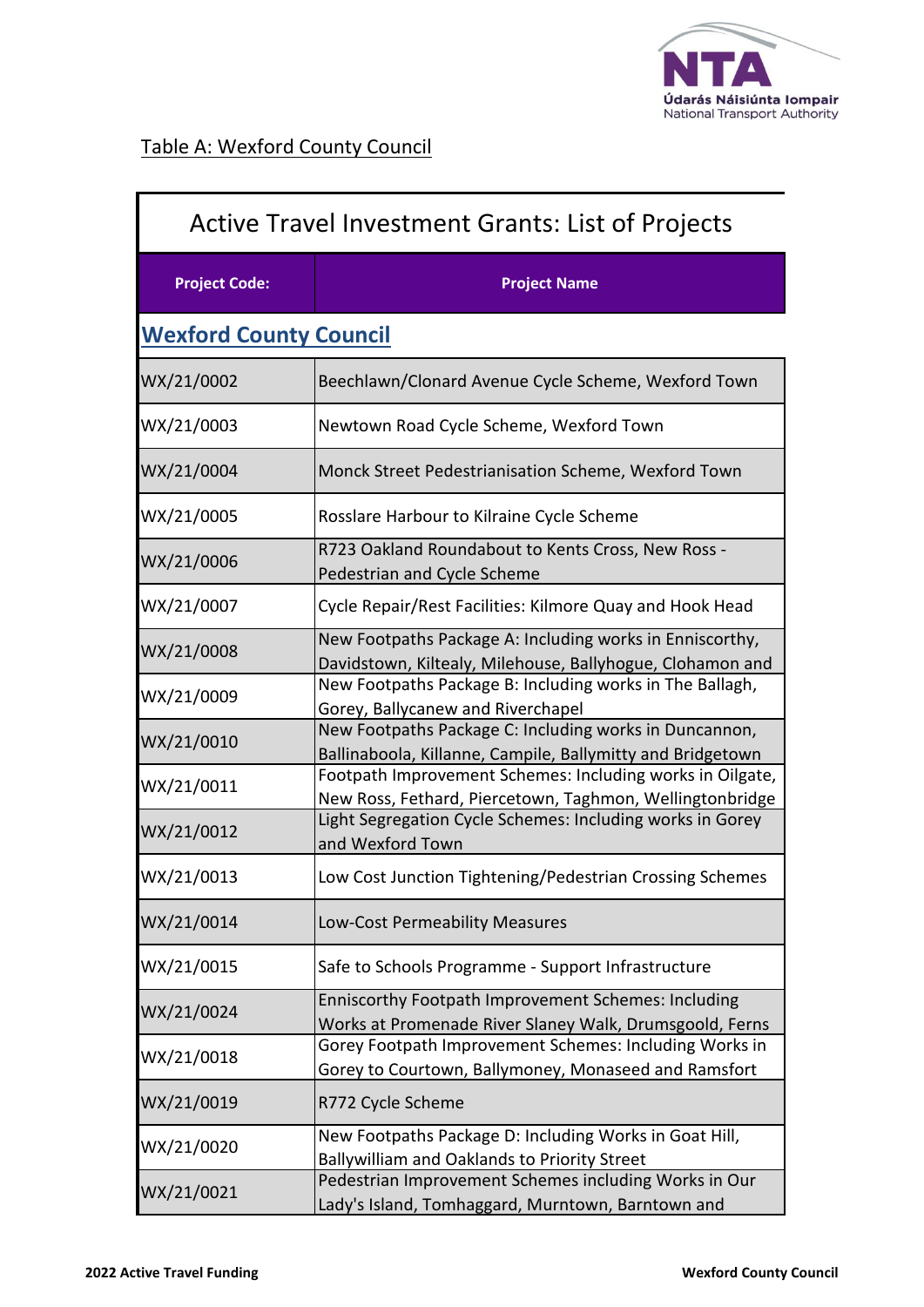Table A: Wexford County Council

| Active Travel Investment Grants: List of Projects | |
|---|---|
| **Project Code:** | **Project Name** |
| **Wexford County Council** | |
| WX/21/0002 | Beechlawn/Clonard Avenue Cycle Scheme, Wexford Town |
| WX/21/0003 | Newtown Road Cycle Scheme, Wexford Town |
| WX/21/0004 | Monck Street Pedestrianisation Scheme, Wexford Town |
| WX/21/0005 | Rosslare Harbour to Kilraine Cycle Scheme |
| WX/21/0006 | R723 Oakland Roundabout to Kents Cross, New Ross - Pedestrian and Cycle Scheme |
| WX/21/0007 | Cycle Repair/Rest Facilities: Kilmore Quay and Hook Head |
| WX/21/0008 | New Footpaths Package A: Including works in Enniscorthy, Davidstown, Kiltealy, Milehouse, Ballyhogue, Clohamon and |
| WX/21/0009 | New Footpaths Package B: Including works in The Ballagh, Gorey, Ballycanew and Riverchapel |
| WX/21/0010 | New Footpaths Package C: Including works in Duncannon, Ballinaboola, Killanne, Campile, Ballymitty and Bridgetown |
| WX/21/0011 | Footpath Improvement Schemes: Including works in Oilgate, New Ross, Fethard, Piercetown, Taghmon, Wellingtonbridge |
| WX/21/0012 | Light Segregation Cycle Schemes: Including works in Gorey and Wexford Town |
| WX/21/0013 | Low Cost Junction Tightening/Pedestrian Crossing Schemes |
| WX/21/0014 | Low-Cost Permeability Measures |
| WX/21/0015 | Safe to Schools Programme - Support Infrastructure |
| WX/21/0024 | Enniscorthy Footpath Improvement Schemes: Including Works at Promenade River Slaney Walk, Drumsgoold, Ferns |
| WX/21/0018 | Gorey Footpath Improvement Schemes: Including Works in Gorey to Courtown, Ballymoney, Monaseed and Ramsfort |
| WX/21/0019 | R772 Cycle Scheme |
| WX/21/0020 | New Footpaths Package D: Including Works in Goat Hill, Ballywilliam and Oaklands to Priority Street |
| WX/21/0021 | Pedestrian Improvement Schemes including Works in Our Lady's Island, Tomhaggard, Murntown, Barntown and |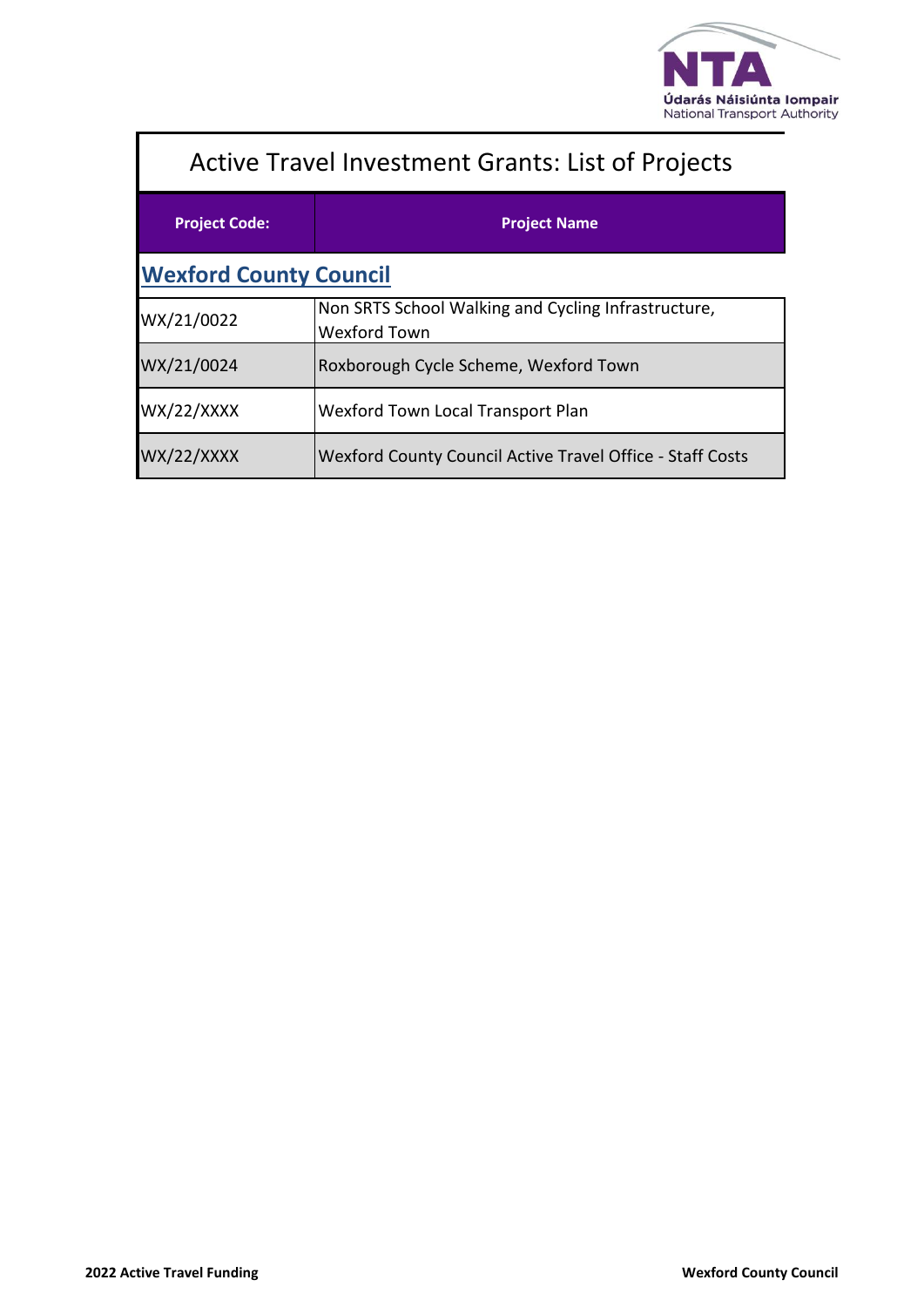# Active Travel Investment Grants: List of Projects

| Project Code: | Project Name |
|---|---|
| **Wexford County Council** | |
| WX/21/0022 | Non SRTS School Walking and Cycling Infrastructure, Wexford Town |
| WX/21/0024 | Roxborough Cycle Scheme, Wexford Town |
| WX/22/XXXX | Wexford Town Local Transport Plan |
| WX/22/XXXX | Wexford County Council Active Travel Office - Staff Costs |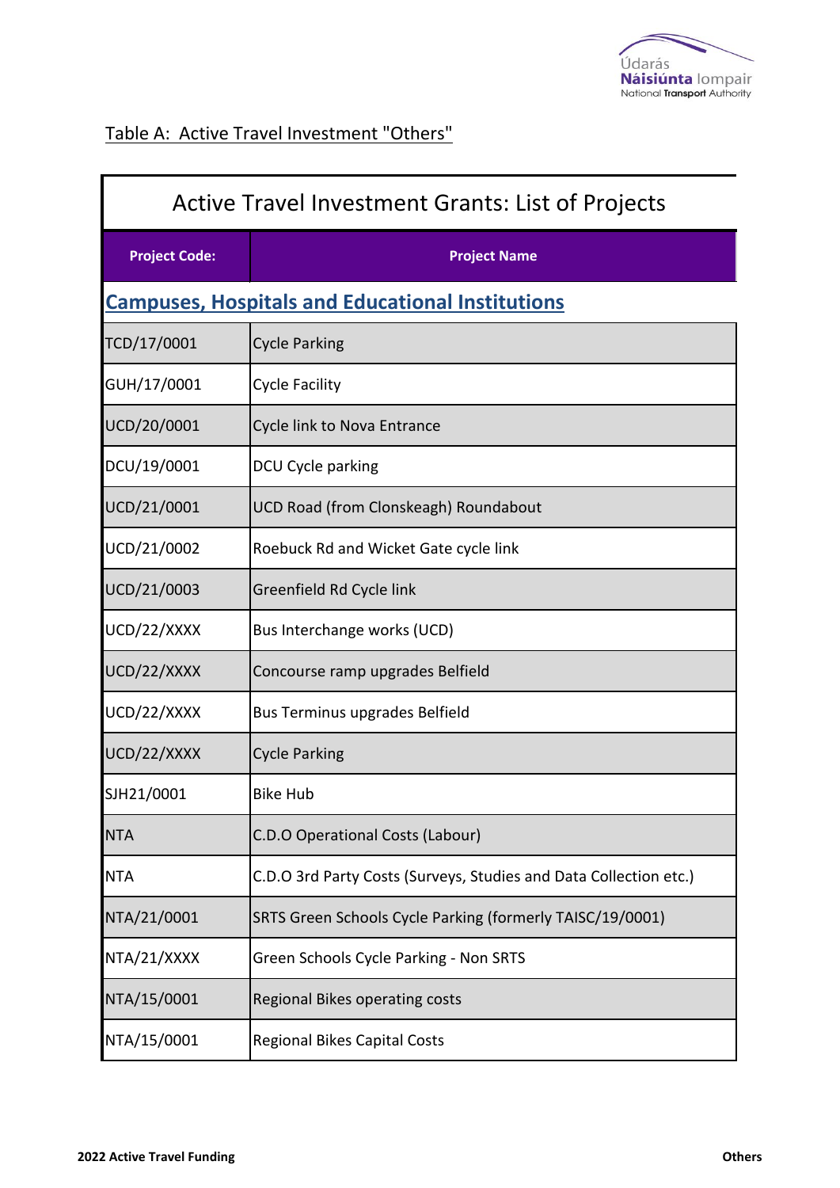Table A: Active Travel Investment "Others"

| Active Travel Investment Grants: List of Projects | |
|---|---|
| **Project Code:** | **Project Name** |
| **Campuses, Hospitals and Educational Institutions** | |
| TCD/17/0001 | Cycle Parking |
| GUH/17/0001 | Cycle Facility |
| UCD/20/0001 | Cycle link to Nova Entrance |
| DCU/19/0001 | DCU Cycle parking |
| UCD/21/0001 | UCD Road (from Clonskeagh) Roundabout |
| UCD/21/0002 | Roebuck Rd and Wicket Gate cycle link |
| UCD/21/0003 | Greenfield Rd Cycle link |
| UCD/22/XXXX | Bus Interchange works (UCD) |
| UCD/22/XXXX | Concourse ramp upgrades Belfield |
| UCD/22/XXXX | Bus Terminus upgrades Belfield |
| UCD/22/XXXX | Cycle Parking |
| SJH21/0001 | Bike Hub |
| NTA | C.D.O Operational Costs (Labour) |
| NTA | C.D.O 3rd Party Costs (Surveys, Studies and Data Collection etc.) |
| NTA/21/0001 | SRTS Green Schools Cycle Parking (formerly TAISC/19/0001) |
| NTA/21/XXXX | Green Schools Cycle Parking - Non SRTS |
| NTA/15/0001 | Regional Bikes operating costs |
| NTA/15/0001 | Regional Bikes Capital Costs |